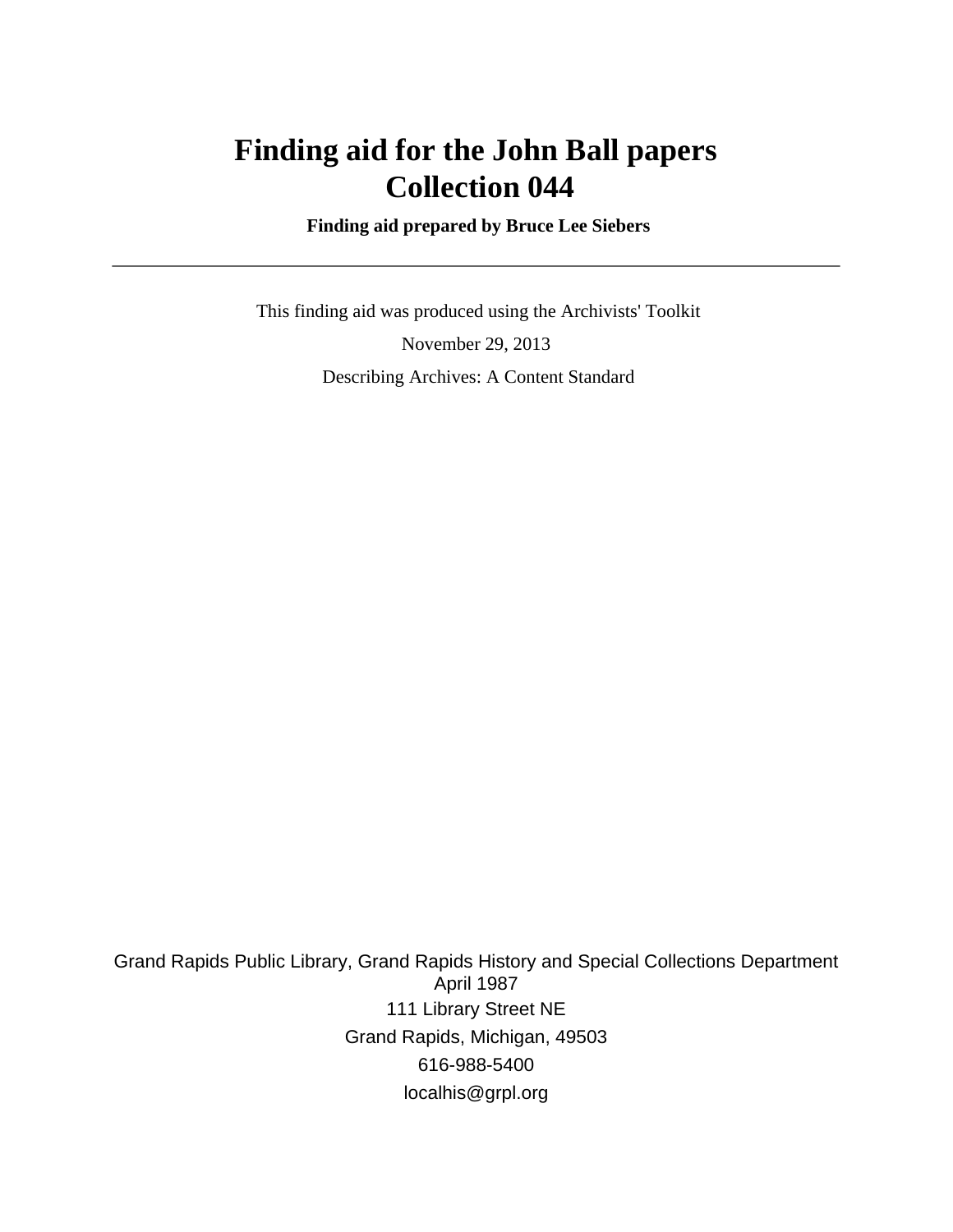# Finding aid for the John Ball papers
# Collection 044

**Finding aid prepared by Bruce Lee Siebers**

---

This finding aid was produced using the Archivists' Toolkit

November 29, 2013

Describing Archives: A Content Standard

Grand Rapids Public Library, Grand Rapids History and Special Collections Department
April 1987

111 Library Street NE

Grand Rapids, Michigan, 49503

616-988-5400

localhis@grpl.org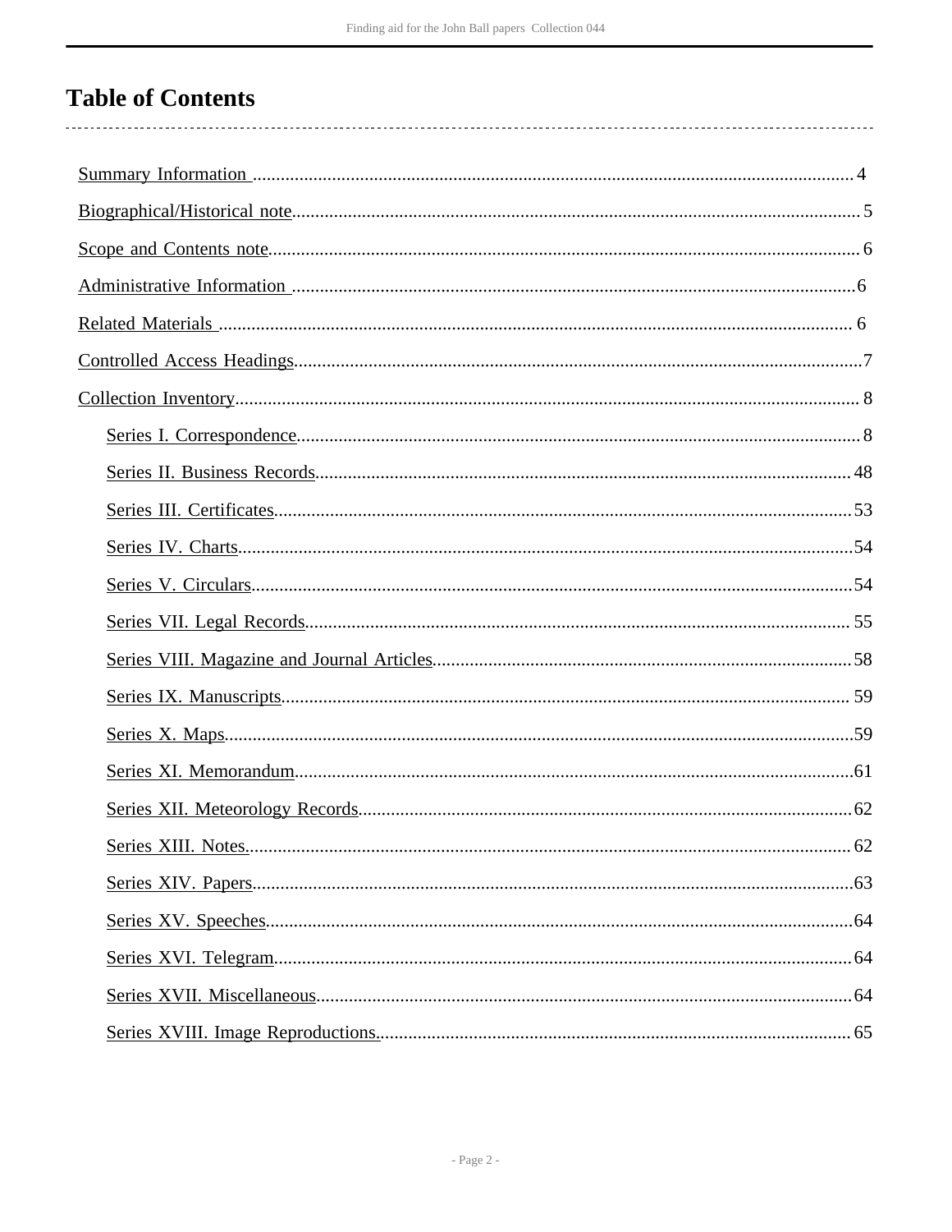# Table of Contents

Summary Information .......... 4

Biographical/Historical note .......... 5

Scope and Contents note .......... 6

Administrative Information .......... 6

Related Materials .......... 6

Controlled Access Headings .......... 7

Collection Inventory .......... 8

- Series I. Correspondence .......... 8
- Series II. Business Records .......... 48
- Series III. Certificates .......... 53
- Series IV. Charts .......... 54
- Series V. Circulars .......... 54
- Series VII. Legal Records .......... 55
- Series VIII. Magazine and Journal Articles .......... 58
- Series IX. Manuscripts .......... 59
- Series X. Maps .......... 59
- Series XI. Memorandum .......... 61
- Series XII. Meteorology Records .......... 62
- Series XIII. Notes. .......... 62
- Series XIV. Papers .......... 63
- Series XV. Speeches .......... 64
- Series XVI. Telegram .......... 64
- Series XVII. Miscellaneous .......... 64
- Series XVIII. Image Reproductions. .......... 65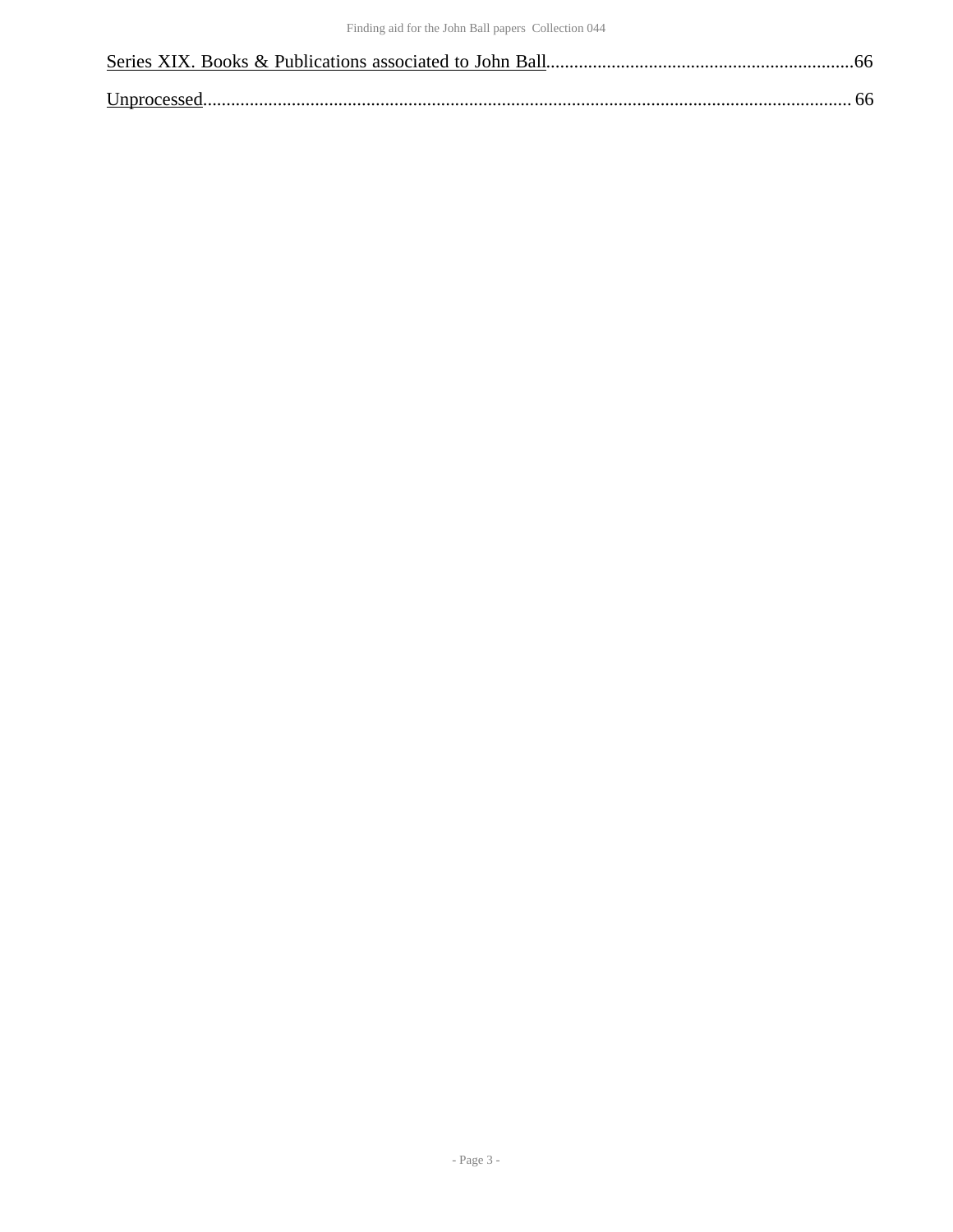Series XIX. Books & Publications associated to John Ball..................................................................66

Unprocessed.......................................................................................................................... 66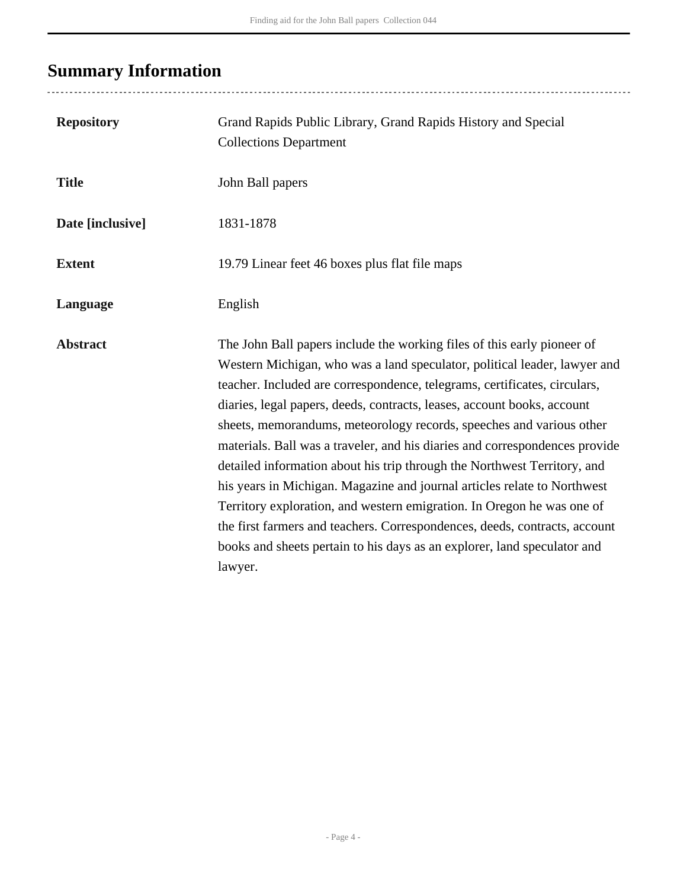## Summary Information

| | |
|---|---|
| **Repository** | Grand Rapids Public Library, Grand Rapids History and Special Collections Department |
| **Title** | John Ball papers |
| **Date [inclusive]** | 1831-1878 |
| **Extent** | 19.79 Linear feet 46 boxes plus flat file maps |
| **Language** | English |
| **Abstract** | The John Ball papers include the working files of this early pioneer of Western Michigan, who was a land speculator, political leader, lawyer and teacher. Included are correspondence, telegrams, certificates, circulars, diaries, legal papers, deeds, contracts, leases, account books, account sheets, memorandums, meteorology records, speeches and various other materials. Ball was a traveler, and his diaries and correspondences provide detailed information about his trip through the Northwest Territory, and his years in Michigan. Magazine and journal articles relate to Northwest Territory exploration, and western emigration. In Oregon he was one of the first farmers and teachers. Correspondences, deeds, contracts, account books and sheets pertain to his days as an explorer, land speculator and lawyer. |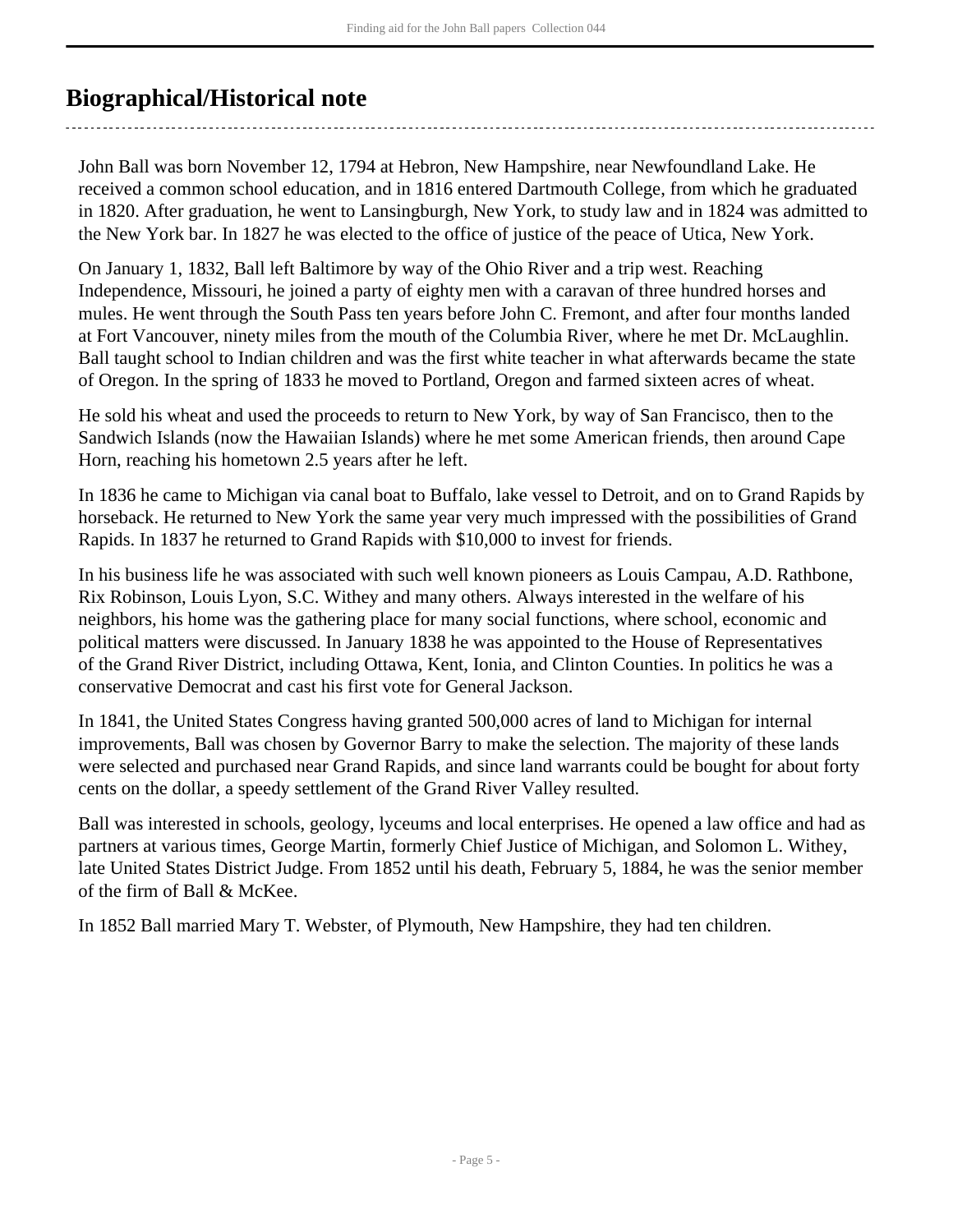## Biographical/Historical note

John Ball was born November 12, 1794 at Hebron, New Hampshire, near Newfoundland Lake. He received a common school education, and in 1816 entered Dartmouth College, from which he graduated in 1820. After graduation, he went to Lansingburgh, New York, to study law and in 1824 was admitted to the New York bar. In 1827 he was elected to the office of justice of the peace of Utica, New York.

On January 1, 1832, Ball left Baltimore by way of the Ohio River and a trip west. Reaching Independence, Missouri, he joined a party of eighty men with a caravan of three hundred horses and mules. He went through the South Pass ten years before John C. Fremont, and after four months landed at Fort Vancouver, ninety miles from the mouth of the Columbia River, where he met Dr. McLaughlin. Ball taught school to Indian children and was the first white teacher in what afterwards became the state of Oregon. In the spring of 1833 he moved to Portland, Oregon and farmed sixteen acres of wheat.

He sold his wheat and used the proceeds to return to New York, by way of San Francisco, then to the Sandwich Islands (now the Hawaiian Islands) where he met some American friends, then around Cape Horn, reaching his hometown 2.5 years after he left.

In 1836 he came to Michigan via canal boat to Buffalo, lake vessel to Detroit, and on to Grand Rapids by horseback. He returned to New York the same year very much impressed with the possibilities of Grand Rapids. In 1837 he returned to Grand Rapids with $10,000 to invest for friends.

In his business life he was associated with such well known pioneers as Louis Campau, A.D. Rathbone, Rix Robinson, Louis Lyon, S.C. Withey and many others. Always interested in the welfare of his neighbors, his home was the gathering place for many social functions, where school, economic and political matters were discussed. In January 1838 he was appointed to the House of Representatives of the Grand River District, including Ottawa, Kent, Ionia, and Clinton Counties. In politics he was a conservative Democrat and cast his first vote for General Jackson.

In 1841, the United States Congress having granted 500,000 acres of land to Michigan for internal improvements, Ball was chosen by Governor Barry to make the selection. The majority of these lands were selected and purchased near Grand Rapids, and since land warrants could be bought for about forty cents on the dollar, a speedy settlement of the Grand River Valley resulted.

Ball was interested in schools, geology, lyceums and local enterprises. He opened a law office and had as partners at various times, George Martin, formerly Chief Justice of Michigan, and Solomon L. Withey, late United States District Judge. From 1852 until his death, February 5, 1884, he was the senior member of the firm of Ball & McKee.

In 1852 Ball married Mary T. Webster, of Plymouth, New Hampshire, they had ten children.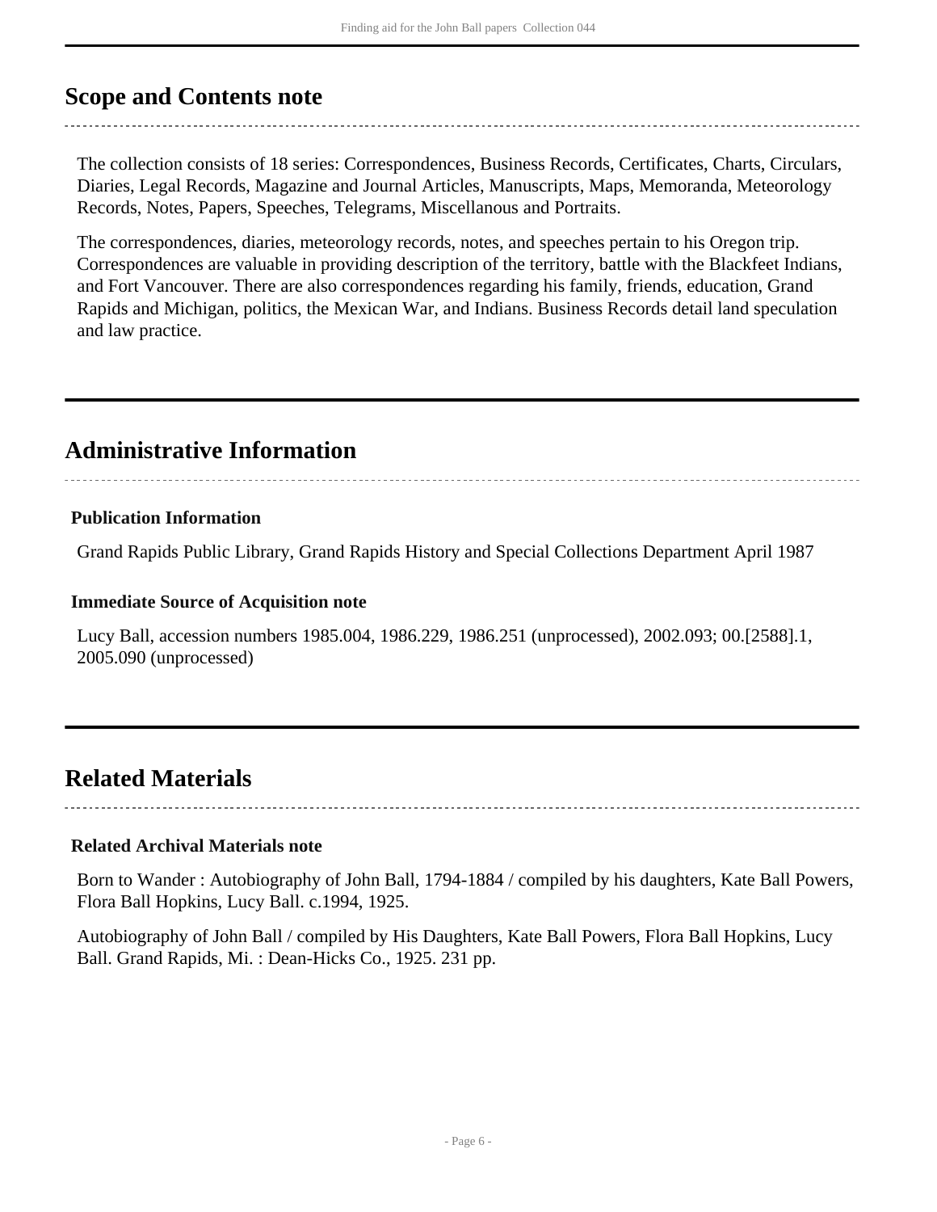## Scope and Contents note

The collection consists of 18 series: Correspondences, Business Records, Certificates, Charts, Circulars, Diaries, Legal Records, Magazine and Journal Articles, Manuscripts, Maps, Memoranda, Meteorology Records, Notes, Papers, Speeches, Telegrams, Miscellanous and Portraits.

The correspondences, diaries, meteorology records, notes, and speeches pertain to his Oregon trip. Correspondences are valuable in providing description of the territory, battle with the Blackfeet Indians, and Fort Vancouver. There are also correspondences regarding his family, friends, education, Grand Rapids and Michigan, politics, the Mexican War, and Indians. Business Records detail land speculation and law practice.

## Administrative Information

### Publication Information

Grand Rapids Public Library, Grand Rapids History and Special Collections Department April 1987

### Immediate Source of Acquisition note

Lucy Ball, accession numbers 1985.004, 1986.229, 1986.251 (unprocessed), 2002.093; 00.[2588].1, 2005.090 (unprocessed)

## Related Materials

### Related Archival Materials note

Born to Wander : Autobiography of John Ball, 1794-1884 / compiled by his daughters, Kate Ball Powers, Flora Ball Hopkins, Lucy Ball. c.1994, 1925.

Autobiography of John Ball / compiled by His Daughters, Kate Ball Powers, Flora Ball Hopkins, Lucy Ball. Grand Rapids, Mi. : Dean-Hicks Co., 1925. 231 pp.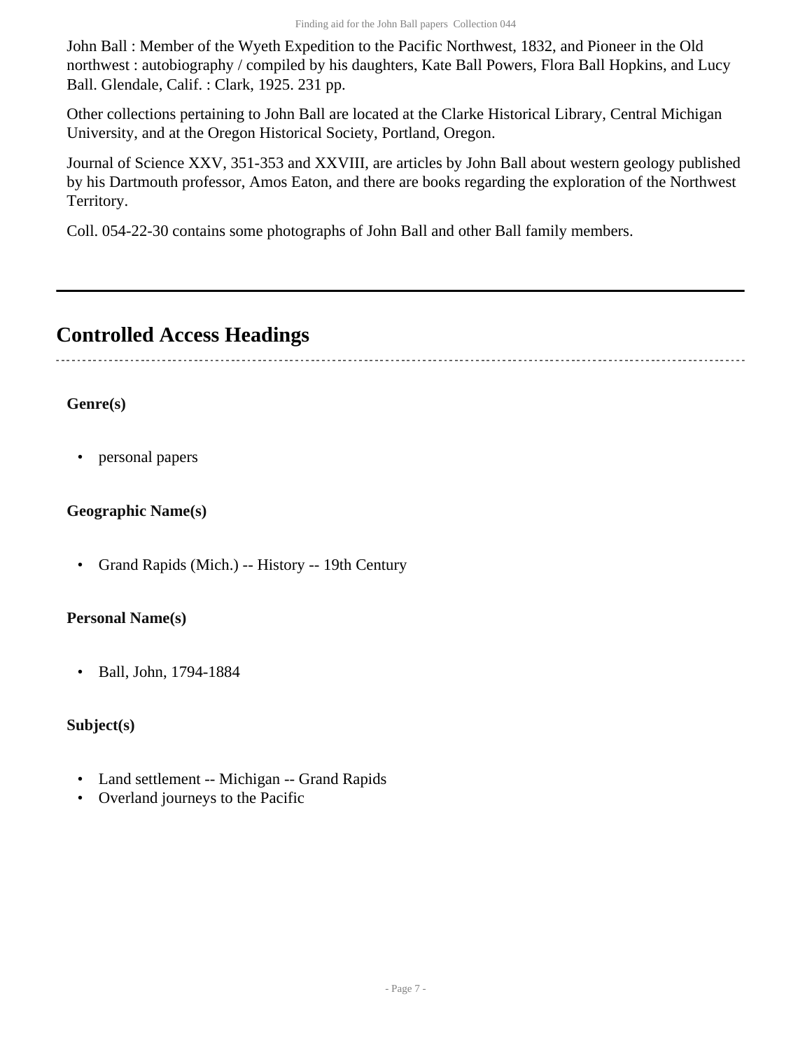John Ball : Member of the Wyeth Expedition to the Pacific Northwest, 1832, and Pioneer in the Old northwest : autobiography / compiled by his daughters, Kate Ball Powers, Flora Ball Hopkins, and Lucy Ball. Glendale, Calif. : Clark, 1925. 231 pp.

Other collections pertaining to John Ball are located at the Clarke Historical Library, Central Michigan University, and at the Oregon Historical Society, Portland, Oregon.

Journal of Science XXV, 351-353 and XXVIII, are articles by John Ball about western geology published by his Dartmouth professor, Amos Eaton, and there are books regarding the exploration of the Northwest Territory.

Coll. 054-22-30 contains some photographs of John Ball and other Ball family members.

---

## Controlled Access Headings

**Genre(s)**

- personal papers

**Geographic Name(s)**

- Grand Rapids (Mich.) -- History -- 19th Century

**Personal Name(s)**

- Ball, John, 1794-1884

**Subject(s)**

- Land settlement -- Michigan -- Grand Rapids
- Overland journeys to the Pacific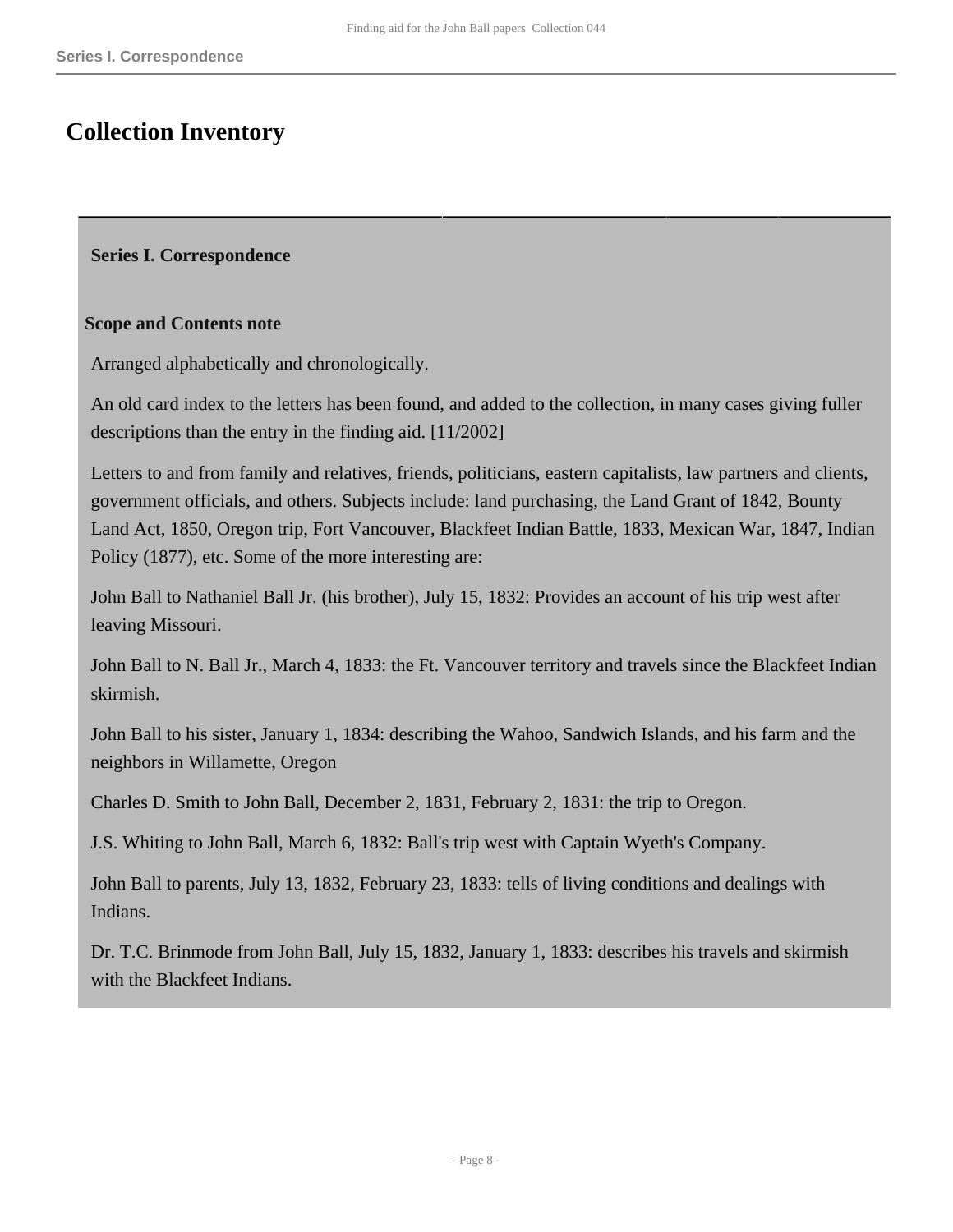# Collection Inventory

## Series I. Correspondence

### Scope and Contents note

Arranged alphabetically and chronologically.

An old card index to the letters has been found, and added to the collection, in many cases giving fuller descriptions than the entry in the finding aid. [11/2002]

Letters to and from family and relatives, friends, politicians, eastern capitalists, law partners and clients, government officials, and others. Subjects include: land purchasing, the Land Grant of 1842, Bounty Land Act, 1850, Oregon trip, Fort Vancouver, Blackfeet Indian Battle, 1833, Mexican War, 1847, Indian Policy (1877), etc. Some of the more interesting are:

John Ball to Nathaniel Ball Jr. (his brother), July 15, 1832: Provides an account of his trip west after leaving Missouri.

John Ball to N. Ball Jr., March 4, 1833: the Ft. Vancouver territory and travels since the Blackfeet Indian skirmish.

John Ball to his sister, January 1, 1834: describing the Wahoo, Sandwich Islands, and his farm and the neighbors in Willamette, Oregon

Charles D. Smith to John Ball, December 2, 1831, February 2, 1831: the trip to Oregon.

J.S. Whiting to John Ball, March 6, 1832: Ball's trip west with Captain Wyeth's Company.

John Ball to parents, July 13, 1832, February 23, 1833: tells of living conditions and dealings with Indians.

Dr. T.C. Brinmode from John Ball, July 15, 1832, January 1, 1833: describes his travels and skirmish with the Blackfeet Indians.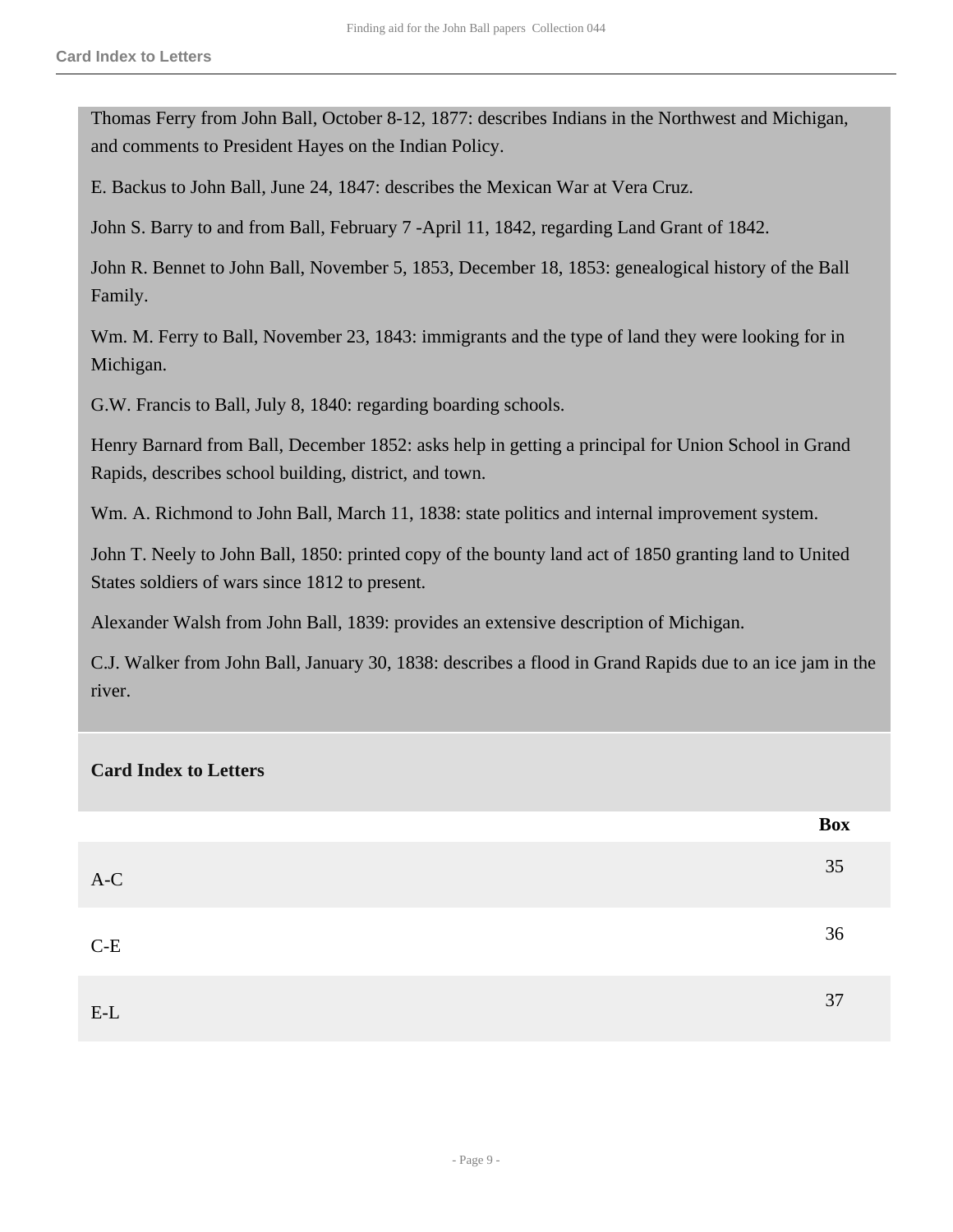Thomas Ferry from John Ball, October 8-12, 1877: describes Indians in the Northwest and Michigan, and comments to President Hayes on the Indian Policy.

E. Backus to John Ball, June 24, 1847: describes the Mexican War at Vera Cruz.

John S. Barry to and from Ball, February 7 -April 11, 1842, regarding Land Grant of 1842.

John R. Bennet to John Ball, November 5, 1853, December 18, 1853: genealogical history of the Ball Family.

Wm. M. Ferry to Ball, November 23, 1843: immigrants and the type of land they were looking for in Michigan.

G.W. Francis to Ball, July 8, 1840: regarding boarding schools.

Henry Barnard from Ball, December 1852: asks help in getting a principal for Union School in Grand Rapids, describes school building, district, and town.

Wm. A. Richmond to John Ball, March 11, 1838: state politics and internal improvement system.

John T. Neely to John Ball, 1850: printed copy of the bounty land act of 1850 granting land to United States soldiers of wars since 1812 to present.

Alexander Walsh from John Ball, 1839: provides an extensive description of Michigan.

C.J. Walker from John Ball, January 30, 1838: describes a flood in Grand Rapids due to an ice jam in the river.

**Card Index to Letters**

| | Box |
|---|---|
| A-C | 35 |
| C-E | 36 |
| E-L | 37 |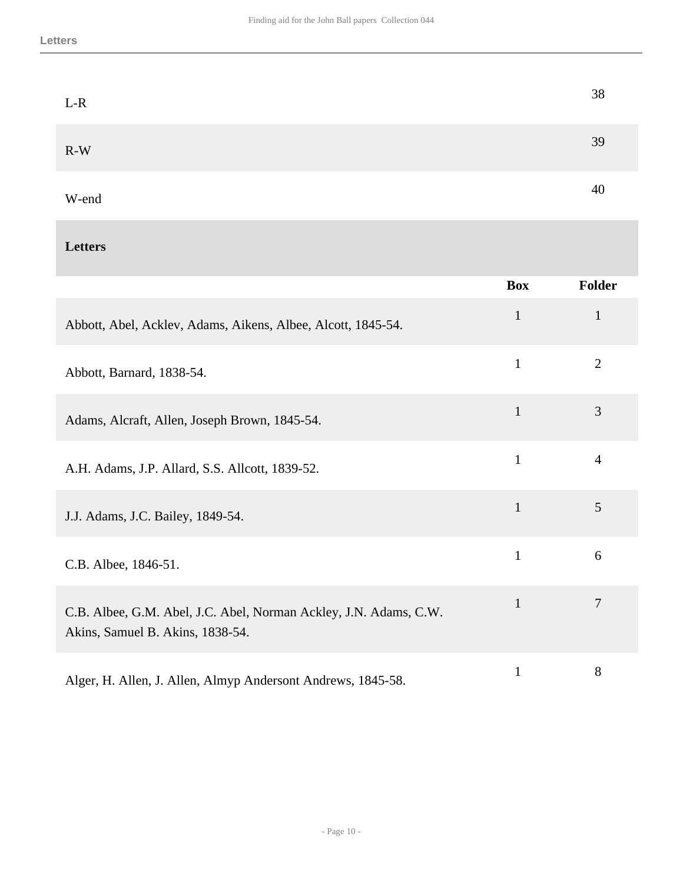| | | |
|---|---|---|
| L-R | | 38 |
| R-W | | 39 |
| W-end | | 40 |

## Letters

| | Box | Folder |
|---|---|---|
| Abbott, Abel, Acklev, Adams, Aikens, Albee, Alcott, 1845-54. | 1 | 1 |
| Abbott, Barnard, 1838-54. | 1 | 2 |
| Adams, Alcraft, Allen, Joseph Brown, 1845-54. | 1 | 3 |
| A.H. Adams, J.P. Allard, S.S. Allcott, 1839-52. | 1 | 4 |
| J.J. Adams, J.C. Bailey, 1849-54. | 1 | 5 |
| C.B. Albee, 1846-51. | 1 | 6 |
| C.B. Albee, G.M. Abel, J.C. Abel, Norman Ackley, J.N. Adams, C.W. Akins, Samuel B. Akins, 1838-54. | 1 | 7 |
| Alger, H. Allen, J. Allen, Almyp Andersont Andrews, 1845-58. | 1 | 8 |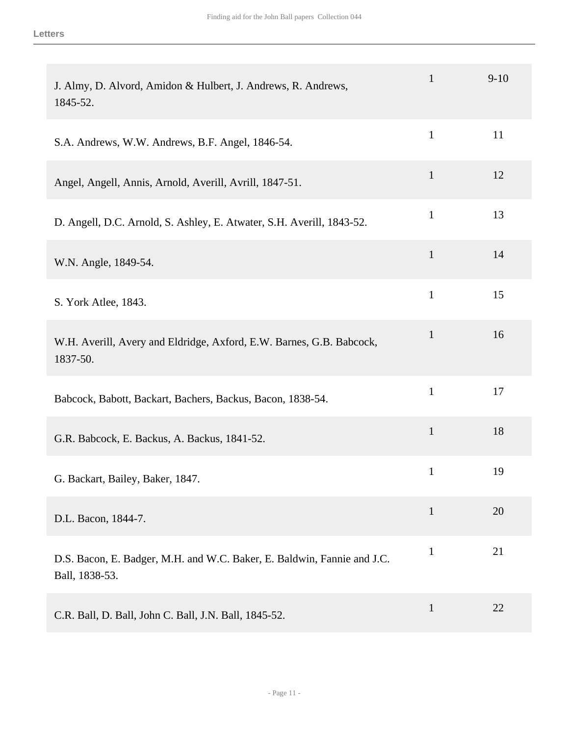| | | |
|---|---|---|
| J. Almy, D. Alvord, Amidon & Hulbert, J. Andrews, R. Andrews, 1845-52. | 1 | 9-10 |
| S.A. Andrews, W.W. Andrews, B.F. Angel, 1846-54. | 1 | 11 |
| Angel, Angell, Annis, Arnold, Averill, Avrill, 1847-51. | 1 | 12 |
| D. Angell, D.C. Arnold, S. Ashley, E. Atwater, S.H. Averill, 1843-52. | 1 | 13 |
| W.N. Angle, 1849-54. | 1 | 14 |
| S. York Atlee, 1843. | 1 | 15 |
| W.H. Averill, Avery and Eldridge, Axford, E.W. Barnes, G.B. Babcock, 1837-50. | 1 | 16 |
| Babcock, Babott, Backart, Bachers, Backus, Bacon, 1838-54. | 1 | 17 |
| G.R. Babcock, E. Backus, A. Backus, 1841-52. | 1 | 18 |
| G. Backart, Bailey, Baker, 1847. | 1 | 19 |
| D.L. Bacon, 1844-7. | 1 | 20 |
| D.S. Bacon, E. Badger, M.H. and W.C. Baker, E. Baldwin, Fannie and J.C. Ball, 1838-53. | 1 | 21 |
| C.R. Ball, D. Ball, John C. Ball, J.N. Ball, 1845-52. | 1 | 22 |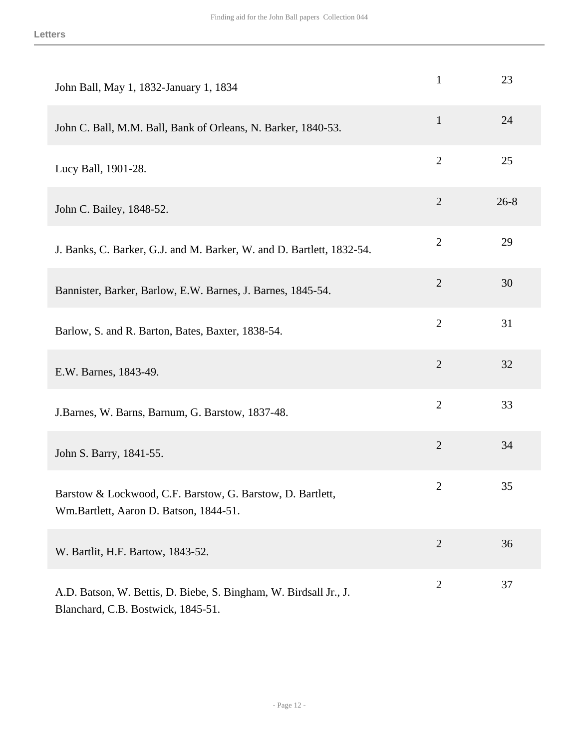| Description | Box | Folder |
| --- | --- | --- |
| John Ball, May 1, 1832-January 1, 1834 | 1 | 23 |
| John C. Ball, M.M. Ball, Bank of Orleans, N. Barker, 1840-53. | 1 | 24 |
| Lucy Ball, 1901-28. | 2 | 25 |
| John C. Bailey, 1848-52. | 2 | 26-8 |
| J. Banks, C. Barker, G.J. and M. Barker, W. and D. Bartlett, 1832-54. | 2 | 29 |
| Bannister, Barker, Barlow, E.W. Barnes, J. Barnes, 1845-54. | 2 | 30 |
| Barlow, S. and R. Barton, Bates, Baxter, 1838-54. | 2 | 31 |
| E.W. Barnes, 1843-49. | 2 | 32 |
| J.Barnes, W. Barns, Barnum, G. Barstow, 1837-48. | 2 | 33 |
| John S. Barry, 1841-55. | 2 | 34 |
| Barstow & Lockwood, C.F. Barstow, G. Barstow, D. Bartlett, Wm.Bartlett, Aaron D. Batson, 1844-51. | 2 | 35 |
| W. Bartlit, H.F. Bartow, 1843-52. | 2 | 36 |
| A.D. Batson, W. Bettis, D. Biebe, S. Bingham, W. Birdsall Jr., J. Blanchard, C.B. Bostwick, 1845-51. | 2 | 37 |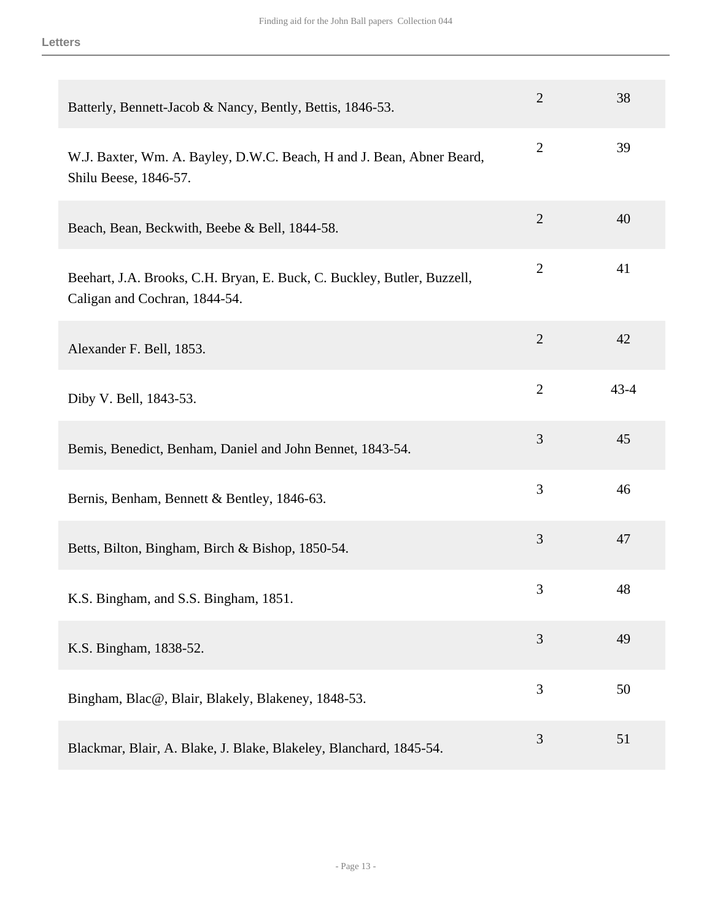| | | |
|---|---|---|
| Batterly, Bennett-Jacob & Nancy, Bently, Bettis, 1846-53. | 2 | 38 |
| W.J. Baxter, Wm. A. Bayley, D.W.C. Beach, H and J. Bean, Abner Beard, Shilu Beese, 1846-57. | 2 | 39 |
| Beach, Bean, Beckwith, Beebe & Bell, 1844-58. | 2 | 40 |
| Beehart, J.A. Brooks, C.H. Bryan, E. Buck, C. Buckley, Butler, Buzzell, Caligan and Cochran, 1844-54. | 2 | 41 |
| Alexander F. Bell, 1853. | 2 | 42 |
| Diby V. Bell, 1843-53. | 2 | 43-4 |
| Bemis, Benedict, Benham, Daniel and John Bennet, 1843-54. | 3 | 45 |
| Bernis, Benham, Bennett & Bentley, 1846-63. | 3 | 46 |
| Betts, Bilton, Bingham, Birch & Bishop, 1850-54. | 3 | 47 |
| K.S. Bingham, and S.S. Bingham, 1851. | 3 | 48 |
| K.S. Bingham, 1838-52. | 3 | 49 |
| Bingham, Blac@, Blair, Blakely, Blakeney, 1848-53. | 3 | 50 |
| Blackmar, Blair, A. Blake, J. Blake, Blakeley, Blanchard, 1845-54. | 3 | 51 |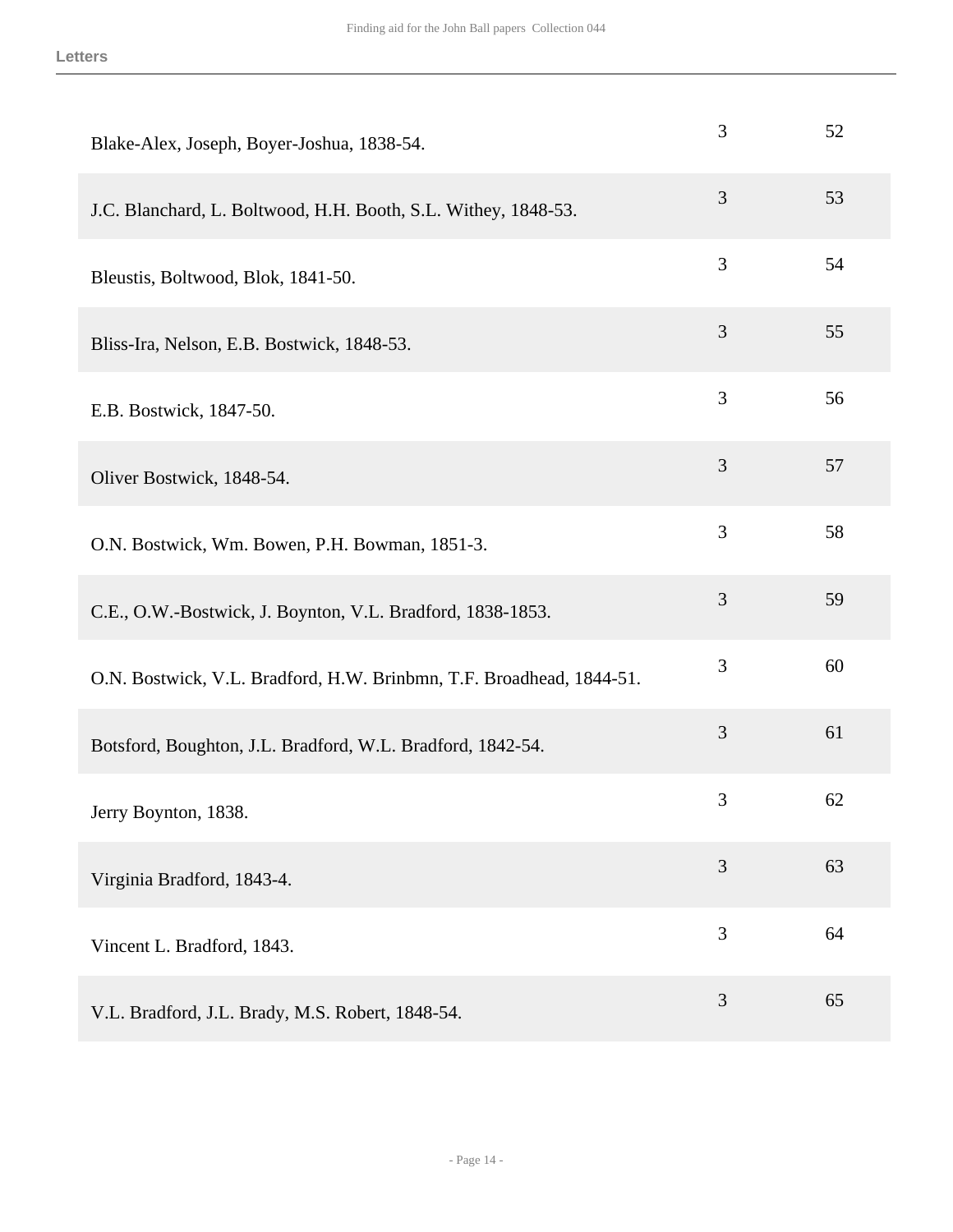| | | |
|---|---|---|
| Blake-Alex, Joseph, Boyer-Joshua, 1838-54. | 3 | 52 |
| J.C. Blanchard, L. Boltwood, H.H. Booth, S.L. Withey, 1848-53. | 3 | 53 |
| Bleustis, Boltwood, Blok, 1841-50. | 3 | 54 |
| Bliss-Ira, Nelson, E.B. Bostwick, 1848-53. | 3 | 55 |
| E.B. Bostwick, 1847-50. | 3 | 56 |
| Oliver Bostwick, 1848-54. | 3 | 57 |
| O.N. Bostwick, Wm. Bowen, P.H. Bowman, 1851-3. | 3 | 58 |
| C.E., O.W.-Bostwick, J. Boynton, V.L. Bradford, 1838-1853. | 3 | 59 |
| O.N. Bostwick, V.L. Bradford, H.W. Brinbmn, T.F. Broadhead, 1844-51. | 3 | 60 |
| Botsford, Boughton, J.L. Bradford, W.L. Bradford, 1842-54. | 3 | 61 |
| Jerry Boynton, 1838. | 3 | 62 |
| Virginia Bradford, 1843-4. | 3 | 63 |
| Vincent L. Bradford, 1843. | 3 | 64 |
| V.L. Bradford, J.L. Brady, M.S. Robert, 1848-54. | 3 | 65 |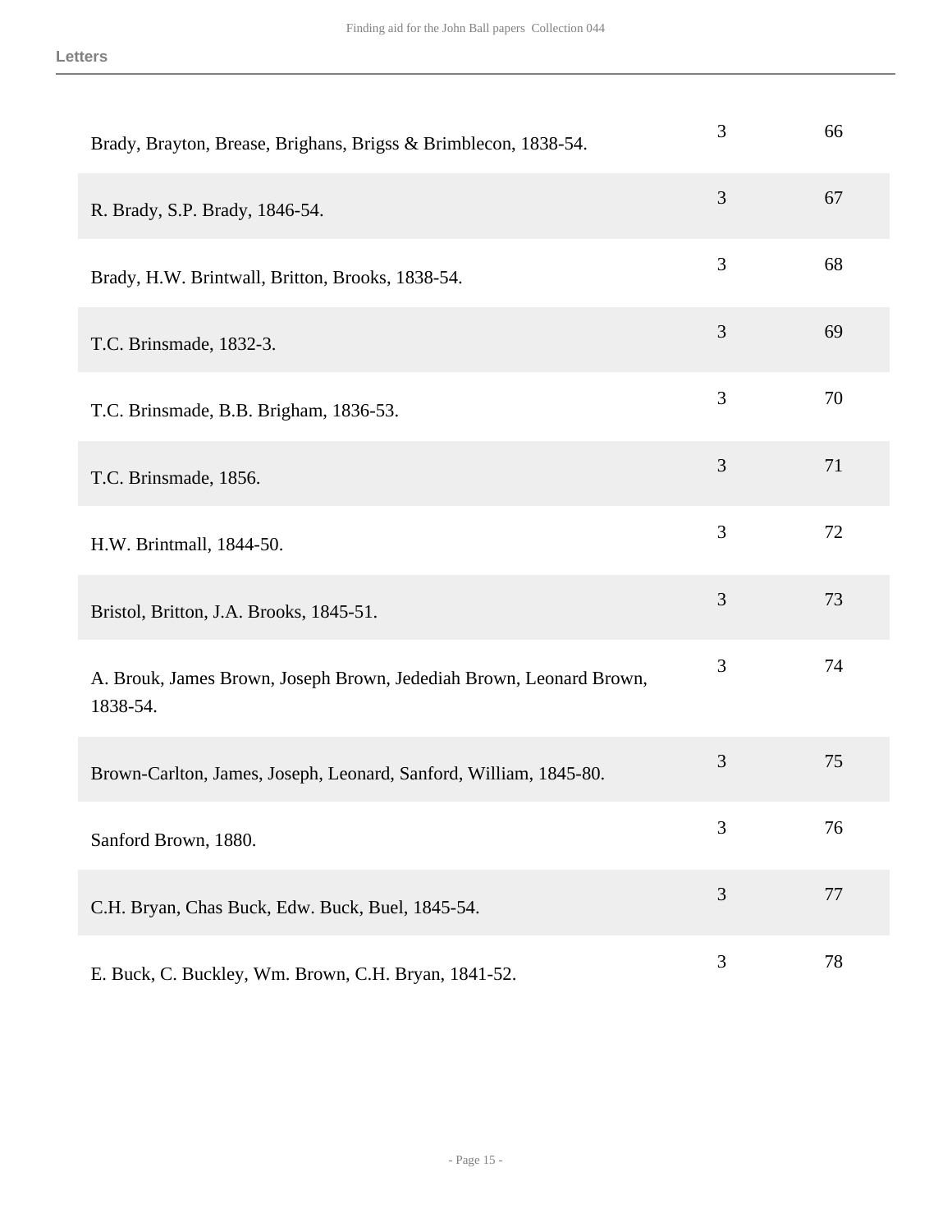| | | |
|---|---|---|
| Brady, Brayton, Brease, Brighans, Brigss & Brimblecon, 1838-54. | 3 | 66 |
| R. Brady, S.P. Brady, 1846-54. | 3 | 67 |
| Brady, H.W. Brintwall, Britton, Brooks, 1838-54. | 3 | 68 |
| T.C. Brinsmade, 1832-3. | 3 | 69 |
| T.C. Brinsmade, B.B. Brigham, 1836-53. | 3 | 70 |
| T.C. Brinsmade, 1856. | 3 | 71 |
| H.W. Brintmall, 1844-50. | 3 | 72 |
| Bristol, Britton, J.A. Brooks, 1845-51. | 3 | 73 |
| A. Brouk, James Brown, Joseph Brown, Jedediah Brown, Leonard Brown, 1838-54. | 3 | 74 |
| Brown-Carlton, James, Joseph, Leonard, Sanford, William, 1845-80. | 3 | 75 |
| Sanford Brown, 1880. | 3 | 76 |
| C.H. Bryan, Chas Buck, Edw. Buck, Buel, 1845-54. | 3 | 77 |
| E. Buck, C. Buckley, Wm. Brown, C.H. Bryan, 1841-52. | 3 | 78 |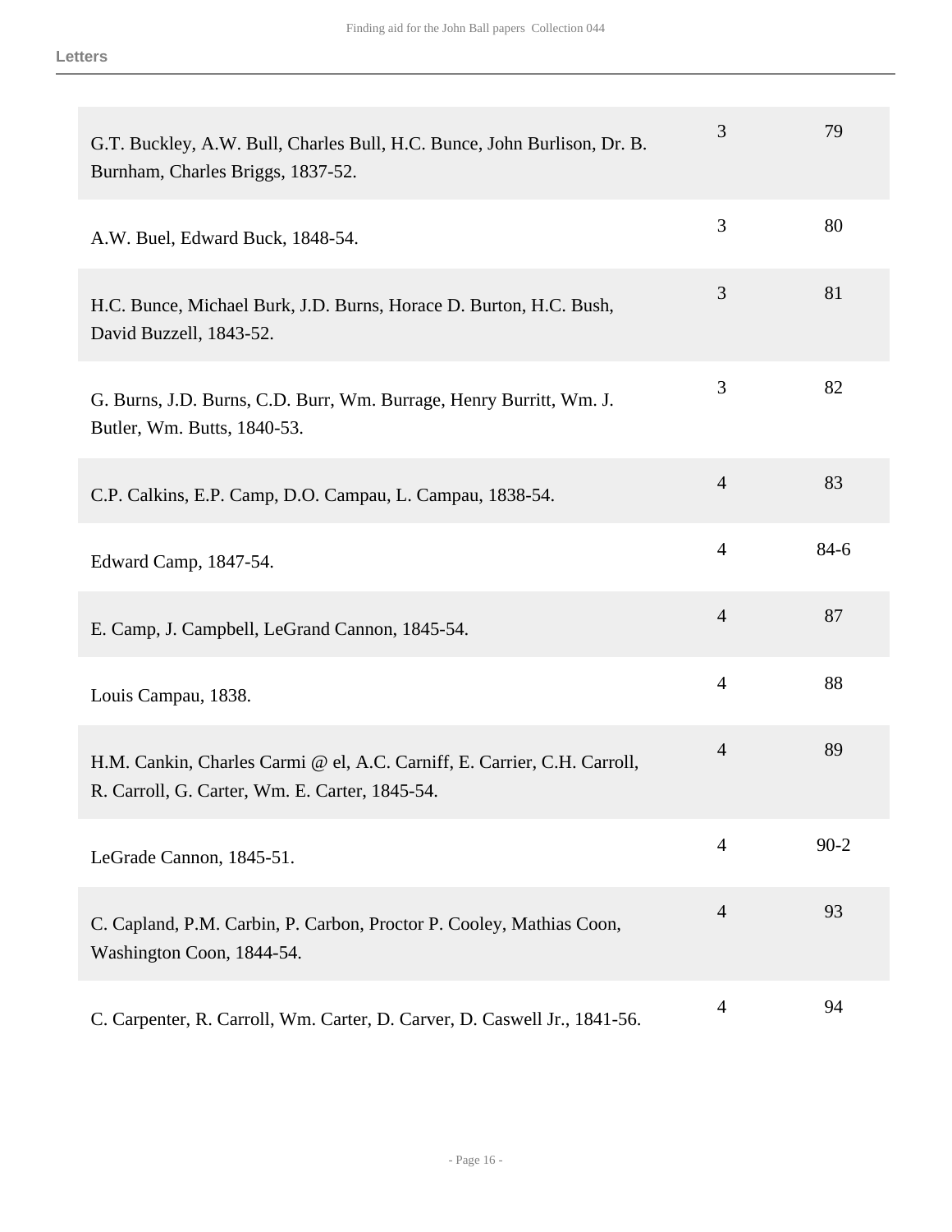**Letters**

| | | |
|---|---|---|
| G.T. Buckley, A.W. Bull, Charles Bull, H.C. Bunce, John Burlison, Dr. B. Burnham, Charles Briggs, 1837-52. | 3 | 79 |
| A.W. Buel, Edward Buck, 1848-54. | 3 | 80 |
| H.C. Bunce, Michael Burk, J.D. Burns, Horace D. Burton, H.C. Bush, David Buzzell, 1843-52. | 3 | 81 |
| G. Burns, J.D. Burns, C.D. Burr, Wm. Burrage, Henry Burritt, Wm. J. Butler, Wm. Butts, 1840-53. | 3 | 82 |
| C.P. Calkins, E.P. Camp, D.O. Campau, L. Campau, 1838-54. | 4 | 83 |
| Edward Camp, 1847-54. | 4 | 84-6 |
| E. Camp, J. Campbell, LeGrand Cannon, 1845-54. | 4 | 87 |
| Louis Campau, 1838. | 4 | 88 |
| H.M. Cankin, Charles Carmi @ el, A.C. Carniff, E. Carrier, C.H. Carroll, R. Carroll, G. Carter, Wm. E. Carter, 1845-54. | 4 | 89 |
| LeGrade Cannon, 1845-51. | 4 | 90-2 |
| C. Capland, P.M. Carbin, P. Carbon, Proctor P. Cooley, Mathias Coon, Washington Coon, 1844-54. | 4 | 93 |
| C. Carpenter, R. Carroll, Wm. Carter, D. Carver, D. Caswell Jr., 1841-56. | 4 | 94 |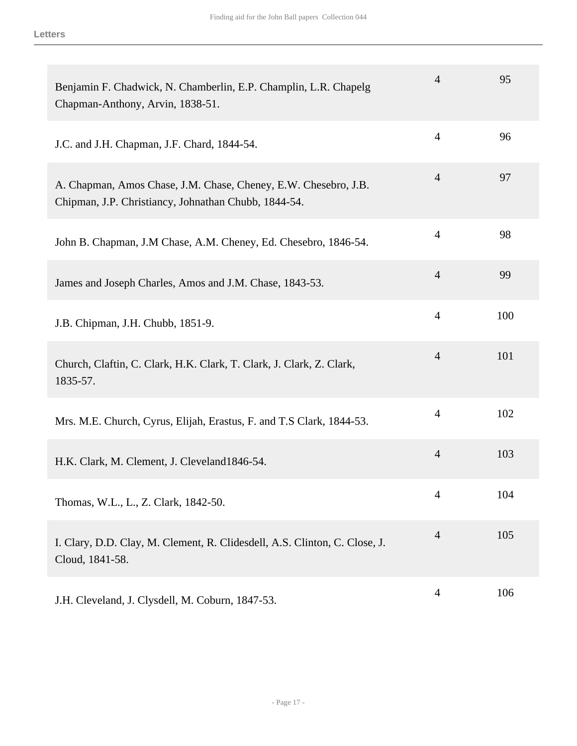**Letters**

| | | |
|---|---|---|
| Benjamin F. Chadwick, N. Chamberlin, E.P. Champlin, L.R. Chapelg Chapman-Anthony, Arvin, 1838-51. | 4 | 95 |
| J.C. and J.H. Chapman, J.F. Chard, 1844-54. | 4 | 96 |
| A. Chapman, Amos Chase, J.M. Chase, Cheney, E.W. Chesebro, J.B. Chipman, J.P. Christiancy, Johnathan Chubb, 1844-54. | 4 | 97 |
| John B. Chapman, J.M Chase, A.M. Cheney, Ed. Chesebro, 1846-54. | 4 | 98 |
| James and Joseph Charles, Amos and J.M. Chase, 1843-53. | 4 | 99 |
| J.B. Chipman, J.H. Chubb, 1851-9. | 4 | 100 |
| Church, Claftin, C. Clark, H.K. Clark, T. Clark, J. Clark, Z. Clark, 1835-57. | 4 | 101 |
| Mrs. M.E. Church, Cyrus, Elijah, Erastus, F. and T.S Clark, 1844-53. | 4 | 102 |
| H.K. Clark, M. Clement, J. Cleveland1846-54. | 4 | 103 |
| Thomas, W.L., L., Z. Clark, 1842-50. | 4 | 104 |
| I. Clary, D.D. Clay, M. Clement, R. Clidesdell, A.S. Clinton, C. Close, J. Cloud, 1841-58. | 4 | 105 |
| J.H. Cleveland, J. Clysdell, M. Coburn, 1847-53. | 4 | 106 |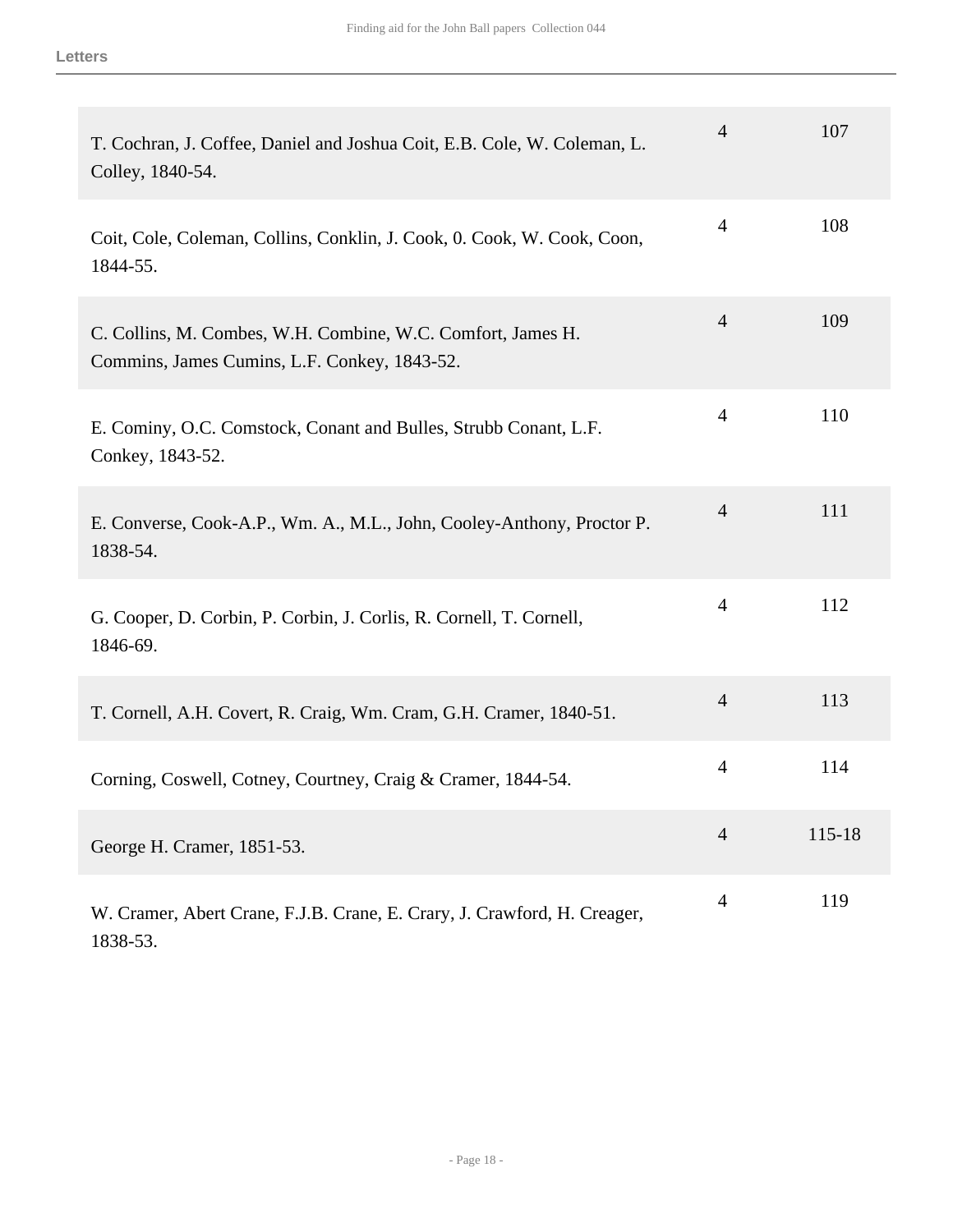| | | |
|---|---|---|
| T. Cochran, J. Coffee, Daniel and Joshua Coit, E.B. Cole, W. Coleman, L. Colley, 1840-54. | 4 | 107 |
| Coit, Cole, Coleman, Collins, Conklin, J. Cook, 0. Cook, W. Cook, Coon, 1844-55. | 4 | 108 |
| C. Collins, M. Combes, W.H. Combine, W.C. Comfort, James H. Commins, James Cumins, L.F. Conkey, 1843-52. | 4 | 109 |
| E. Cominy, O.C. Comstock, Conant and Bulles, Strubb Conant, L.F. Conkey, 1843-52. | 4 | 110 |
| E. Converse, Cook-A.P., Wm. A., M.L., John, Cooley-Anthony, Proctor P. 1838-54. | 4 | 111 |
| G. Cooper, D. Corbin, P. Corbin, J. Corlis, R. Cornell, T. Cornell, 1846-69. | 4 | 112 |
| T. Cornell, A.H. Covert, R. Craig, Wm. Cram, G.H. Cramer, 1840-51. | 4 | 113 |
| Corning, Coswell, Cotney, Courtney, Craig & Cramer, 1844-54. | 4 | 114 |
| George H. Cramer, 1851-53. | 4 | 115-18 |
| W. Cramer, Abert Crane, F.J.B. Crane, E. Crary, J. Crawford, H. Creager, 1838-53. | 4 | 119 |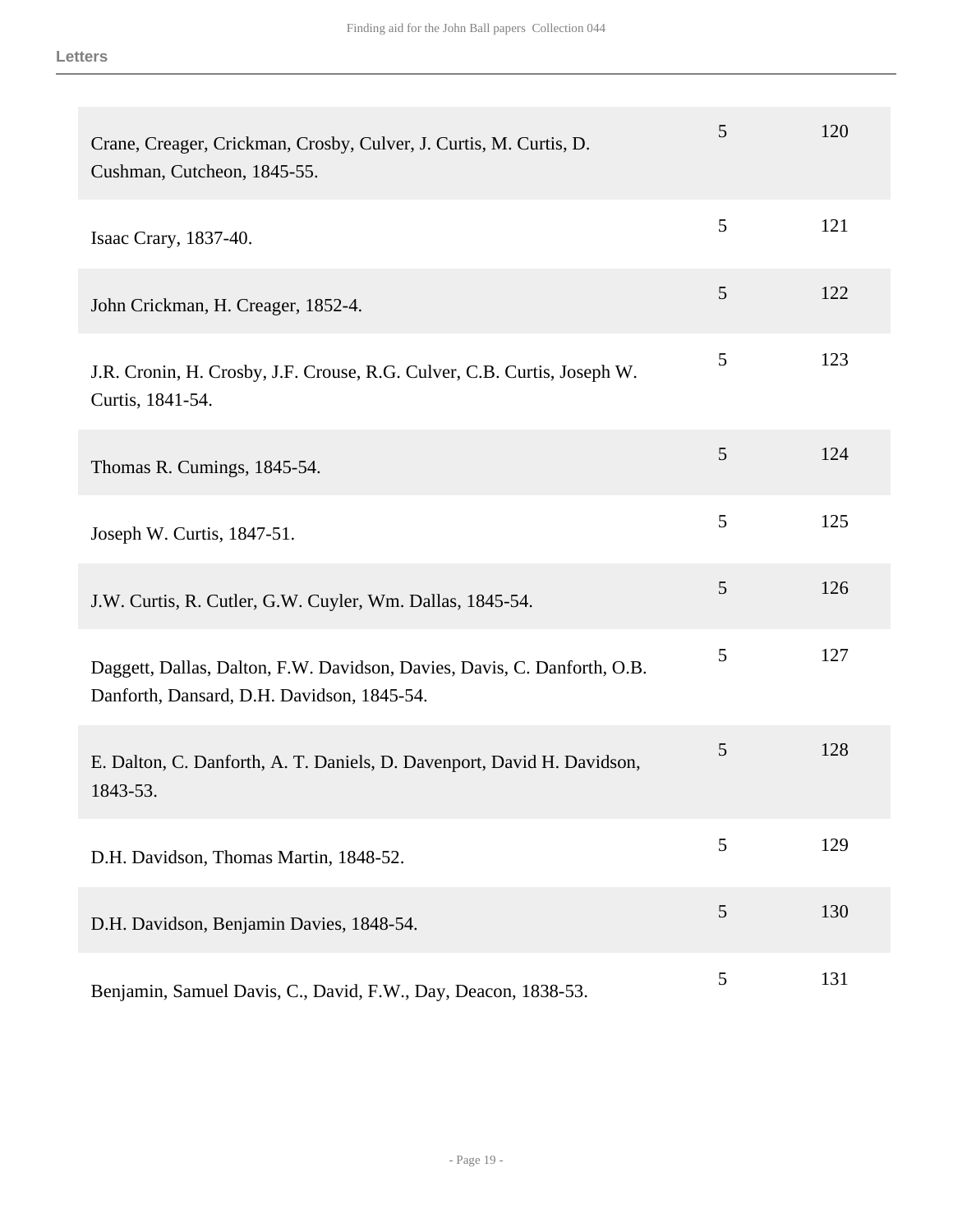| Description | Box | Folder |
|---|---|---|
| Crane, Creager, Crickman, Crosby, Culver, J. Curtis, M. Curtis, D. Cushman, Cutcheon, 1845-55. | 5 | 120 |
| Isaac Crary, 1837-40. | 5 | 121 |
| John Crickman, H. Creager, 1852-4. | 5 | 122 |
| J.R. Cronin, H. Crosby, J.F. Crouse, R.G. Culver, C.B. Curtis, Joseph W. Curtis, 1841-54. | 5 | 123 |
| Thomas R. Cumings, 1845-54. | 5 | 124 |
| Joseph W. Curtis, 1847-51. | 5 | 125 |
| J.W. Curtis, R. Cutler, G.W. Cuyler, Wm. Dallas, 1845-54. | 5 | 126 |
| Daggett, Dallas, Dalton, F.W. Davidson, Davies, Davis, C. Danforth, O.B. Danforth, Dansard, D.H. Davidson, 1845-54. | 5 | 127 |
| E. Dalton, C. Danforth, A. T. Daniels, D. Davenport, David H. Davidson, 1843-53. | 5 | 128 |
| D.H. Davidson, Thomas Martin, 1848-52. | 5 | 129 |
| D.H. Davidson, Benjamin Davies, 1848-54. | 5 | 130 |
| Benjamin, Samuel Davis, C., David, F.W., Day, Deacon, 1838-53. | 5 | 131 |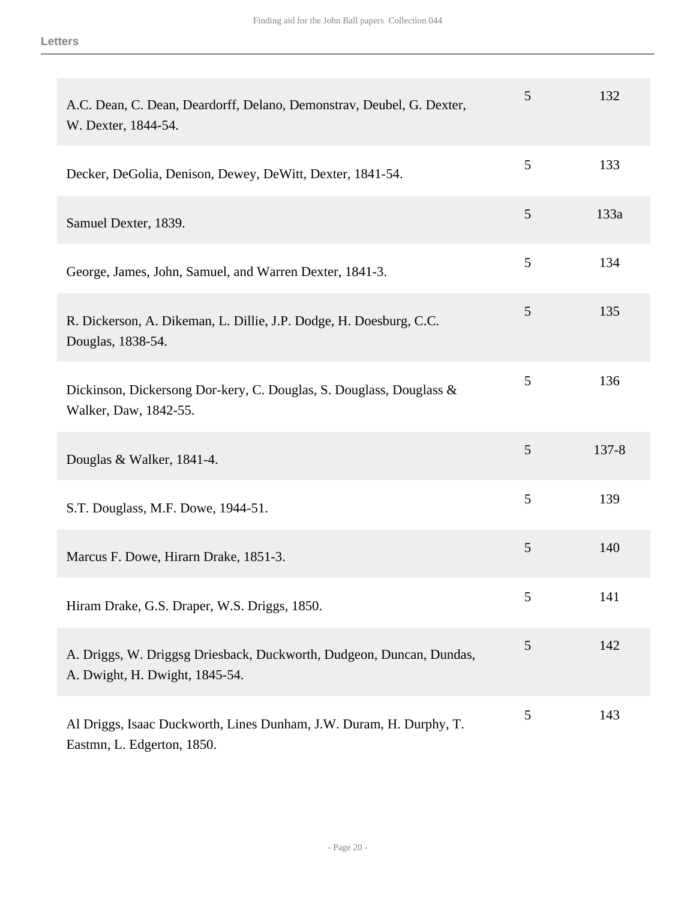Letters

| | | |
|---|---|---|
| A.C. Dean, C. Dean, Deardorff, Delano, Demonstrav, Deubel, G. Dexter, W. Dexter, 1844-54. | 5 | 132 |
| Decker, DeGolia, Denison, Dewey, DeWitt, Dexter, 1841-54. | 5 | 133 |
| Samuel Dexter, 1839. | 5 | 133a |
| George, James, John, Samuel, and Warren Dexter, 1841-3. | 5 | 134 |
| R. Dickerson, A. Dikeman, L. Dillie, J.P. Dodge, H. Doesburg, C.C. Douglas, 1838-54. | 5 | 135 |
| Dickinson, Dickersong Dor-kery, C. Douglas, S. Douglass, Douglass & Walker, Daw, 1842-55. | 5 | 136 |
| Douglas & Walker, 1841-4. | 5 | 137-8 |
| S.T. Douglass, M.F. Dowe, 1944-51. | 5 | 139 |
| Marcus F. Dowe, Hirarn Drake, 1851-3. | 5 | 140 |
| Hiram Drake, G.S. Draper, W.S. Driggs, 1850. | 5 | 141 |
| A. Driggs, W. Driggsg Driesback, Duckworth, Dudgeon, Duncan, Dundas, A. Dwight, H. Dwight, 1845-54. | 5 | 142 |
| Al Driggs, Isaac Duckworth, Lines Dunham, J.W. Duram, H. Durphy, T. Eastmn, L. Edgerton, 1850. | 5 | 143 |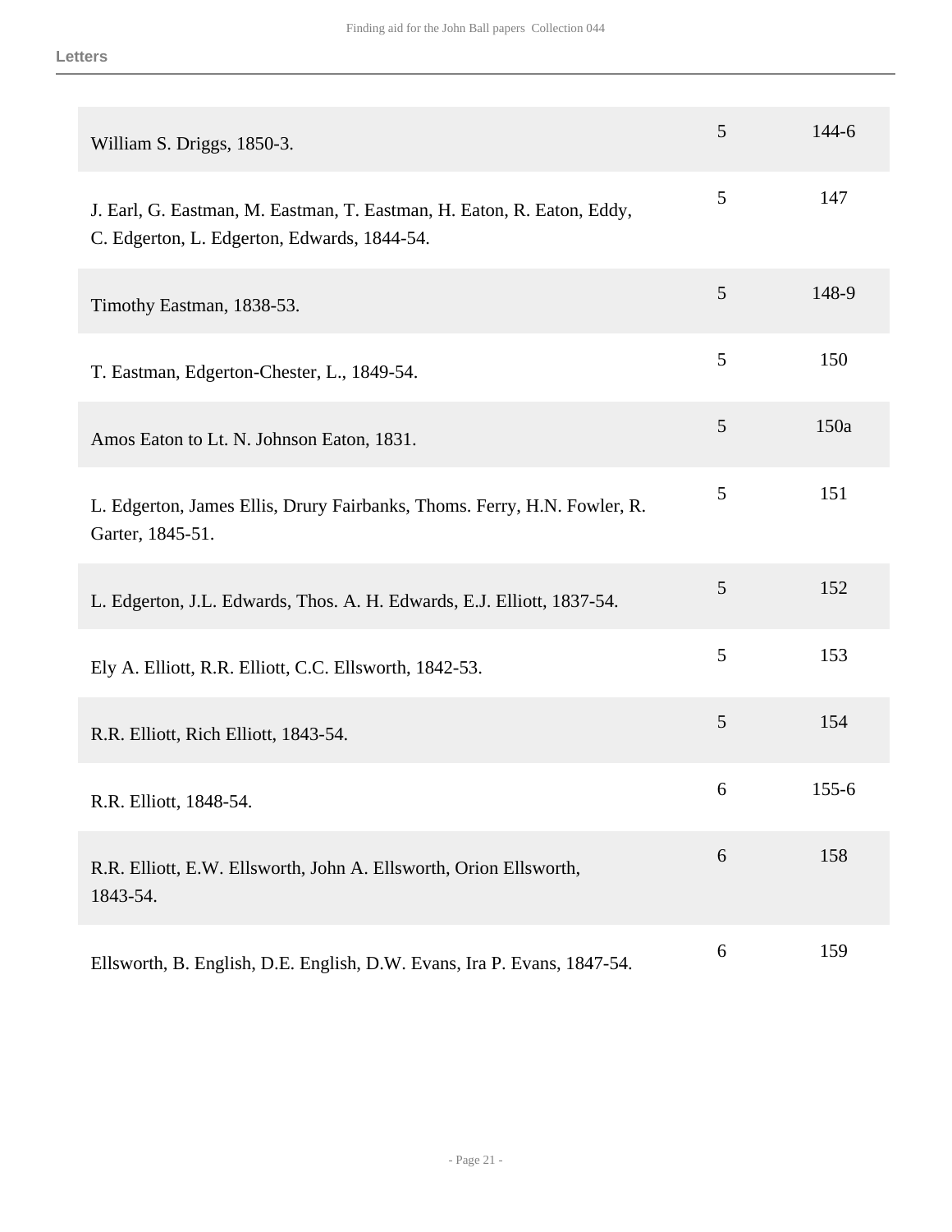| | | |
|---|---|---|
| William S. Driggs, 1850-3. | 5 | 144-6 |
| J. Earl, G. Eastman, M. Eastman, T. Eastman, H. Eaton, R. Eaton, Eddy, C. Edgerton, L. Edgerton, Edwards, 1844-54. | 5 | 147 |
| Timothy Eastman, 1838-53. | 5 | 148-9 |
| T. Eastman, Edgerton-Chester, L., 1849-54. | 5 | 150 |
| Amos Eaton to Lt. N. Johnson Eaton, 1831. | 5 | 150a |
| L. Edgerton, James Ellis, Drury Fairbanks, Thoms. Ferry, H.N. Fowler, R. Garter, 1845-51. | 5 | 151 |
| L. Edgerton, J.L. Edwards, Thos. A. H. Edwards, E.J. Elliott, 1837-54. | 5 | 152 |
| Ely A. Elliott, R.R. Elliott, C.C. Ellsworth, 1842-53. | 5 | 153 |
| R.R. Elliott, Rich Elliott, 1843-54. | 5 | 154 |
| R.R. Elliott, 1848-54. | 6 | 155-6 |
| R.R. Elliott, E.W. Ellsworth, John A. Ellsworth, Orion Ellsworth, 1843-54. | 6 | 158 |
| Ellsworth, B. English, D.E. English, D.W. Evans, Ira P. Evans, 1847-54. | 6 | 159 |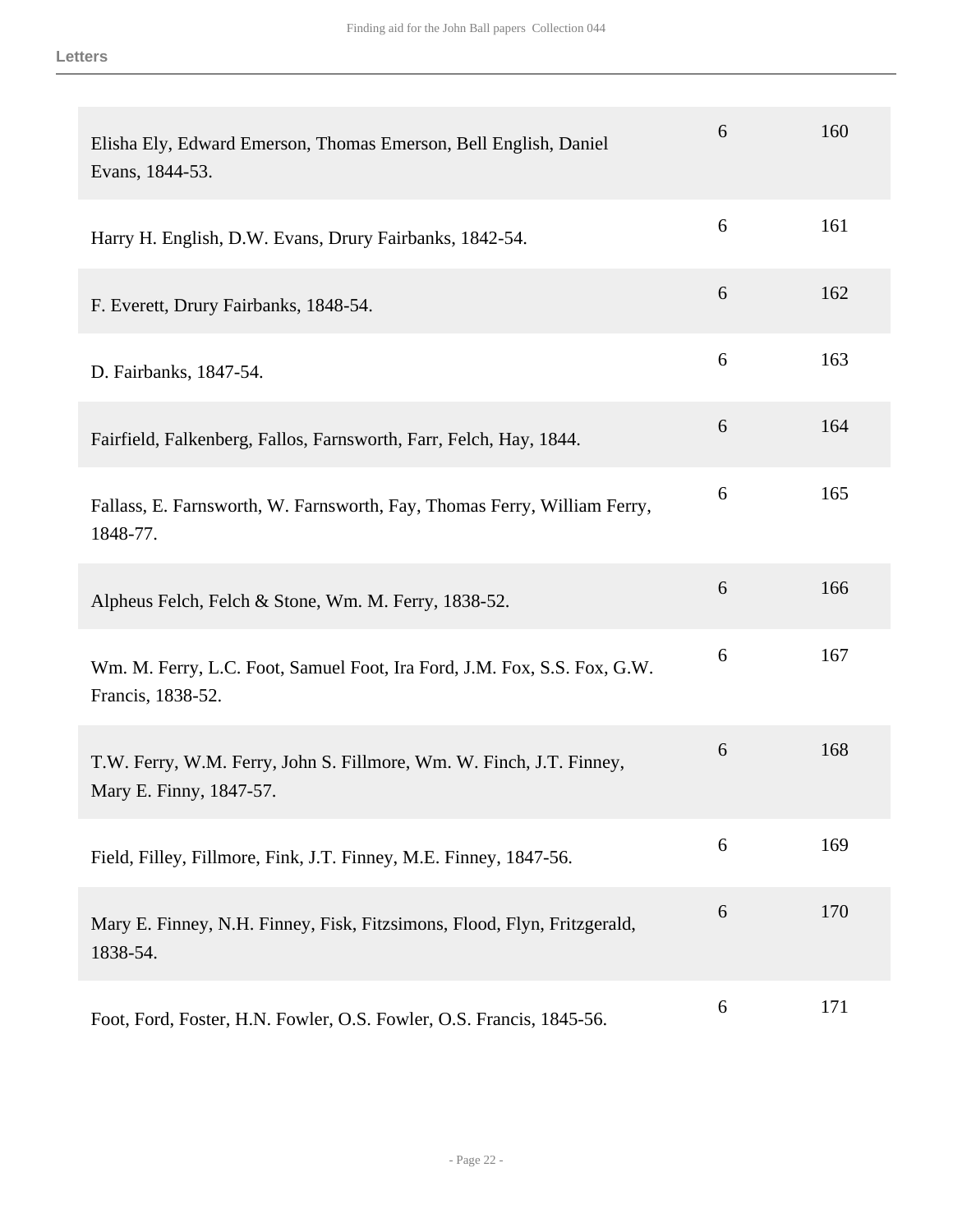| | | |
|---|---|---|
| Elisha Ely, Edward Emerson, Thomas Emerson, Bell English, Daniel Evans, 1844-53. | 6 | 160 |
| Harry H. English, D.W. Evans, Drury Fairbanks, 1842-54. | 6 | 161 |
| F. Everett, Drury Fairbanks, 1848-54. | 6 | 162 |
| D. Fairbanks, 1847-54. | 6 | 163 |
| Fairfield, Falkenberg, Fallos, Farnsworth, Farr, Felch, Hay, 1844. | 6 | 164 |
| Fallass, E. Farnsworth, W. Farnsworth, Fay, Thomas Ferry, William Ferry, 1848-77. | 6 | 165 |
| Alpheus Felch, Felch & Stone, Wm. M. Ferry, 1838-52. | 6 | 166 |
| Wm. M. Ferry, L.C. Foot, Samuel Foot, Ira Ford, J.M. Fox, S.S. Fox, G.W. Francis, 1838-52. | 6 | 167 |
| T.W. Ferry, W.M. Ferry, John S. Fillmore, Wm. W. Finch, J.T. Finney, Mary E. Finny, 1847-57. | 6 | 168 |
| Field, Filley, Fillmore, Fink, J.T. Finney, M.E. Finney, 1847-56. | 6 | 169 |
| Mary E. Finney, N.H. Finney, Fisk, Fitzsimons, Flood, Flyn, Fritzgerald, 1838-54. | 6 | 170 |
| Foot, Ford, Foster, H.N. Fowler, O.S. Fowler, O.S. Francis, 1845-56. | 6 | 171 |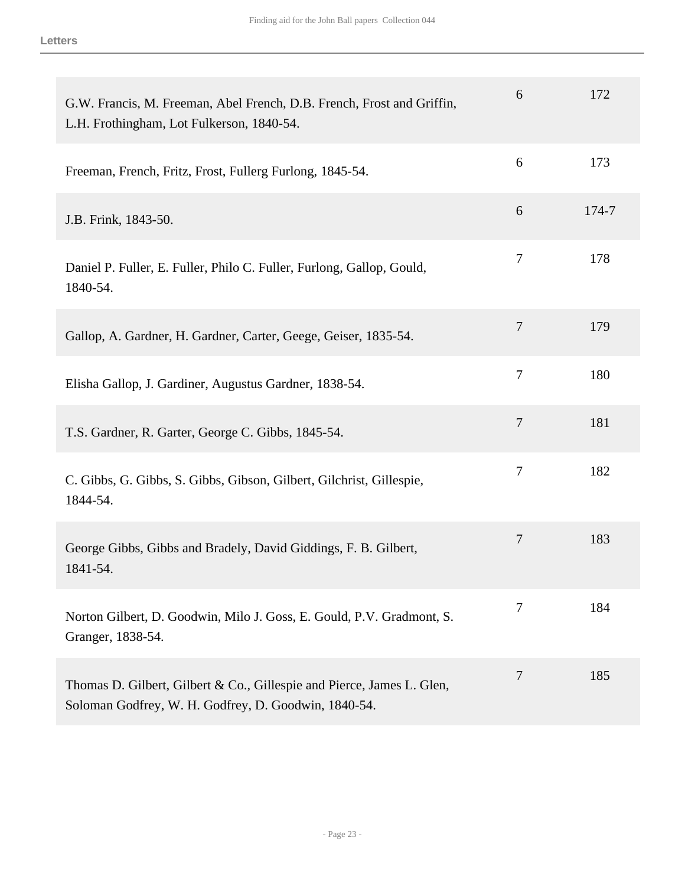| | | |
|---|---|---|
| G.W. Francis, M. Freeman, Abel French, D.B. French, Frost and Griffin, L.H. Frothingham, Lot Fulkerson, 1840-54. | 6 | 172 |
| Freeman, French, Fritz, Frost, Fullerg Furlong, 1845-54. | 6 | 173 |
| J.B. Frink, 1843-50. | 6 | 174-7 |
| Daniel P. Fuller, E. Fuller, Philo C. Fuller, Furlong, Gallop, Gould, 1840-54. | 7 | 178 |
| Gallop, A. Gardner, H. Gardner, Carter, Geege, Geiser, 1835-54. | 7 | 179 |
| Elisha Gallop, J. Gardiner, Augustus Gardner, 1838-54. | 7 | 180 |
| T.S. Gardner, R. Garter, George C. Gibbs, 1845-54. | 7 | 181 |
| C. Gibbs, G. Gibbs, S. Gibbs, Gibson, Gilbert, Gilchrist, Gillespie, 1844-54. | 7 | 182 |
| George Gibbs, Gibbs and Bradely, David Giddings, F. B. Gilbert, 1841-54. | 7 | 183 |
| Norton Gilbert, D. Goodwin, Milo J. Goss, E. Gould, P.V. Gradmont, S. Granger, 1838-54. | 7 | 184 |
| Thomas D. Gilbert, Gilbert & Co., Gillespie and Pierce, James L. Glen, Soloman Godfrey, W. H. Godfrey, D. Goodwin, 1840-54. | 7 | 185 |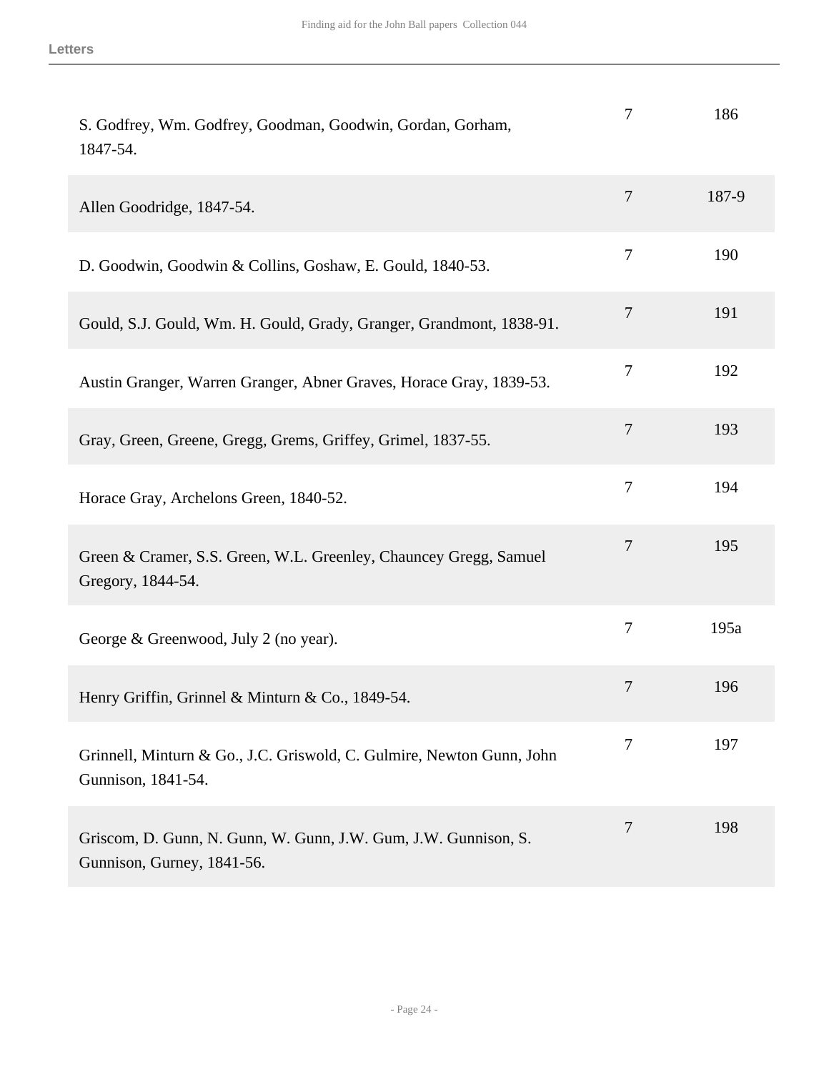| | | |
|---|---|---|
| S. Godfrey, Wm. Godfrey, Goodman, Goodwin, Gordan, Gorham, 1847-54. | 7 | 186 |
| Allen Goodridge, 1847-54. | 7 | 187-9 |
| D. Goodwin, Goodwin & Collins, Goshaw, E. Gould, 1840-53. | 7 | 190 |
| Gould, S.J. Gould, Wm. H. Gould, Grady, Granger, Grandmont, 1838-91. | 7 | 191 |
| Austin Granger, Warren Granger, Abner Graves, Horace Gray, 1839-53. | 7 | 192 |
| Gray, Green, Greene, Gregg, Grems, Griffey, Grimel, 1837-55. | 7 | 193 |
| Horace Gray, Archelons Green, 1840-52. | 7 | 194 |
| Green & Cramer, S.S. Green, W.L. Greenley, Chauncey Gregg, Samuel Gregory, 1844-54. | 7 | 195 |
| George & Greenwood, July 2 (no year). | 7 | 195a |
| Henry Griffin, Grinnel & Minturn & Co., 1849-54. | 7 | 196 |
| Grinnell, Minturn & Go., J.C. Griswold, C. Gulmire, Newton Gunn, John Gunnison, 1841-54. | 7 | 197 |
| Griscom, D. Gunn, N. Gunn, W. Gunn, J.W. Gum, J.W. Gunnison, S. Gunnison, Gurney, 1841-56. | 7 | 198 |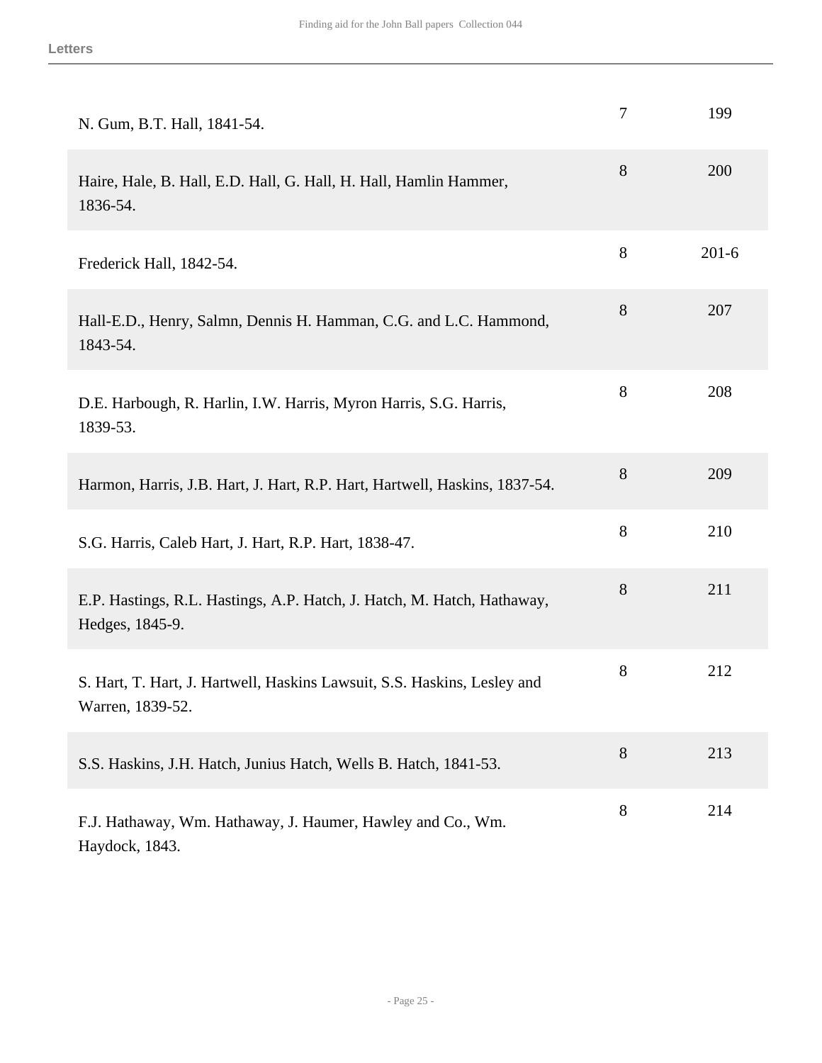| | | |
|---|---|---|
| N. Gum, B.T. Hall, 1841-54. | 7 | 199 |
| Haire, Hale, B. Hall, E.D. Hall, G. Hall, H. Hall, Hamlin Hammer, 1836-54. | 8 | 200 |
| Frederick Hall, 1842-54. | 8 | 201-6 |
| Hall-E.D., Henry, Salmn, Dennis H. Hamman, C.G. and L.C. Hammond, 1843-54. | 8 | 207 |
| D.E. Harbough, R. Harlin, I.W. Harris, Myron Harris, S.G. Harris, 1839-53. | 8 | 208 |
| Harmon, Harris, J.B. Hart, J. Hart, R.P. Hart, Hartwell, Haskins, 1837-54. | 8 | 209 |
| S.G. Harris, Caleb Hart, J. Hart, R.P. Hart, 1838-47. | 8 | 210 |
| E.P. Hastings, R.L. Hastings, A.P. Hatch, J. Hatch, M. Hatch, Hathaway, Hedges, 1845-9. | 8 | 211 |
| S. Hart, T. Hart, J. Hartwell, Haskins Lawsuit, S.S. Haskins, Lesley and Warren, 1839-52. | 8 | 212 |
| S.S. Haskins, J.H. Hatch, Junius Hatch, Wells B. Hatch, 1841-53. | 8 | 213 |
| F.J. Hathaway, Wm. Hathaway, J. Haumer, Hawley and Co., Wm. Haydock, 1843. | 8 | 214 |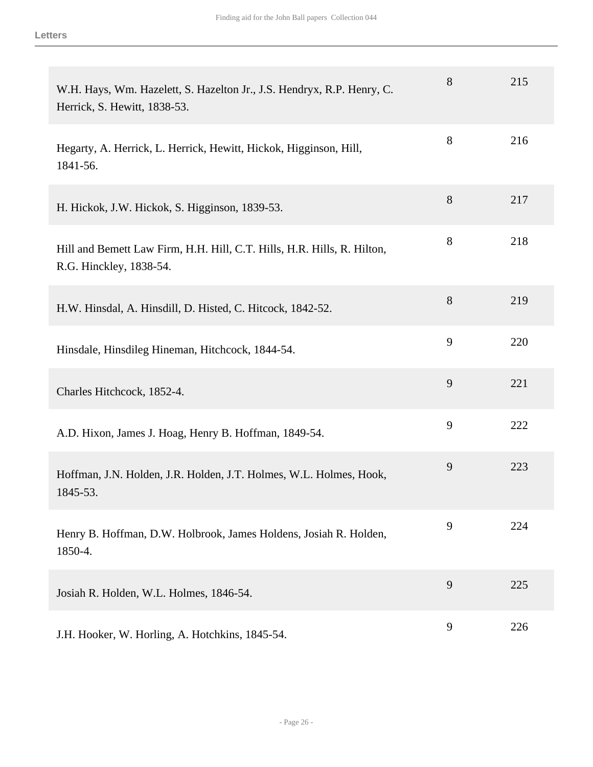| | | |
|---|---|---|
| W.H. Hays, Wm. Hazelett, S. Hazelton Jr., J.S. Hendryx, R.P. Henry, C. Herrick, S. Hewitt, 1838-53. | 8 | 215 |
| Hegarty, A. Herrick, L. Herrick, Hewitt, Hickok, Higginson, Hill, 1841-56. | 8 | 216 |
| H. Hickok, J.W. Hickok, S. Higginson, 1839-53. | 8 | 217 |
| Hill and Bemett Law Firm, H.H. Hill, C.T. Hills, H.R. Hills, R. Hilton, R.G. Hinckley, 1838-54. | 8 | 218 |
| H.W. Hinsdal, A. Hinsdill, D. Histed, C. Hitcock, 1842-52. | 8 | 219 |
| Hinsdale, Hinsdileg Hineman, Hitchcock, 1844-54. | 9 | 220 |
| Charles Hitchcock, 1852-4. | 9 | 221 |
| A.D. Hixon, James J. Hoag, Henry B. Hoffman, 1849-54. | 9 | 222 |
| Hoffman, J.N. Holden, J.R. Holden, J.T. Holmes, W.L. Holmes, Hook, 1845-53. | 9 | 223 |
| Henry B. Hoffman, D.W. Holbrook, James Holdens, Josiah R. Holden, 1850-4. | 9 | 224 |
| Josiah R. Holden, W.L. Holmes, 1846-54. | 9 | 225 |
| J.H. Hooker, W. Horling, A. Hotchkins, 1845-54. | 9 | 226 |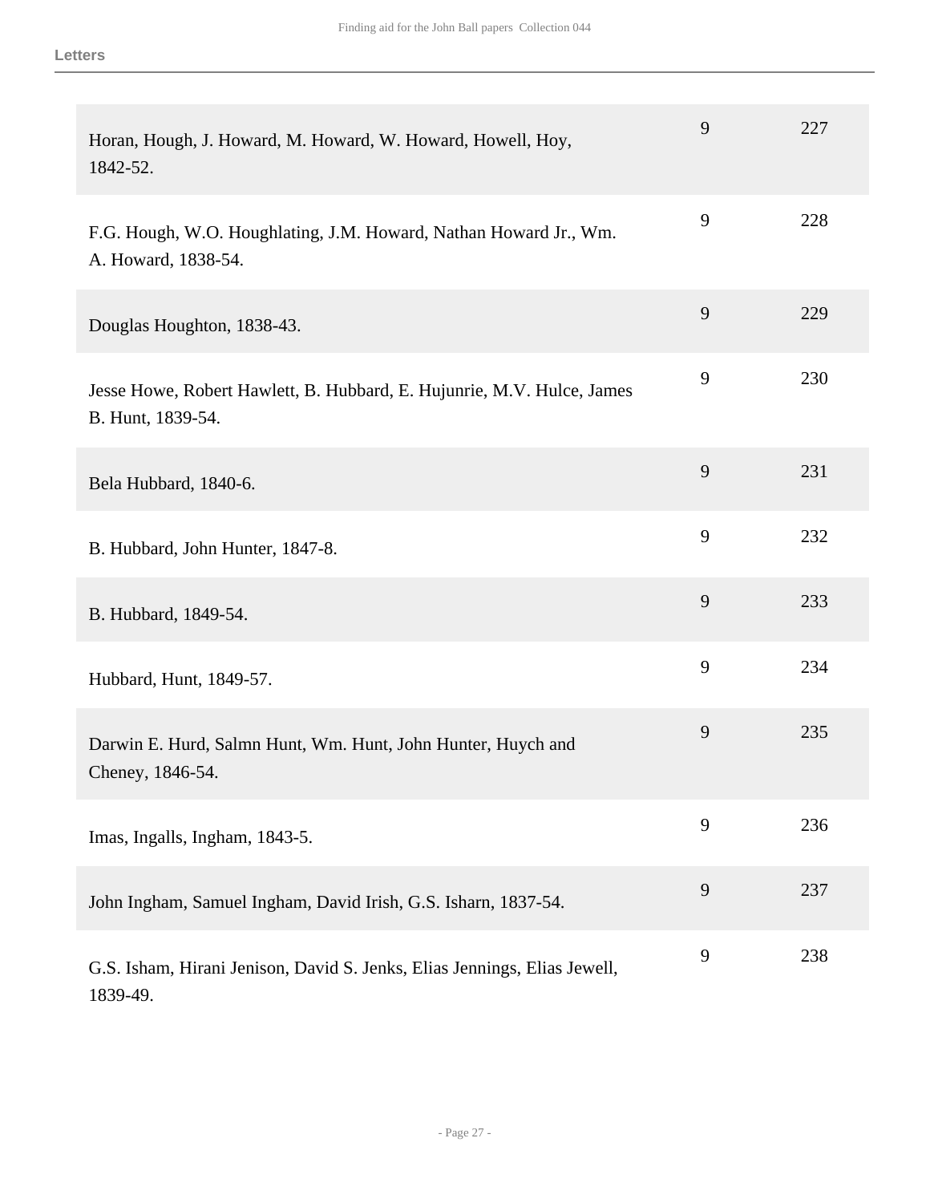| | | |
|---|---|---|
| Horan, Hough, J. Howard, M. Howard, W. Howard, Howell, Hoy, 1842-52. | 9 | 227 |
| F.G. Hough, W.O. Houghlating, J.M. Howard, Nathan Howard Jr., Wm. A. Howard, 1838-54. | 9 | 228 |
| Douglas Houghton, 1838-43. | 9 | 229 |
| Jesse Howe, Robert Hawlett, B. Hubbard, E. Hujunrie, M.V. Hulce, James B. Hunt, 1839-54. | 9 | 230 |
| Bela Hubbard, 1840-6. | 9 | 231 |
| B. Hubbard, John Hunter, 1847-8. | 9 | 232 |
| B. Hubbard, 1849-54. | 9 | 233 |
| Hubbard, Hunt, 1849-57. | 9 | 234 |
| Darwin E. Hurd, Salmn Hunt, Wm. Hunt, John Hunter, Huych and Cheney, 1846-54. | 9 | 235 |
| Imas, Ingalls, Ingham, 1843-5. | 9 | 236 |
| John Ingham, Samuel Ingham, David Irish, G.S. Isharn, 1837-54. | 9 | 237 |
| G.S. Isham, Hirani Jenison, David S. Jenks, Elias Jennings, Elias Jewell, 1839-49. | 9 | 238 |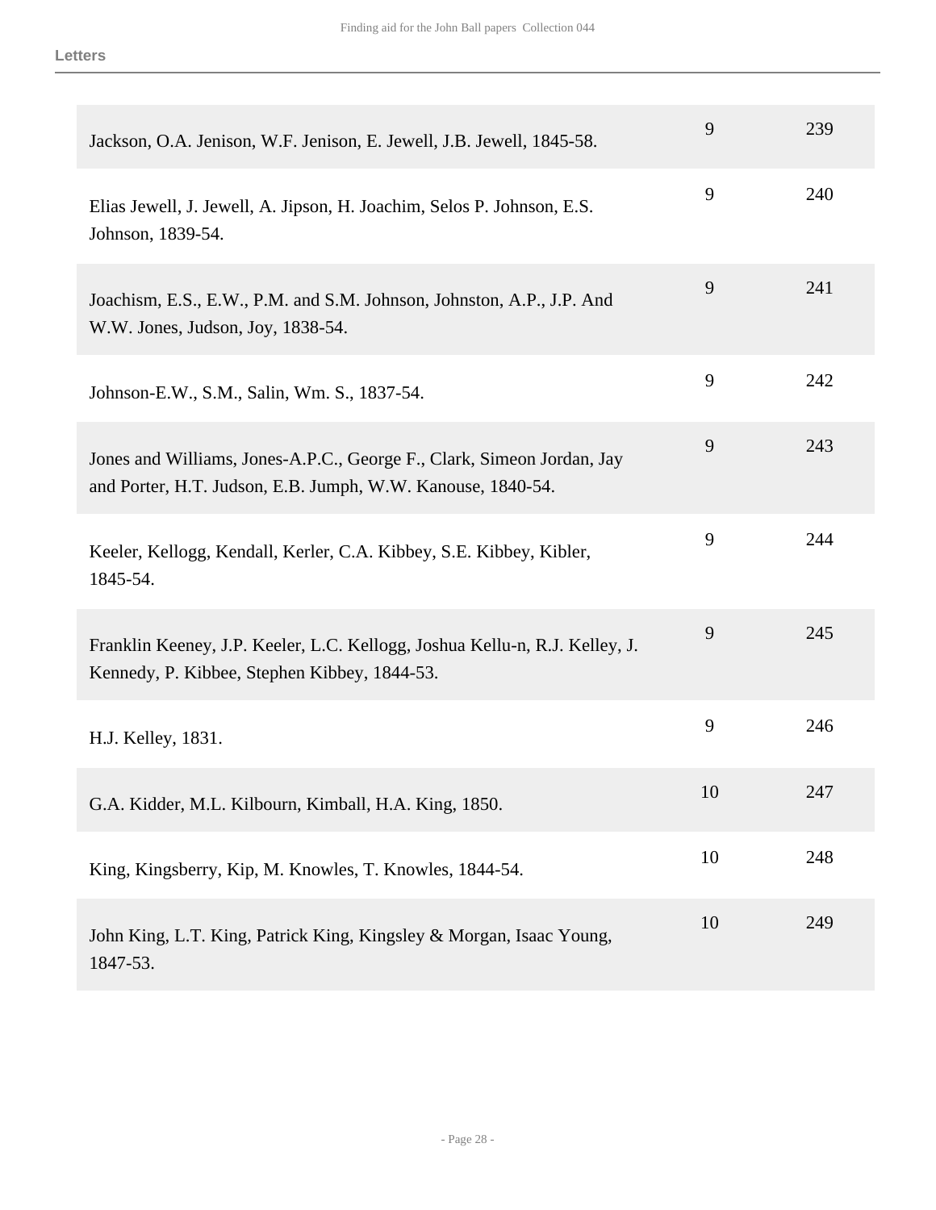**Letters**

| | | |
|---|---|---|
| Jackson, O.A. Jenison, W.F. Jenison, E. Jewell, J.B. Jewell, 1845-58. | 9 | 239 |
| Elias Jewell, J. Jewell, A. Jipson, H. Joachim, Selos P. Johnson, E.S. Johnson, 1839-54. | 9 | 240 |
| Joachism, E.S., E.W., P.M. and S.M. Johnson, Johnston, A.P., J.P. And W.W. Jones, Judson, Joy, 1838-54. | 9 | 241 |
| Johnson-E.W., S.M., Salin, Wm. S., 1837-54. | 9 | 242 |
| Jones and Williams, Jones-A.P.C., George F., Clark, Simeon Jordan, Jay and Porter, H.T. Judson, E.B. Jumph, W.W. Kanouse, 1840-54. | 9 | 243 |
| Keeler, Kellogg, Kendall, Kerler, C.A. Kibbey, S.E. Kibbey, Kibler, 1845-54. | 9 | 244 |
| Franklin Keeney, J.P. Keeler, L.C. Kellogg, Joshua Kellu-n, R.J. Kelley, J. Kennedy, P. Kibbee, Stephen Kibbey, 1844-53. | 9 | 245 |
| H.J. Kelley, 1831. | 9 | 246 |
| G.A. Kidder, M.L. Kilbourn, Kimball, H.A. King, 1850. | 10 | 247 |
| King, Kingsberry, Kip, M. Knowles, T. Knowles, 1844-54. | 10 | 248 |
| John King, L.T. King, Patrick King, Kingsley & Morgan, Isaac Young, 1847-53. | 10 | 249 |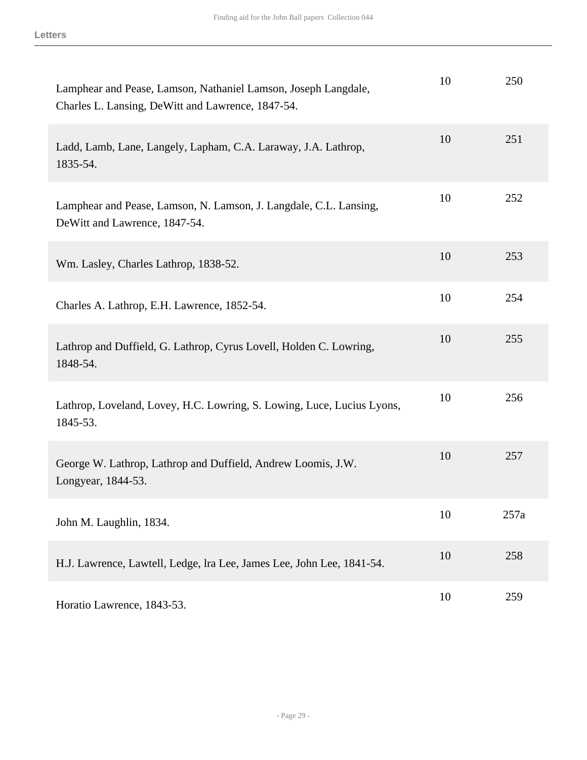| | | |
|---|---|---|
| Lamphear and Pease, Lamson, Nathaniel Lamson, Joseph Langdale, Charles L. Lansing, DeWitt and Lawrence, 1847-54. | 10 | 250 |
| Ladd, Lamb, Lane, Langely, Lapham, C.A. Laraway, J.A. Lathrop, 1835-54. | 10 | 251 |
| Lamphear and Pease, Lamson, N. Lamson, J. Langdale, C.L. Lansing, DeWitt and Lawrence, 1847-54. | 10 | 252 |
| Wm. Lasley, Charles Lathrop, 1838-52. | 10 | 253 |
| Charles A. Lathrop, E.H. Lawrence, 1852-54. | 10 | 254 |
| Lathrop and Duffield, G. Lathrop, Cyrus Lovell, Holden C. Lowring, 1848-54. | 10 | 255 |
| Lathrop, Loveland, Lovey, H.C. Lowring, S. Lowing, Luce, Lucius Lyons, 1845-53. | 10 | 256 |
| George W. Lathrop, Lathrop and Duffield, Andrew Loomis, J.W. Longyear, 1844-53. | 10 | 257 |
| John M. Laughlin, 1834. | 10 | 257a |
| H.J. Lawrence, Lawtell, Ledge, lra Lee, James Lee, John Lee, 1841-54. | 10 | 258 |
| Horatio Lawrence, 1843-53. | 10 | 259 |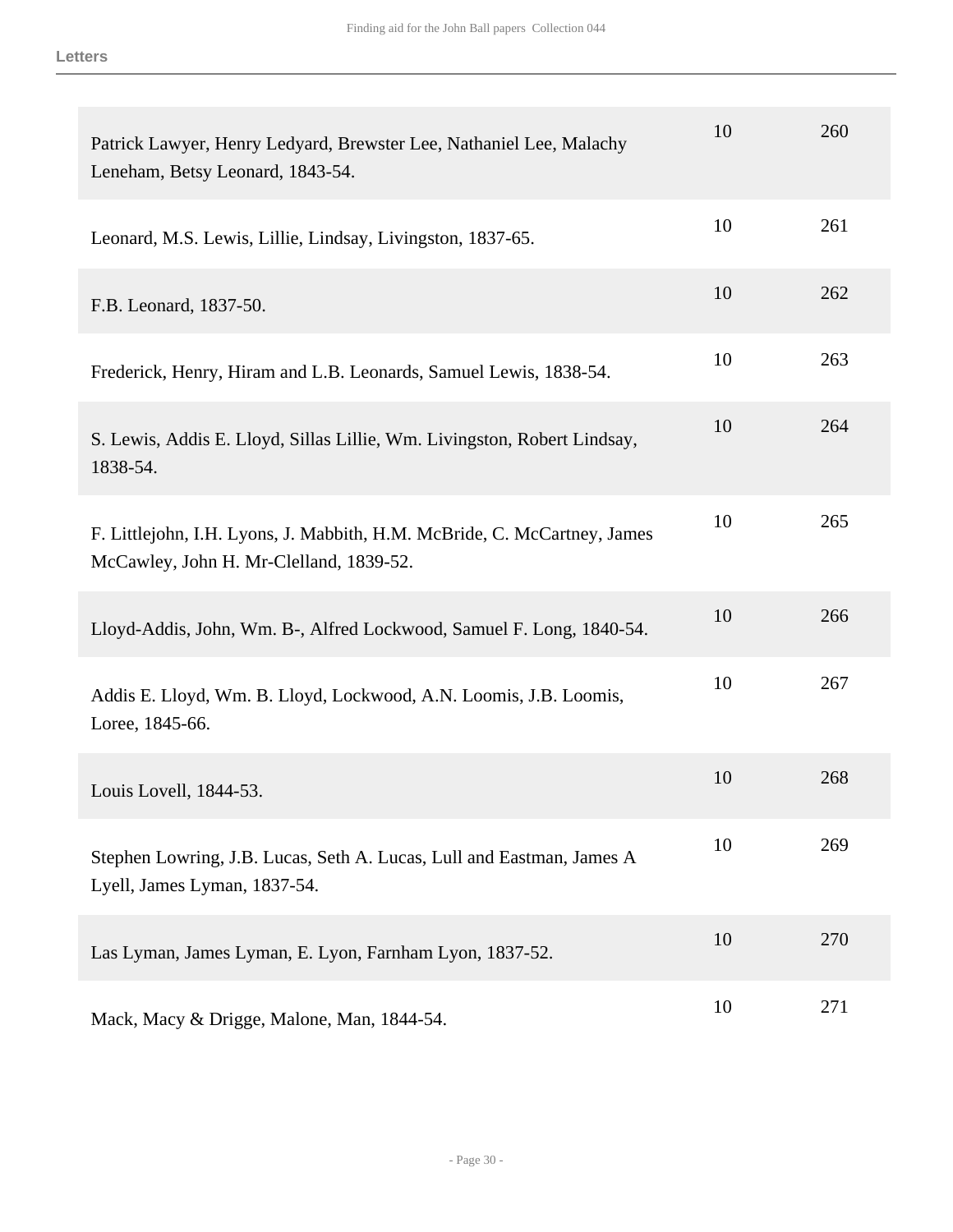| | | |
|---|---|---|
| Patrick Lawyer, Henry Ledyard, Brewster Lee, Nathaniel Lee, Malachy Leneham, Betsy Leonard, 1843-54. | 10 | 260 |
| Leonard, M.S. Lewis, Lillie, Lindsay, Livingston, 1837-65. | 10 | 261 |
| F.B. Leonard, 1837-50. | 10 | 262 |
| Frederick, Henry, Hiram and L.B. Leonards, Samuel Lewis, 1838-54. | 10 | 263 |
| S. Lewis, Addis E. Lloyd, Sillas Lillie, Wm. Livingston, Robert Lindsay, 1838-54. | 10 | 264 |
| F. Littlejohn, I.H. Lyons, J. Mabbith, H.M. McBride, C. McCartney, James McCawley, John H. Mr-Clelland, 1839-52. | 10 | 265 |
| Lloyd-Addis, John, Wm. B-, Alfred Lockwood, Samuel F. Long, 1840-54. | 10 | 266 |
| Addis E. Lloyd, Wm. B. Lloyd, Lockwood, A.N. Loomis, J.B. Loomis, Loree, 1845-66. | 10 | 267 |
| Louis Lovell, 1844-53. | 10 | 268 |
| Stephen Lowring, J.B. Lucas, Seth A. Lucas, Lull and Eastman, James A Lyell, James Lyman, 1837-54. | 10 | 269 |
| Las Lyman, James Lyman, E. Lyon, Farnham Lyon, 1837-52. | 10 | 270 |
| Mack, Macy & Drigge, Malone, Man, 1844-54. | 10 | 271 |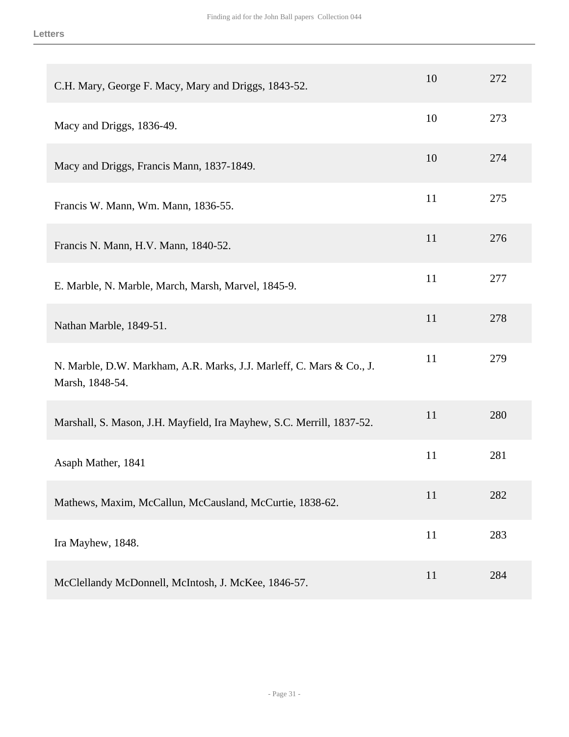| | | |
|---|---|---|
| C.H. Mary, George F. Macy, Mary and Driggs, 1843-52. | 10 | 272 |
| Macy and Driggs, 1836-49. | 10 | 273 |
| Macy and Driggs, Francis Mann, 1837-1849. | 10 | 274 |
| Francis W. Mann, Wm. Mann, 1836-55. | 11 | 275 |
| Francis N. Mann, H.V. Mann, 1840-52. | 11 | 276 |
| E. Marble, N. Marble, March, Marsh, Marvel, 1845-9. | 11 | 277 |
| Nathan Marble, 1849-51. | 11 | 278 |
| N. Marble, D.W. Markham, A.R. Marks, J.J. Marleff, C. Mars & Co., J. Marsh, 1848-54. | 11 | 279 |
| Marshall, S. Mason, J.H. Mayfield, Ira Mayhew, S.C. Merrill, 1837-52. | 11 | 280 |
| Asaph Mather, 1841 | 11 | 281 |
| Mathews, Maxim, McCallun, McCausland, McCurtie, 1838-62. | 11 | 282 |
| Ira Mayhew, 1848. | 11 | 283 |
| McClellandy McDonnell, McIntosh, J. McKee, 1846-57. | 11 | 284 |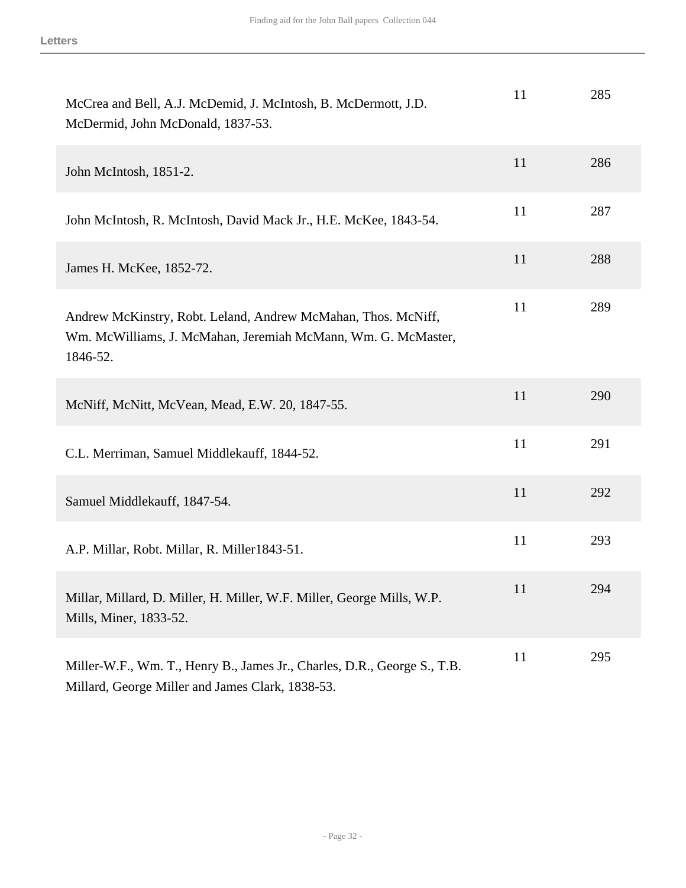| | | |
|---|---|---|
| McCrea and Bell, A.J. McDemid, J. McIntosh, B. McDermott, J.D. McDermid, John McDonald, 1837-53. | 11 | 285 |
| John McIntosh, 1851-2. | 11 | 286 |
| John McIntosh, R. McIntosh, David Mack Jr., H.E. McKee, 1843-54. | 11 | 287 |
| James H. McKee, 1852-72. | 11 | 288 |
| Andrew McKinstry, Robt. Leland, Andrew McMahan, Thos. McNiff, Wm. McWilliams, J. McMahan, Jeremiah McMann, Wm. G. McMaster, 1846-52. | 11 | 289 |
| McNiff, McNitt, McVean, Mead, E.W. 20, 1847-55. | 11 | 290 |
| C.L. Merriman, Samuel Middlekauff, 1844-52. | 11 | 291 |
| Samuel Middlekauff, 1847-54. | 11 | 292 |
| A.P. Millar, Robt. Millar, R. Miller1843-51. | 11 | 293 |
| Millar, Millard, D. Miller, H. Miller, W.F. Miller, George Mills, W.P. Mills, Miner, 1833-52. | 11 | 294 |
| Miller-W.F., Wm. T., Henry B., James Jr., Charles, D.R., George S., T.B. Millard, George Miller and James Clark, 1838-53. | 11 | 295 |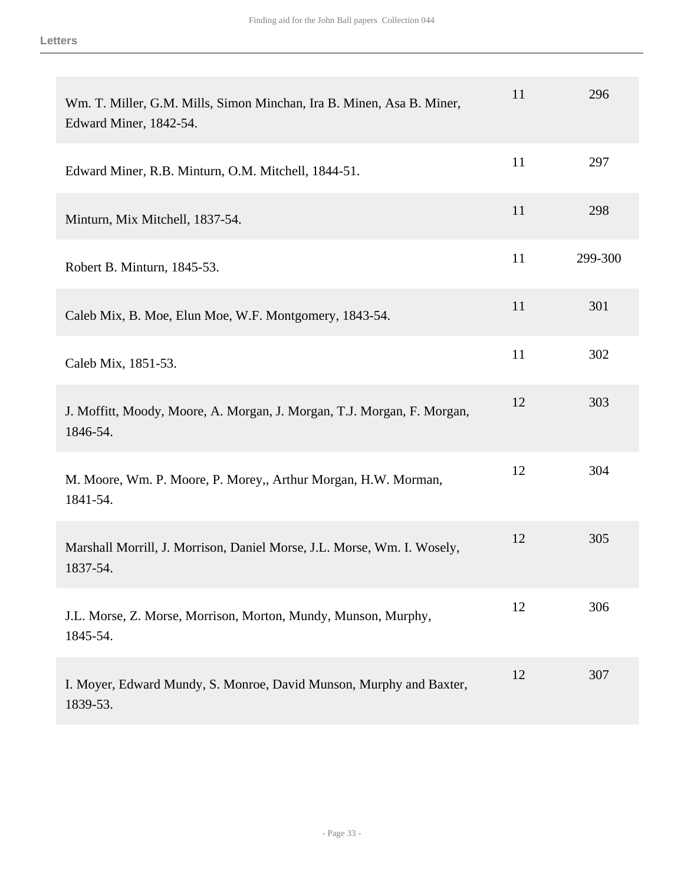| | | |
|---|---|---|
| Wm. T. Miller, G.M. Mills, Simon Minchan, Ira B. Minen, Asa B. Miner, Edward Miner, 1842-54. | 11 | 296 |
| Edward Miner, R.B. Minturn, O.M. Mitchell, 1844-51. | 11 | 297 |
| Minturn, Mix Mitchell, 1837-54. | 11 | 298 |
| Robert B. Minturn, 1845-53. | 11 | 299-300 |
| Caleb Mix, B. Moe, Elun Moe, W.F. Montgomery, 1843-54. | 11 | 301 |
| Caleb Mix, 1851-53. | 11 | 302 |
| J. Moffitt, Moody, Moore, A. Morgan, J. Morgan, T.J. Morgan, F. Morgan, 1846-54. | 12 | 303 |
| M. Moore, Wm. P. Moore, P. Morey,, Arthur Morgan, H.W. Morman, 1841-54. | 12 | 304 |
| Marshall Morrill, J. Morrison, Daniel Morse, J.L. Morse, Wm. I. Wosely, 1837-54. | 12 | 305 |
| J.L. Morse, Z. Morse, Morrison, Morton, Mundy, Munson, Murphy, 1845-54. | 12 | 306 |
| I. Moyer, Edward Mundy, S. Monroe, David Munson, Murphy and Baxter, 1839-53. | 12 | 307 |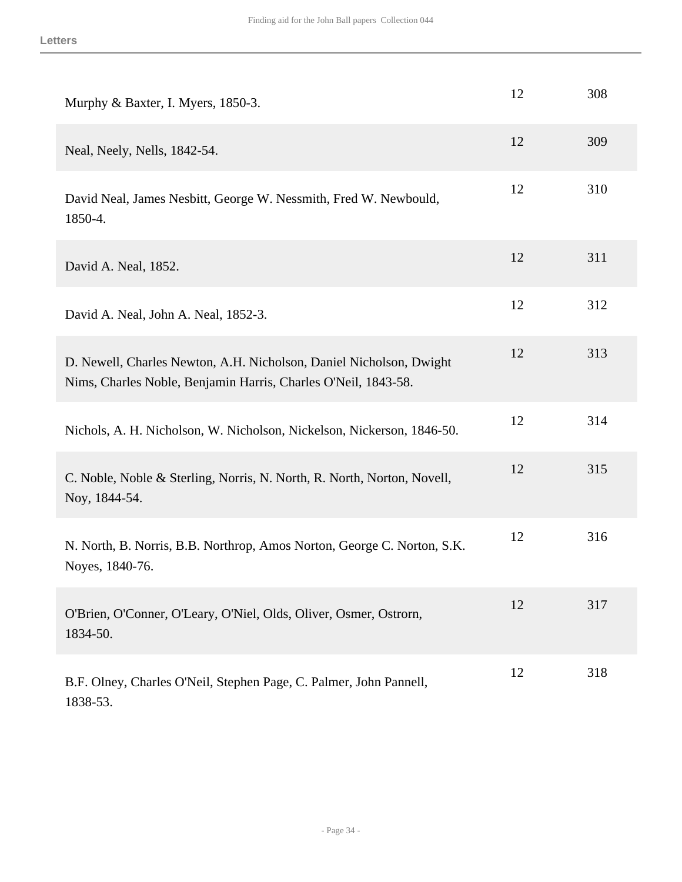| | | |
|---|---|---|
| Murphy & Baxter, I. Myers, 1850-3. | 12 | 308 |
| Neal, Neely, Nells, 1842-54. | 12 | 309 |
| David Neal, James Nesbitt, George W. Nessmith, Fred W. Newbould, 1850-4. | 12 | 310 |
| David A. Neal, 1852. | 12 | 311 |
| David A. Neal, John A. Neal, 1852-3. | 12 | 312 |
| D. Newell, Charles Newton, A.H. Nicholson, Daniel Nicholson, Dwight Nims, Charles Noble, Benjamin Harris, Charles O'Neil, 1843-58. | 12 | 313 |
| Nichols, A. H. Nicholson, W. Nicholson, Nickelson, Nickerson, 1846-50. | 12 | 314 |
| C. Noble, Noble & Sterling, Norris, N. North, R. North, Norton, Novell, Noy, 1844-54. | 12 | 315 |
| N. North, B. Norris, B.B. Northrop, Amos Norton, George C. Norton, S.K. Noyes, 1840-76. | 12 | 316 |
| O'Brien, O'Conner, O'Leary, O'Niel, Olds, Oliver, Osmer, Ostrorn, 1834-50. | 12 | 317 |
| B.F. Olney, Charles O'Neil, Stephen Page, C. Palmer, John Pannell, 1838-53. | 12 | 318 |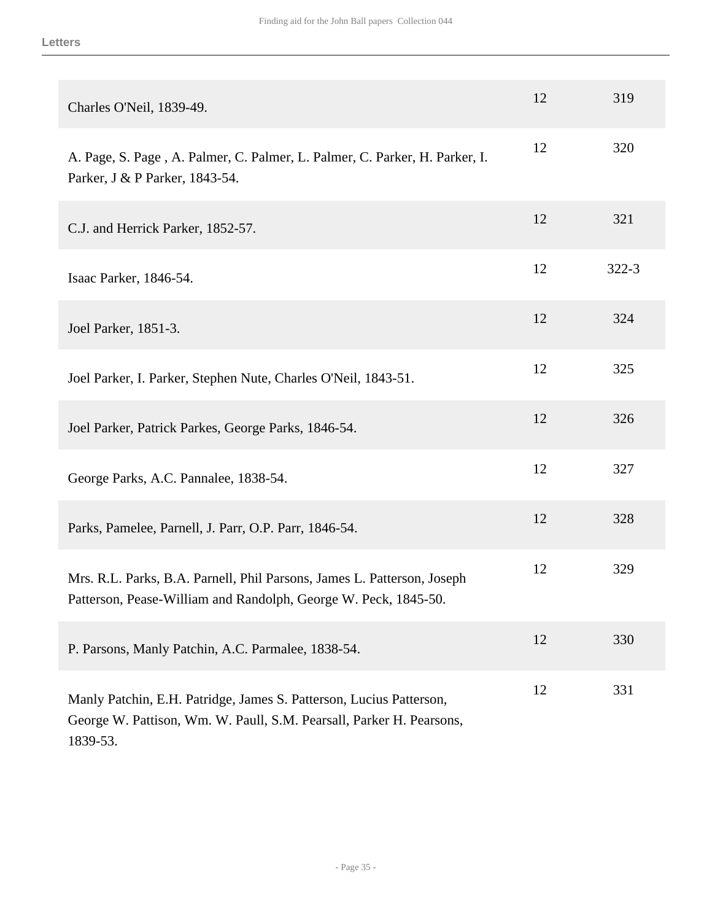| | | |
|---|---|---|
| Charles O'Neil, 1839-49. | 12 | 319 |
| A. Page, S. Page , A. Palmer, C. Palmer, L. Palmer, C. Parker, H. Parker, I. Parker, J & P Parker, 1843-54. | 12 | 320 |
| C.J. and Herrick Parker, 1852-57. | 12 | 321 |
| Isaac Parker, 1846-54. | 12 | 322-3 |
| Joel Parker, 1851-3. | 12 | 324 |
| Joel Parker, I. Parker, Stephen Nute, Charles O'Neil, 1843-51. | 12 | 325 |
| Joel Parker, Patrick Parkes, George Parks, 1846-54. | 12 | 326 |
| George Parks, A.C. Pannalee, 1838-54. | 12 | 327 |
| Parks, Pamelee, Parnell, J. Parr, O.P. Parr, 1846-54. | 12 | 328 |
| Mrs. R.L. Parks, B.A. Parnell, Phil Parsons, James L. Patterson, Joseph Patterson, Pease-William and Randolph, George W. Peck, 1845-50. | 12 | 329 |
| P. Parsons, Manly Patchin, A.C. Parmalee, 1838-54. | 12 | 330 |
| Manly Patchin, E.H. Patridge, James S. Patterson, Lucius Patterson, George W. Pattison, Wm. W. Paull, S.M. Pearsall, Parker H. Pearsons, 1839-53. | 12 | 331 |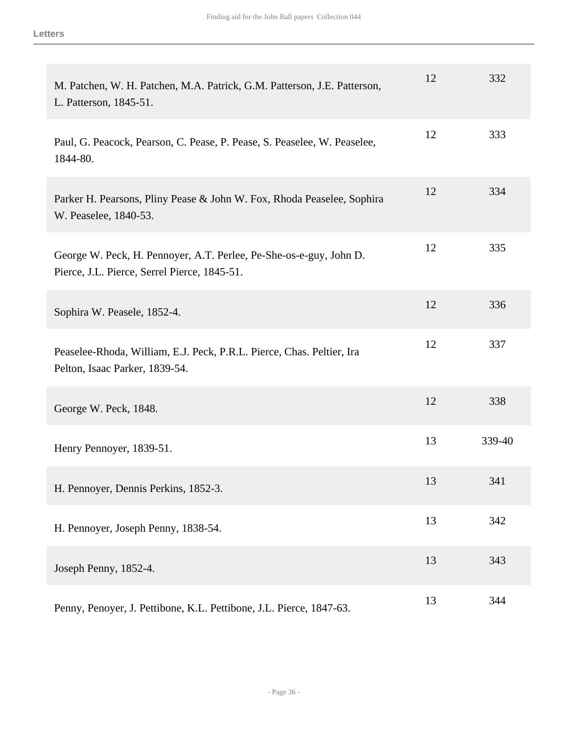| | | |
|---|---|---|
| M. Patchen, W. H. Patchen, M.A. Patrick, G.M. Patterson, J.E. Patterson, L. Patterson, 1845-51. | 12 | 332 |
| Paul, G. Peacock, Pearson, C. Pease, P. Pease, S. Peaselee, W. Peaselee, 1844-80. | 12 | 333 |
| Parker H. Pearsons, Pliny Pease & John W. Fox, Rhoda Peaselee, Sophira W. Peaselee, 1840-53. | 12 | 334 |
| George W. Peck, H. Pennoyer, A.T. Perlee, Pe-She-os-e-guy, John D. Pierce, J.L. Pierce, Serrel Pierce, 1845-51. | 12 | 335 |
| Sophira W. Peasele, 1852-4. | 12 | 336 |
| Peaselee-Rhoda, William, E.J. Peck, P.R.L. Pierce, Chas. Peltier, Ira Pelton, Isaac Parker, 1839-54. | 12 | 337 |
| George W. Peck, 1848. | 12 | 338 |
| Henry Pennoyer, 1839-51. | 13 | 339-40 |
| H. Pennoyer, Dennis Perkins, 1852-3. | 13 | 341 |
| H. Pennoyer, Joseph Penny, 1838-54. | 13 | 342 |
| Joseph Penny, 1852-4. | 13 | 343 |
| Penny, Penoyer, J. Pettibone, K.L. Pettibone, J.L. Pierce, 1847-63. | 13 | 344 |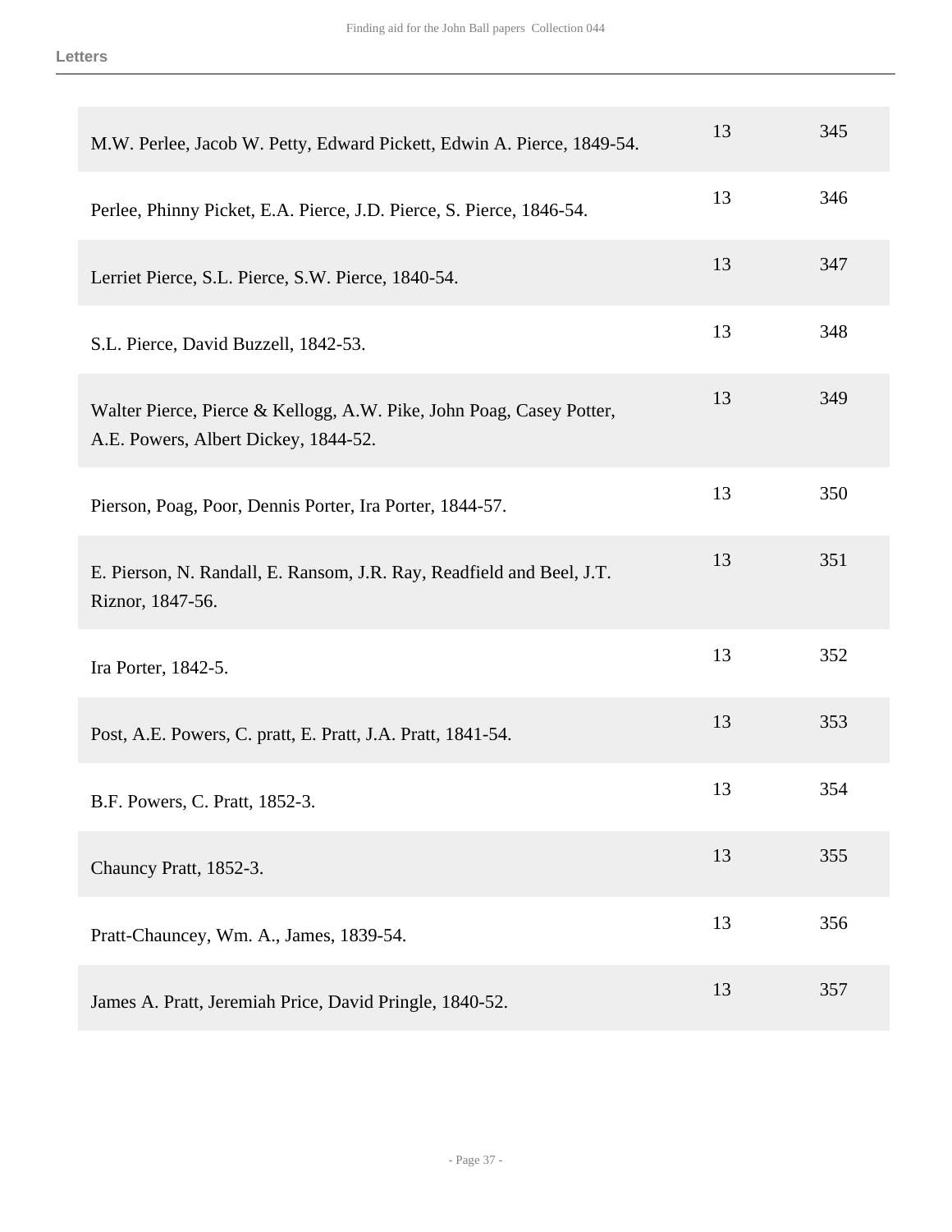| | | |
|---|---|---|
| M.W. Perlee, Jacob W. Petty, Edward Pickett, Edwin A. Pierce, 1849-54. | 13 | 345 |
| Perlee, Phinny Picket, E.A. Pierce, J.D. Pierce, S. Pierce, 1846-54. | 13 | 346 |
| Lerriet Pierce, S.L. Pierce, S.W. Pierce, 1840-54. | 13 | 347 |
| S.L. Pierce, David Buzzell, 1842-53. | 13 | 348 |
| Walter Pierce, Pierce & Kellogg, A.W. Pike, John Poag, Casey Potter, A.E. Powers, Albert Dickey, 1844-52. | 13 | 349 |
| Pierson, Poag, Poor, Dennis Porter, Ira Porter, 1844-57. | 13 | 350 |
| E. Pierson, N. Randall, E. Ransom, J.R. Ray, Readfield and Beel, J.T. Riznor, 1847-56. | 13 | 351 |
| Ira Porter, 1842-5. | 13 | 352 |
| Post, A.E. Powers, C. pratt, E. Pratt, J.A. Pratt, 1841-54. | 13 | 353 |
| B.F. Powers, C. Pratt, 1852-3. | 13 | 354 |
| Chauncy Pratt, 1852-3. | 13 | 355 |
| Pratt-Chauncey, Wm. A., James, 1839-54. | 13 | 356 |
| James A. Pratt, Jeremiah Price, David Pringle, 1840-52. | 13 | 357 |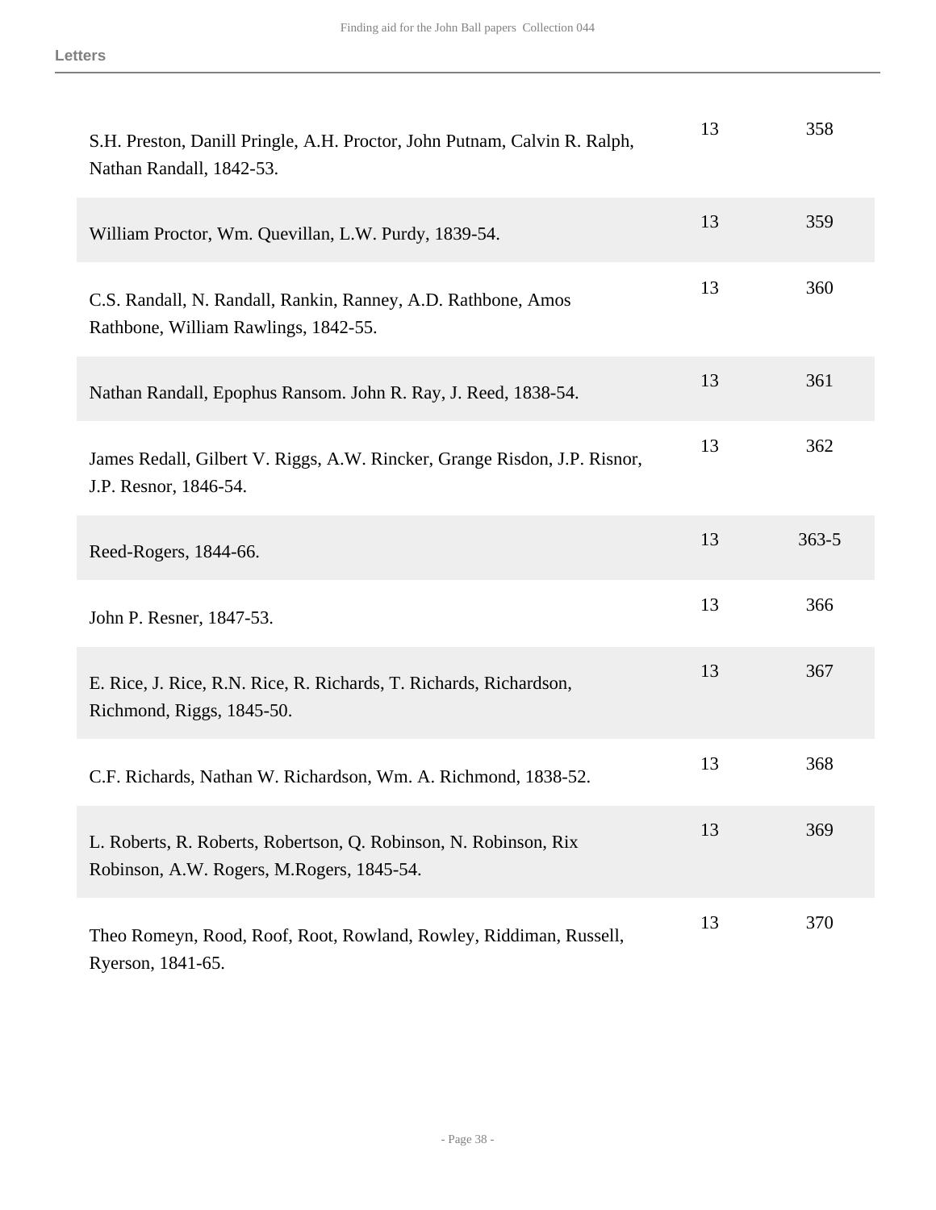| | | |
|---|---|---|
| S.H. Preston, Danill Pringle, A.H. Proctor, John Putnam, Calvin R. Ralph, Nathan Randall, 1842-53. | 13 | 358 |
| William Proctor, Wm. Quevillan, L.W. Purdy, 1839-54. | 13 | 359 |
| C.S. Randall, N. Randall, Rankin, Ranney, A.D. Rathbone, Amos Rathbone, William Rawlings, 1842-55. | 13 | 360 |
| Nathan Randall, Epophus Ransom. John R. Ray, J. Reed, 1838-54. | 13 | 361 |
| James Redall, Gilbert V. Riggs, A.W. Rincker, Grange Risdon, J.P. Risnor, J.P. Resnor, 1846-54. | 13 | 362 |
| Reed-Rogers, 1844-66. | 13 | 363-5 |
| John P. Resner, 1847-53. | 13 | 366 |
| E. Rice, J. Rice, R.N. Rice, R. Richards, T. Richards, Richardson, Richmond, Riggs, 1845-50. | 13 | 367 |
| C.F. Richards, Nathan W. Richardson, Wm. A. Richmond, 1838-52. | 13 | 368 |
| L. Roberts, R. Roberts, Robertson, Q. Robinson, N. Robinson, Rix Robinson, A.W. Rogers, M.Rogers, 1845-54. | 13 | 369 |
| Theo Romeyn, Rood, Roof, Root, Rowland, Rowley, Riddiman, Russell, Ryerson, 1841-65. | 13 | 370 |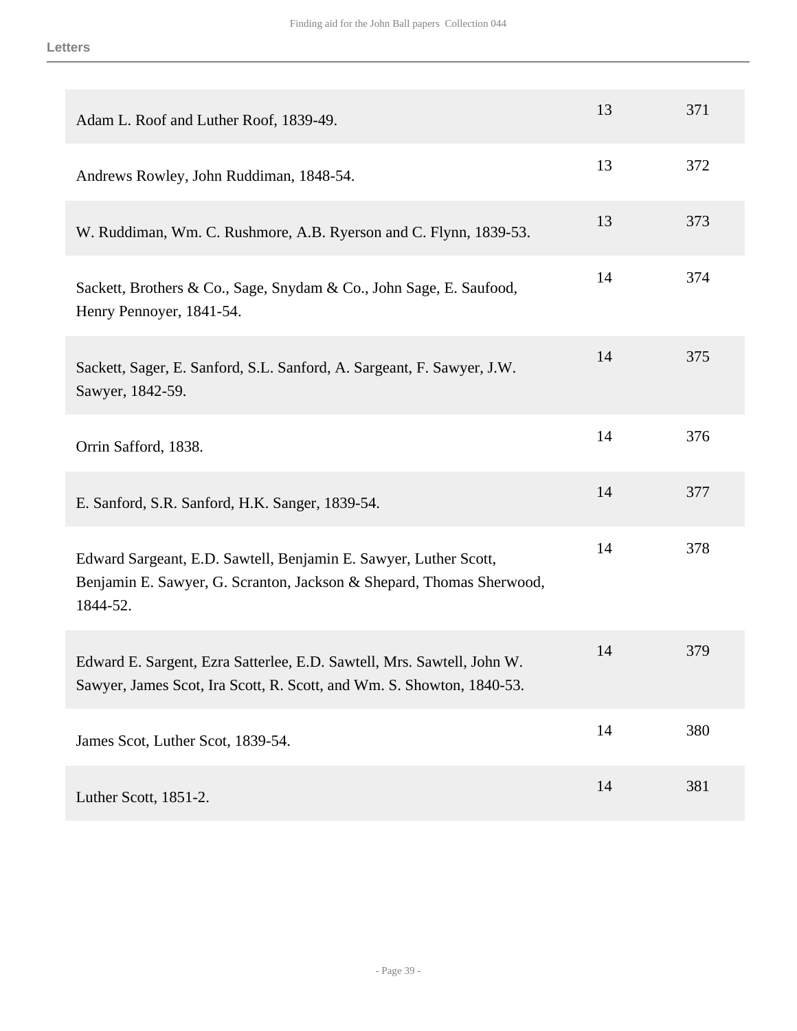| | | |
|---|---|---|
| Adam L. Roof and Luther Roof, 1839-49. | 13 | 371 |
| Andrews Rowley, John Ruddiman, 1848-54. | 13 | 372 |
| W. Ruddiman, Wm. C. Rushmore, A.B. Ryerson and C. Flynn, 1839-53. | 13 | 373 |
| Sackett, Brothers & Co., Sage, Snydam & Co., John Sage, E. Saufood, Henry Pennoyer, 1841-54. | 14 | 374 |
| Sackett, Sager, E. Sanford, S.L. Sanford, A. Sargeant, F. Sawyer, J.W. Sawyer, 1842-59. | 14 | 375 |
| Orrin Safford, 1838. | 14 | 376 |
| E. Sanford, S.R. Sanford, H.K. Sanger, 1839-54. | 14 | 377 |
| Edward Sargeant, E.D. Sawtell, Benjamin E. Sawyer, Luther Scott, Benjamin E. Sawyer, G. Scranton, Jackson & Shepard, Thomas Sherwood, 1844-52. | 14 | 378 |
| Edward E. Sargent, Ezra Satterlee, E.D. Sawtell, Mrs. Sawtell, John W. Sawyer, James Scot, Ira Scott, R. Scott, and Wm. S. Showton, 1840-53. | 14 | 379 |
| James Scot, Luther Scot, 1839-54. | 14 | 380 |
| Luther Scott, 1851-2. | 14 | 381 |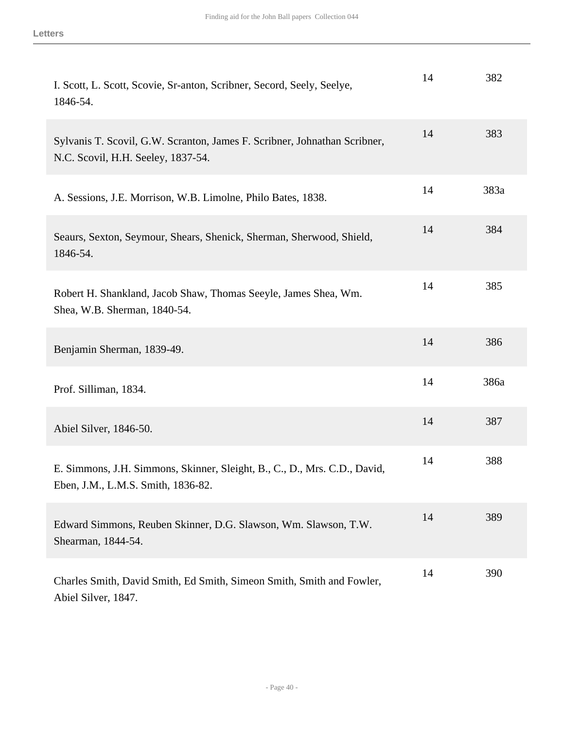| | | |
|---|---|---|
| I. Scott, L. Scott, Scovie, Sr-anton, Scribner, Secord, Seely, Seelye, 1846-54. | 14 | 382 |
| Sylvanis T. Scovil, G.W. Scranton, James F. Scribner, Johnathan Scribner, N.C. Scovil, H.H. Seeley, 1837-54. | 14 | 383 |
| A. Sessions, J.E. Morrison, W.B. Limolne, Philo Bates, 1838. | 14 | 383a |
| Seaurs, Sexton, Seymour, Shears, Shenick, Sherman, Sherwood, Shield, 1846-54. | 14 | 384 |
| Robert H. Shankland, Jacob Shaw, Thomas Seeyle, James Shea, Wm. Shea, W.B. Sherman, 1840-54. | 14 | 385 |
| Benjamin Sherman, 1839-49. | 14 | 386 |
| Prof. Silliman, 1834. | 14 | 386a |
| Abiel Silver, 1846-50. | 14 | 387 |
| E. Simmons, J.H. Simmons, Skinner, Sleight, B., C., D., Mrs. C.D., David, Eben, J.M., L.M.S. Smith, 1836-82. | 14 | 388 |
| Edward Simmons, Reuben Skinner, D.G. Slawson, Wm. Slawson, T.W. Shearman, 1844-54. | 14 | 389 |
| Charles Smith, David Smith, Ed Smith, Simeon Smith, Smith and Fowler, Abiel Silver, 1847. | 14 | 390 |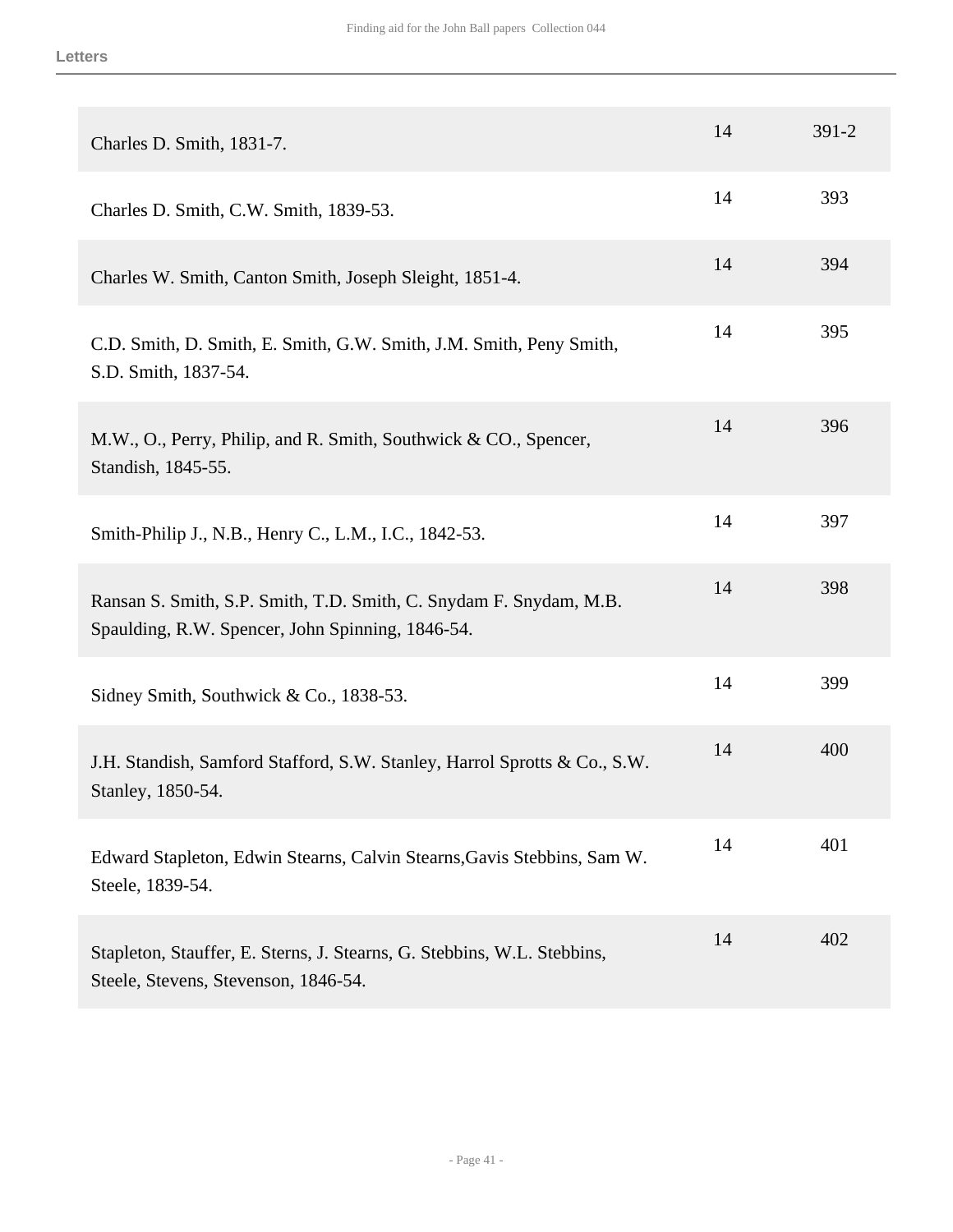| | | |
|---|---|---|
| Charles D. Smith, 1831-7. | 14 | 391-2 |
| Charles D. Smith, C.W. Smith, 1839-53. | 14 | 393 |
| Charles W. Smith, Canton Smith, Joseph Sleight, 1851-4. | 14 | 394 |
| C.D. Smith, D. Smith, E. Smith, G.W. Smith, J.M. Smith, Peny Smith, S.D. Smith, 1837-54. | 14 | 395 |
| M.W., O., Perry, Philip, and R. Smith, Southwick & CO., Spencer, Standish, 1845-55. | 14 | 396 |
| Smith-Philip J., N.B., Henry C., L.M., I.C., 1842-53. | 14 | 397 |
| Ransan S. Smith, S.P. Smith, T.D. Smith, C. Snydam F. Snydam, M.B. Spaulding, R.W. Spencer, John Spinning, 1846-54. | 14 | 398 |
| Sidney Smith, Southwick & Co., 1838-53. | 14 | 399 |
| J.H. Standish, Samford Stafford, S.W. Stanley, Harrol Sprotts & Co., S.W. Stanley, 1850-54. | 14 | 400 |
| Edward Stapleton, Edwin Stearns, Calvin Stearns,Gavis Stebbins, Sam W. Steele, 1839-54. | 14 | 401 |
| Stapleton, Stauffer, E. Sterns, J. Stearns, G. Stebbins, W.L. Stebbins, Steele, Stevens, Stevenson, 1846-54. | 14 | 402 |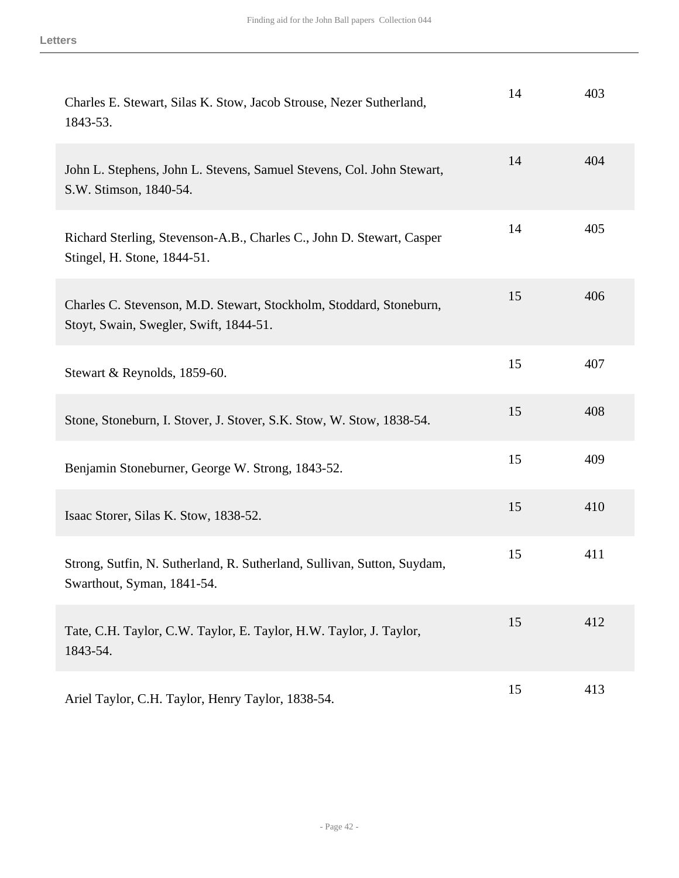| | | |
|---|---|---|
| Charles E. Stewart, Silas K. Stow, Jacob Strouse, Nezer Sutherland, 1843-53. | 14 | 403 |
| John L. Stephens, John L. Stevens, Samuel Stevens, Col. John Stewart, S.W. Stimson, 1840-54. | 14 | 404 |
| Richard Sterling, Stevenson-A.B., Charles C., John D. Stewart, Casper Stingel, H. Stone, 1844-51. | 14 | 405 |
| Charles C. Stevenson, M.D. Stewart, Stockholm, Stoddard, Stoneburn, Stoyt, Swain, Swegler, Swift, 1844-51. | 15 | 406 |
| Stewart & Reynolds, 1859-60. | 15 | 407 |
| Stone, Stoneburn, I. Stover, J. Stover, S.K. Stow, W. Stow, 1838-54. | 15 | 408 |
| Benjamin Stoneburner, George W. Strong, 1843-52. | 15 | 409 |
| Isaac Storer, Silas K. Stow, 1838-52. | 15 | 410 |
| Strong, Sutfin, N. Sutherland, R. Sutherland, Sullivan, Sutton, Suydam, Swarthout, Syman, 1841-54. | 15 | 411 |
| Tate, C.H. Taylor, C.W. Taylor, E. Taylor, H.W. Taylor, J. Taylor, 1843-54. | 15 | 412 |
| Ariel Taylor, C.H. Taylor, Henry Taylor, 1838-54. | 15 | 413 |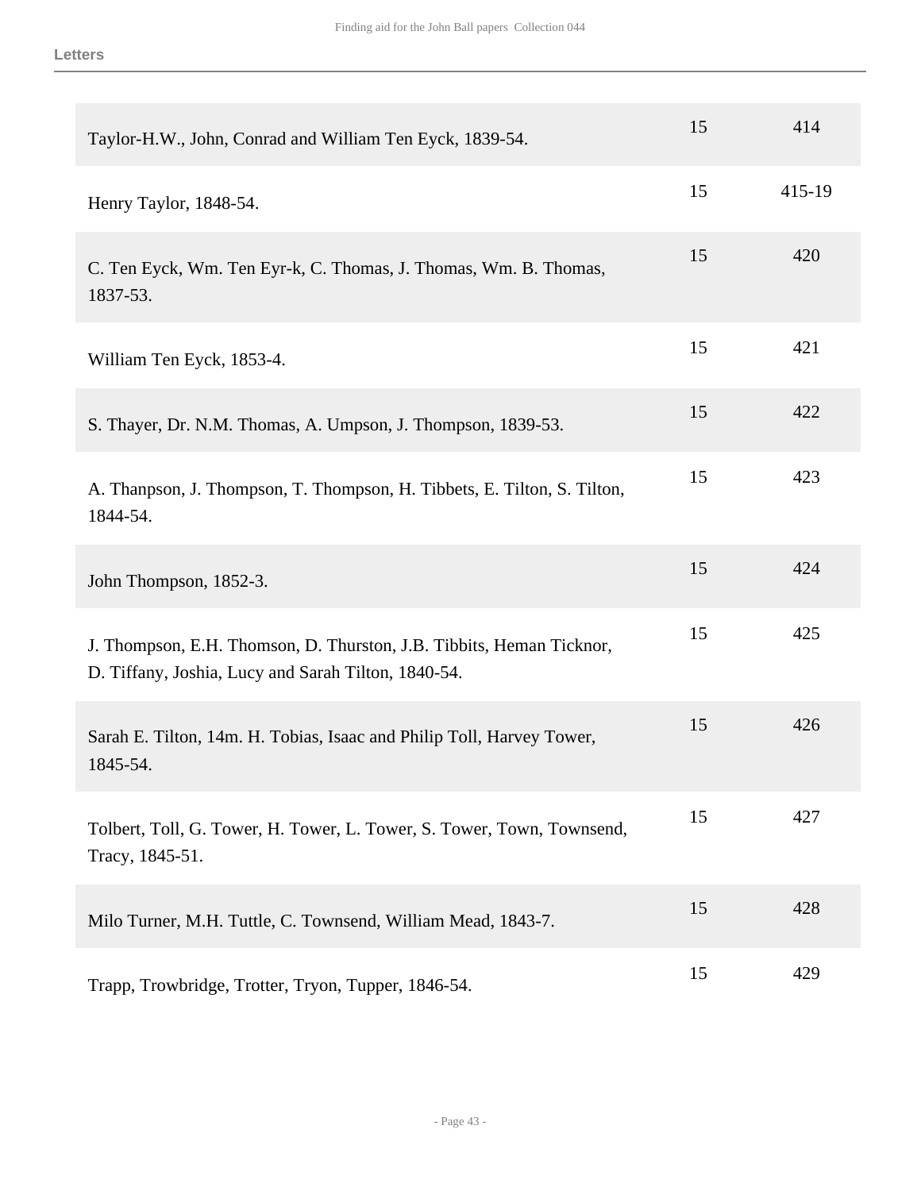**Letters**

| | | |
|---|---|---|
| Taylor-H.W., John, Conrad and William Ten Eyck, 1839-54. | 15 | 414 |
| Henry Taylor, 1848-54. | 15 | 415-19 |
| C. Ten Eyck, Wm. Ten Eyr-k, C. Thomas, J. Thomas, Wm. B. Thomas, 1837-53. | 15 | 420 |
| William Ten Eyck, 1853-4. | 15 | 421 |
| S. Thayer, Dr. N.M. Thomas, A. Umpson, J. Thompson, 1839-53. | 15 | 422 |
| A. Thanpson, J. Thompson, T. Thompson, H. Tibbets, E. Tilton, S. Tilton, 1844-54. | 15 | 423 |
| John Thompson, 1852-3. | 15 | 424 |
| J. Thompson, E.H. Thomson, D. Thurston, J.B. Tibbits, Heman Ticknor, D. Tiffany, Joshia, Lucy and Sarah Tilton, 1840-54. | 15 | 425 |
| Sarah E. Tilton, 14m. H. Tobias, Isaac and Philip Toll, Harvey Tower, 1845-54. | 15 | 426 |
| Tolbert, Toll, G. Tower, H. Tower, L. Tower, S. Tower, Town, Townsend, Tracy, 1845-51. | 15 | 427 |
| Milo Turner, M.H. Tuttle, C. Townsend, William Mead, 1843-7. | 15 | 428 |
| Trapp, Trowbridge, Trotter, Tryon, Tupper, 1846-54. | 15 | 429 |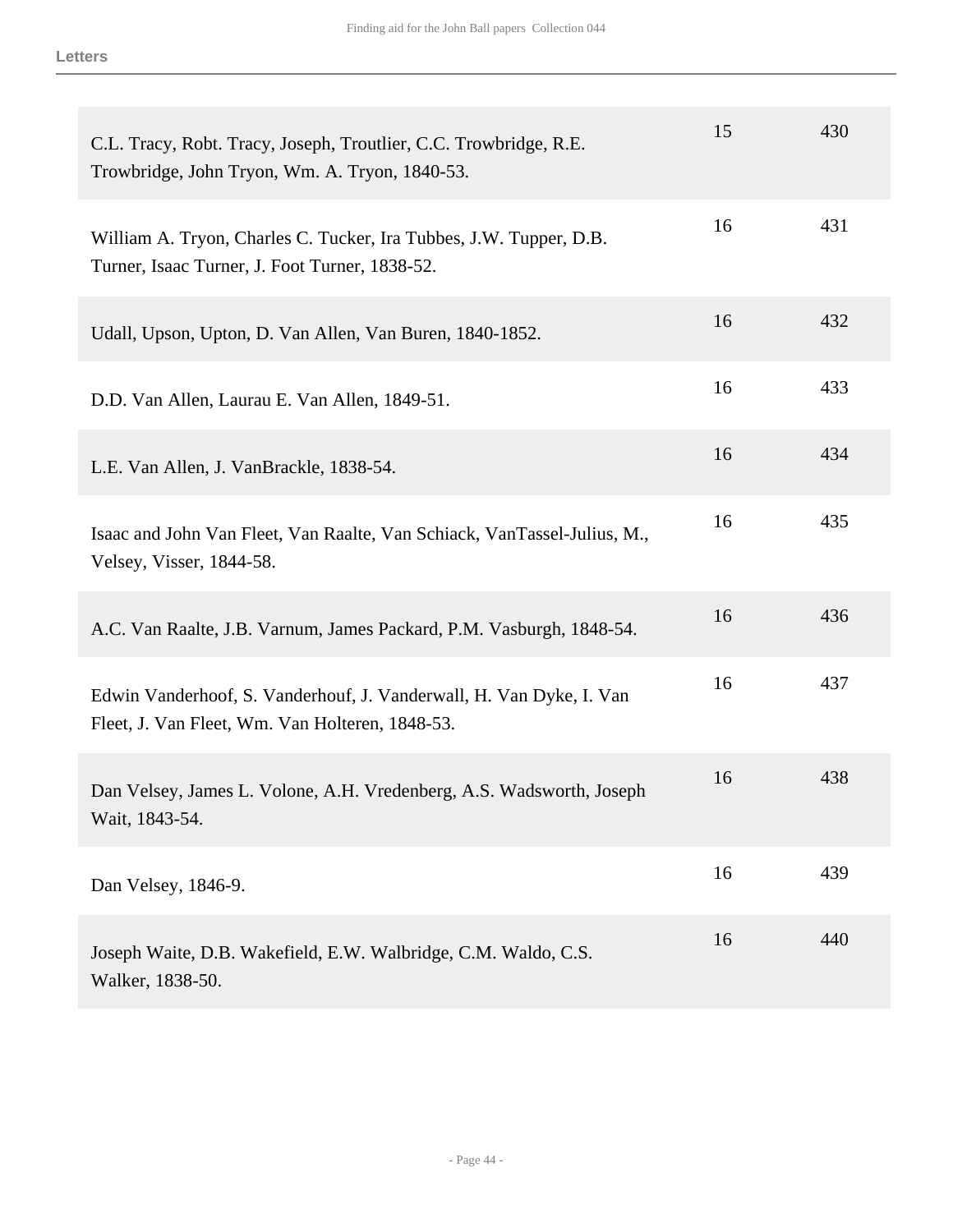**Letters**

| | | |
|---|---|---|
| C.L. Tracy, Robt. Tracy, Joseph, Troutlier, C.C. Trowbridge, R.E. Trowbridge, John Tryon, Wm. A. Tryon, 1840-53. | 15 | 430 |
| William A. Tryon, Charles C. Tucker, Ira Tubbes, J.W. Tupper, D.B. Turner, Isaac Turner, J. Foot Turner, 1838-52. | 16 | 431 |
| Udall, Upson, Upton, D. Van Allen, Van Buren, 1840-1852. | 16 | 432 |
| D.D. Van Allen, Laurau E. Van Allen, 1849-51. | 16 | 433 |
| L.E. Van Allen, J. VanBrackle, 1838-54. | 16 | 434 |
| Isaac and John Van Fleet, Van Raalte, Van Schiack, VanTassel-Julius, M., Velsey, Visser, 1844-58. | 16 | 435 |
| A.C. Van Raalte, J.B. Varnum, James Packard, P.M. Vasburgh, 1848-54. | 16 | 436 |
| Edwin Vanderhoof, S. Vanderhouf, J. Vanderwall, H. Van Dyke, I. Van Fleet, J. Van Fleet, Wm. Van Holteren, 1848-53. | 16 | 437 |
| Dan Velsey, James L. Volone, A.H. Vredenberg, A.S. Wadsworth, Joseph Wait, 1843-54. | 16 | 438 |
| Dan Velsey, 1846-9. | 16 | 439 |
| Joseph Waite, D.B. Wakefield, E.W. Walbridge, C.M. Waldo, C.S. Walker, 1838-50. | 16 | 440 |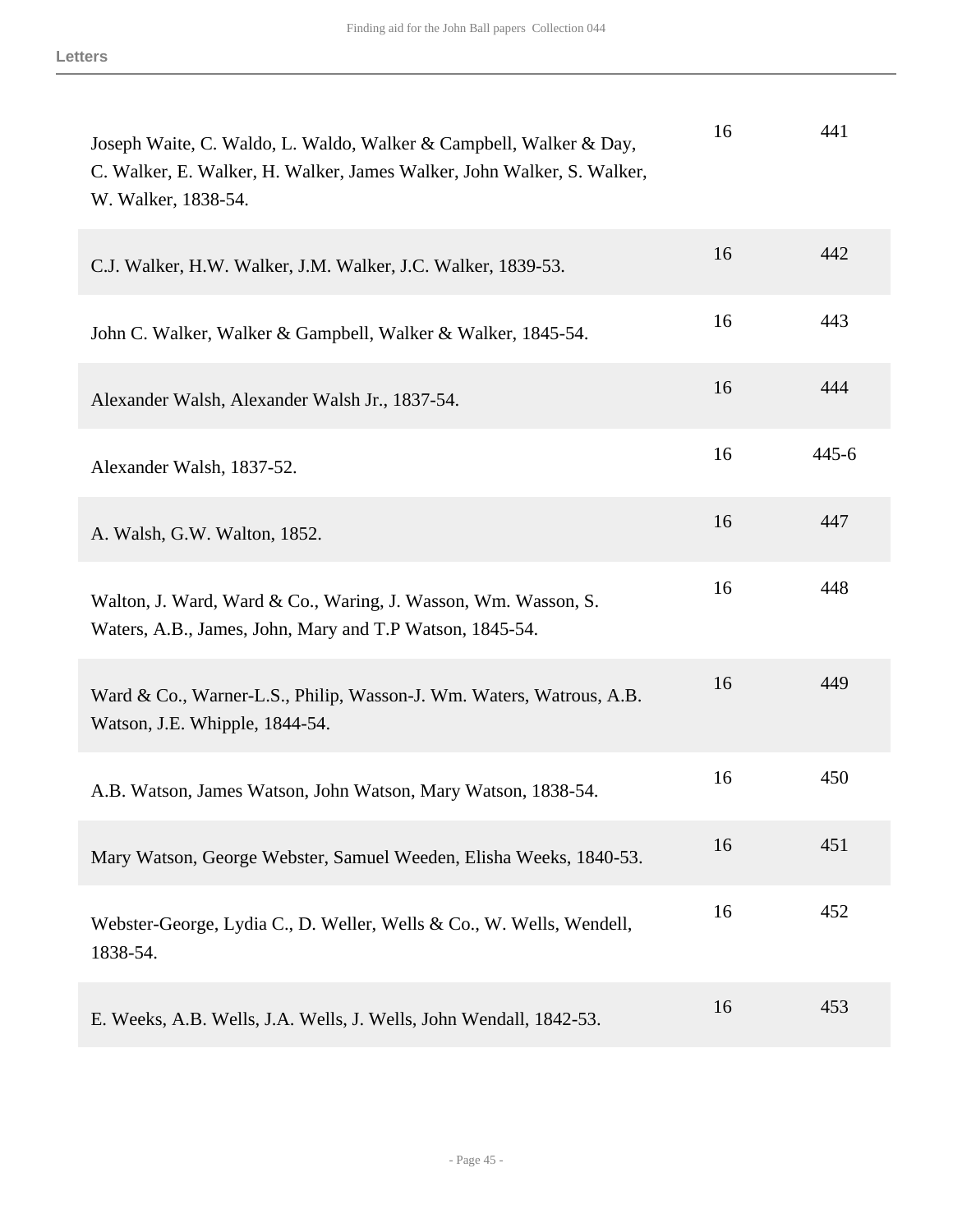| | | |
|---|---|---|
| Joseph Waite, C. Waldo, L. Waldo, Walker & Campbell, Walker & Day, C. Walker, E. Walker, H. Walker, James Walker, John Walker, S. Walker, W. Walker, 1838-54. | 16 | 441 |
| C.J. Walker, H.W. Walker, J.M. Walker, J.C. Walker, 1839-53. | 16 | 442 |
| John C. Walker, Walker & Gampbell, Walker & Walker, 1845-54. | 16 | 443 |
| Alexander Walsh, Alexander Walsh Jr., 1837-54. | 16 | 444 |
| Alexander Walsh, 1837-52. | 16 | 445-6 |
| A. Walsh, G.W. Walton, 1852. | 16 | 447 |
| Walton, J. Ward, Ward & Co., Waring, J. Wasson, Wm. Wasson, S. Waters, A.B., James, John, Mary and T.P Watson, 1845-54. | 16 | 448 |
| Ward & Co., Warner-L.S., Philip, Wasson-J. Wm. Waters, Watrous, A.B. Watson, J.E. Whipple, 1844-54. | 16 | 449 |
| A.B. Watson, James Watson, John Watson, Mary Watson, 1838-54. | 16 | 450 |
| Mary Watson, George Webster, Samuel Weeden, Elisha Weeks, 1840-53. | 16 | 451 |
| Webster-George, Lydia C., D. Weller, Wells & Co., W. Wells, Wendell, 1838-54. | 16 | 452 |
| E. Weeks, A.B. Wells, J.A. Wells, J. Wells, John Wendall, 1842-53. | 16 | 453 |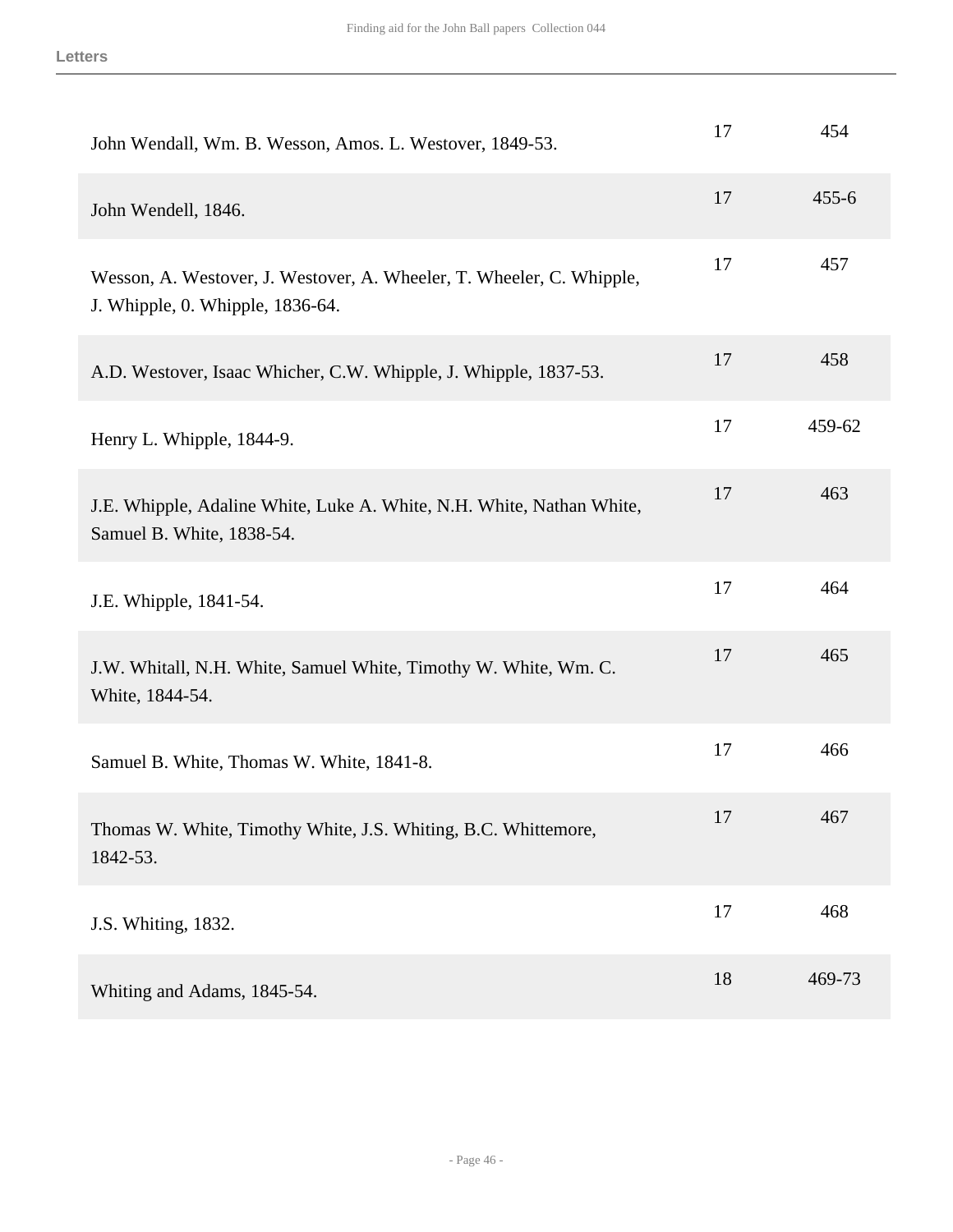**Letters**

| | | |
|---|---|---|
| John Wendall, Wm. B. Wesson, Amos. L. Westover, 1849-53. | 17 | 454 |
| John Wendell, 1846. | 17 | 455-6 |
| Wesson, A. Westover, J. Westover, A. Wheeler, T. Wheeler, C. Whipple, J. Whipple, 0. Whipple, 1836-64. | 17 | 457 |
| A.D. Westover, Isaac Whicher, C.W. Whipple, J. Whipple, 1837-53. | 17 | 458 |
| Henry L. Whipple, 1844-9. | 17 | 459-62 |
| J.E. Whipple, Adaline White, Luke A. White, N.H. White, Nathan White, Samuel B. White, 1838-54. | 17 | 463 |
| J.E. Whipple, 1841-54. | 17 | 464 |
| J.W. Whitall, N.H. White, Samuel White, Timothy W. White, Wm. C. White, 1844-54. | 17 | 465 |
| Samuel B. White, Thomas W. White, 1841-8. | 17 | 466 |
| Thomas W. White, Timothy White, J.S. Whiting, B.C. Whittemore, 1842-53. | 17 | 467 |
| J.S. Whiting, 1832. | 17 | 468 |
| Whiting and Adams, 1845-54. | 18 | 469-73 |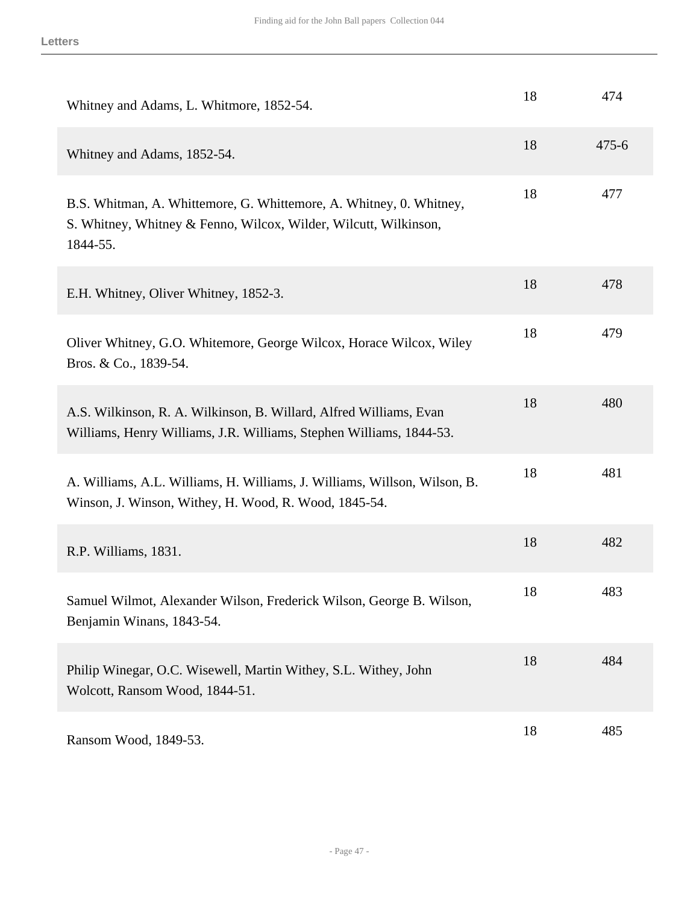| | | |
|---|---|---|
| Whitney and Adams, L. Whitmore, 1852-54. | 18 | 474 |
| Whitney and Adams, 1852-54. | 18 | 475-6 |
| B.S. Whitman, A. Whittemore, G. Whittemore, A. Whitney, 0. Whitney, S. Whitney, Whitney & Fenno, Wilcox, Wilder, Wilcutt, Wilkinson, 1844-55. | 18 | 477 |
| E.H. Whitney, Oliver Whitney, 1852-3. | 18 | 478 |
| Oliver Whitney, G.O. Whitemore, George Wilcox, Horace Wilcox, Wiley Bros. & Co., 1839-54. | 18 | 479 |
| A.S. Wilkinson, R. A. Wilkinson, B. Willard, Alfred Williams, Evan Williams, Henry Williams, J.R. Williams, Stephen Williams, 1844-53. | 18 | 480 |
| A. Williams, A.L. Williams, H. Williams, J. Williams, Willson, Wilson, B. Winson, J. Winson, Withey, H. Wood, R. Wood, 1845-54. | 18 | 481 |
| R.P. Williams, 1831. | 18 | 482 |
| Samuel Wilmot, Alexander Wilson, Frederick Wilson, George B. Wilson, Benjamin Winans, 1843-54. | 18 | 483 |
| Philip Winegar, O.C. Wisewell, Martin Withey, S.L. Withey, John Wolcott, Ransom Wood, 1844-51. | 18 | 484 |
| Ransom Wood, 1849-53. | 18 | 485 |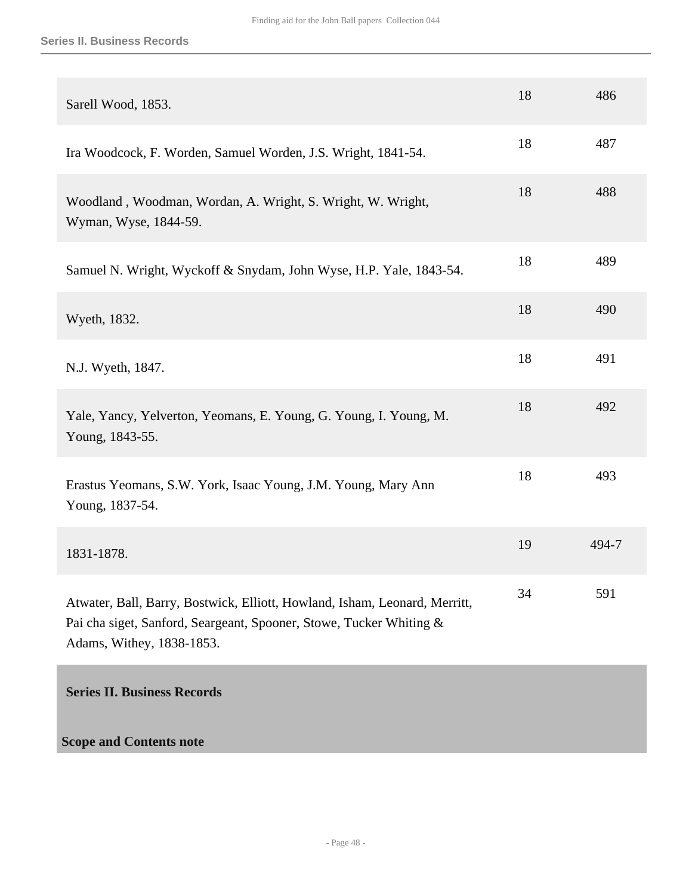| | | |
|---|---|---|
| Sarell Wood, 1853. | 18 | 486 |
| Ira Woodcock, F. Worden, Samuel Worden, J.S. Wright, 1841-54. | 18 | 487 |
| Woodland , Woodman, Wordan, A. Wright, S. Wright, W. Wright, Wyman, Wyse, 1844-59. | 18 | 488 |
| Samuel N. Wright, Wyckoff & Snydam, John Wyse, H.P. Yale, 1843-54. | 18 | 489 |
| Wyeth, 1832. | 18 | 490 |
| N.J. Wyeth, 1847. | 18 | 491 |
| Yale, Yancy, Yelverton, Yeomans, E. Young, G. Young, I. Young, M. Young, 1843-55. | 18 | 492 |
| Erastus Yeomans, S.W. York, Isaac Young, J.M. Young, Mary Ann Young, 1837-54. | 18 | 493 |
| 1831-1878. | 19 | 494-7 |
| Atwater, Ball, Barry, Bostwick, Elliott, Howland, Isham, Leonard, Merritt, Pai cha siget, Sanford, Seargeant, Spooner, Stowe, Tucker Whiting & Adams, Withey, 1838-1853. | 34 | 591 |

## Series II. Business Records

**Scope and Contents note**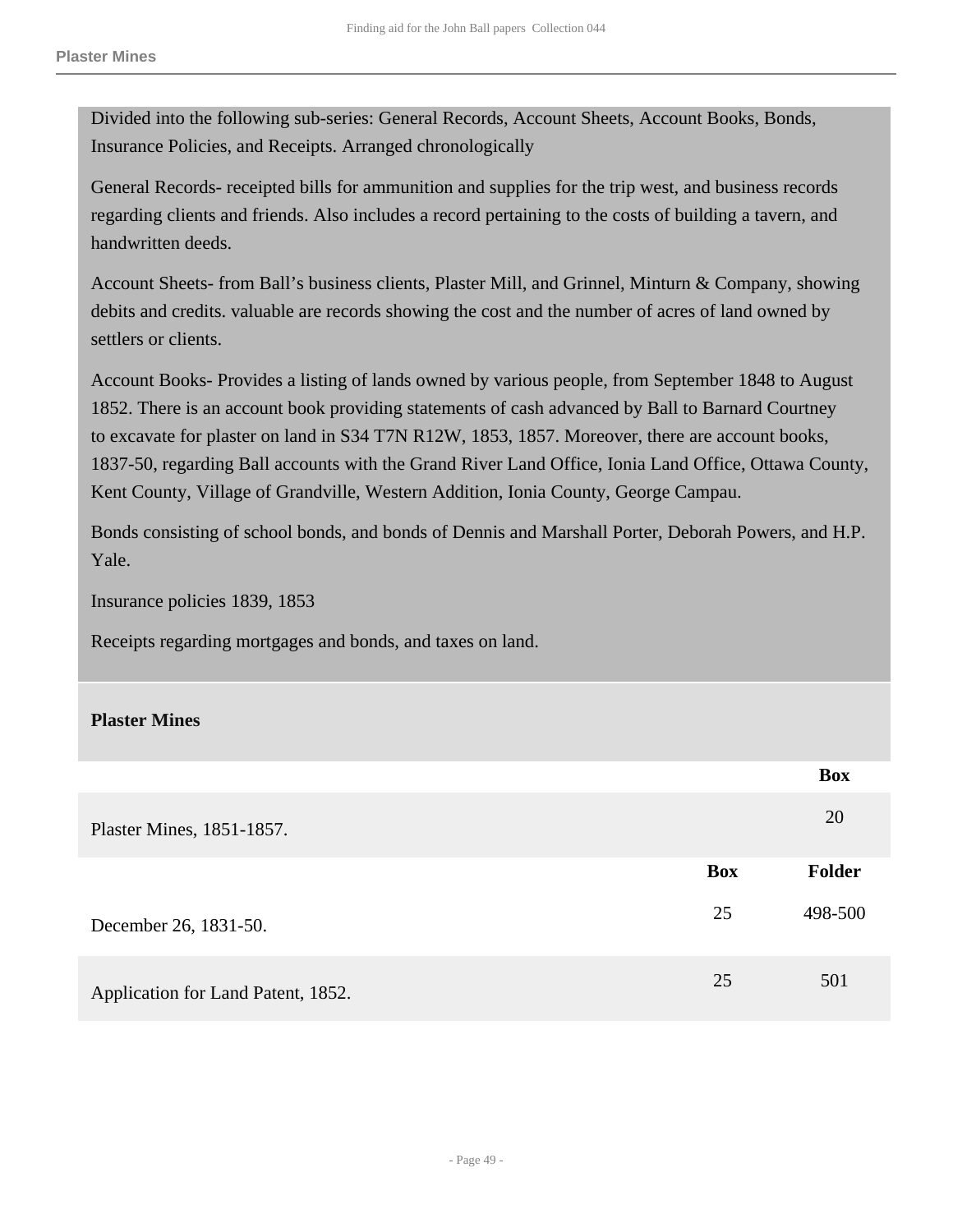Divided into the following sub-series: General Records, Account Sheets, Account Books, Bonds, Insurance Policies, and Receipts. Arranged chronologically

General Records- receipted bills for ammunition and supplies for the trip west, and business records regarding clients and friends. Also includes a record pertaining to the costs of building a tavern, and handwritten deeds.

Account Sheets- from Ball's business clients, Plaster Mill, and Grinnel, Minturn & Company, showing debits and credits. valuable are records showing the cost and the number of acres of land owned by settlers or clients.

Account Books- Provides a listing of lands owned by various people, from September 1848 to August 1852. There is an account book providing statements of cash advanced by Ball to Barnard Courtney to excavate for plaster on land in S34 T7N R12W, 1853, 1857. Moreover, there are account books, 1837-50, regarding Ball accounts with the Grand River Land Office, Ionia Land Office, Ottawa County, Kent County, Village of Grandville, Western Addition, Ionia County, George Campau.

Bonds consisting of school bonds, and bonds of Dennis and Marshall Porter, Deborah Powers, and H.P. Yale.

Insurance policies 1839, 1853

Receipts regarding mortgages and bonds, and taxes on land.

### Plaster Mines

| | Box |
|---|---|
| Plaster Mines, 1851-1857. | 20 |

| | Box | Folder |
|---|---|---|
| December 26, 1831-50. | 25 | 498-500 |
| Application for Land Patent, 1852. | 25 | 501 |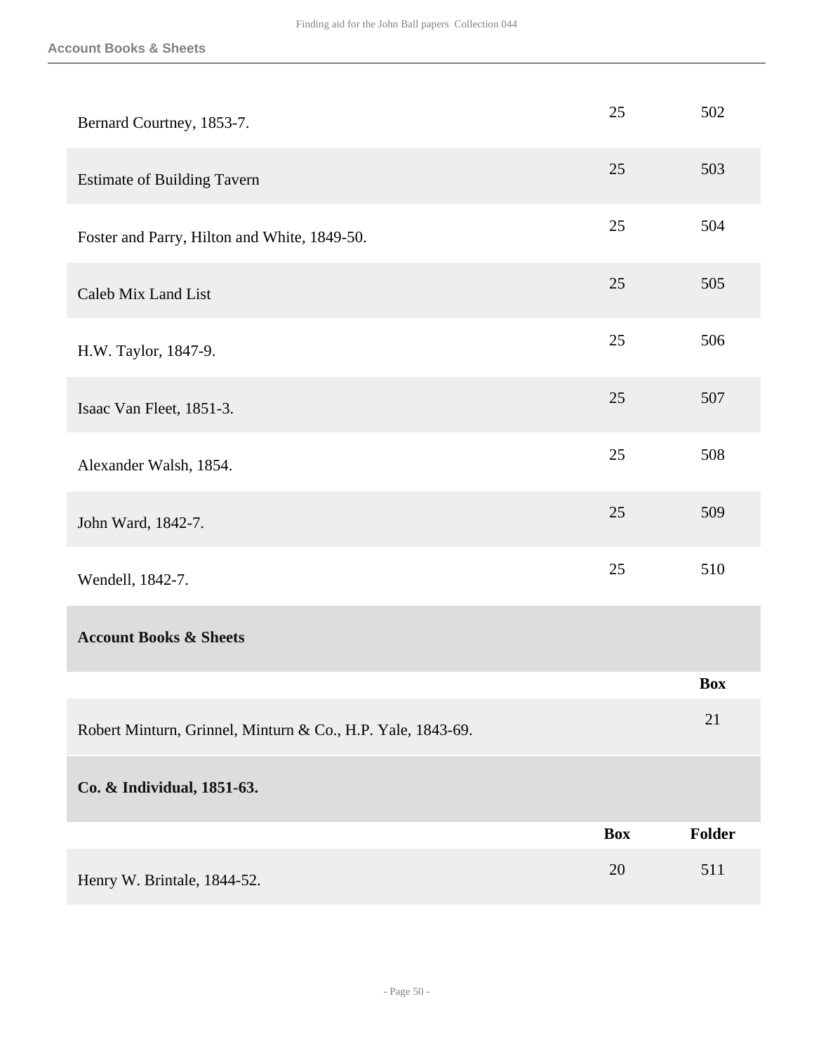| | Box | Folder |
|---|---|---|
| Bernard Courtney, 1853-7. | 25 | 502 |
| Estimate of Building Tavern | 25 | 503 |
| Foster and Parry, Hilton and White, 1849-50. | 25 | 504 |
| Caleb Mix Land List | 25 | 505 |
| H.W. Taylor, 1847-9. | 25 | 506 |
| Isaac Van Fleet, 1851-3. | 25 | 507 |
| Alexander Walsh, 1854. | 25 | 508 |
| John Ward, 1842-7. | 25 | 509 |
| Wendell, 1842-7. | 25 | 510 |

**Account Books & Sheets**

| | Box |
|---|---|
| Robert Minturn, Grinnel, Minturn & Co., H.P. Yale, 1843-69. | 21 |

**Co. & Individual, 1851-63.**

| | Box | Folder |
|---|---|---|
| Henry W. Brintale, 1844-52. | 20 | 511 |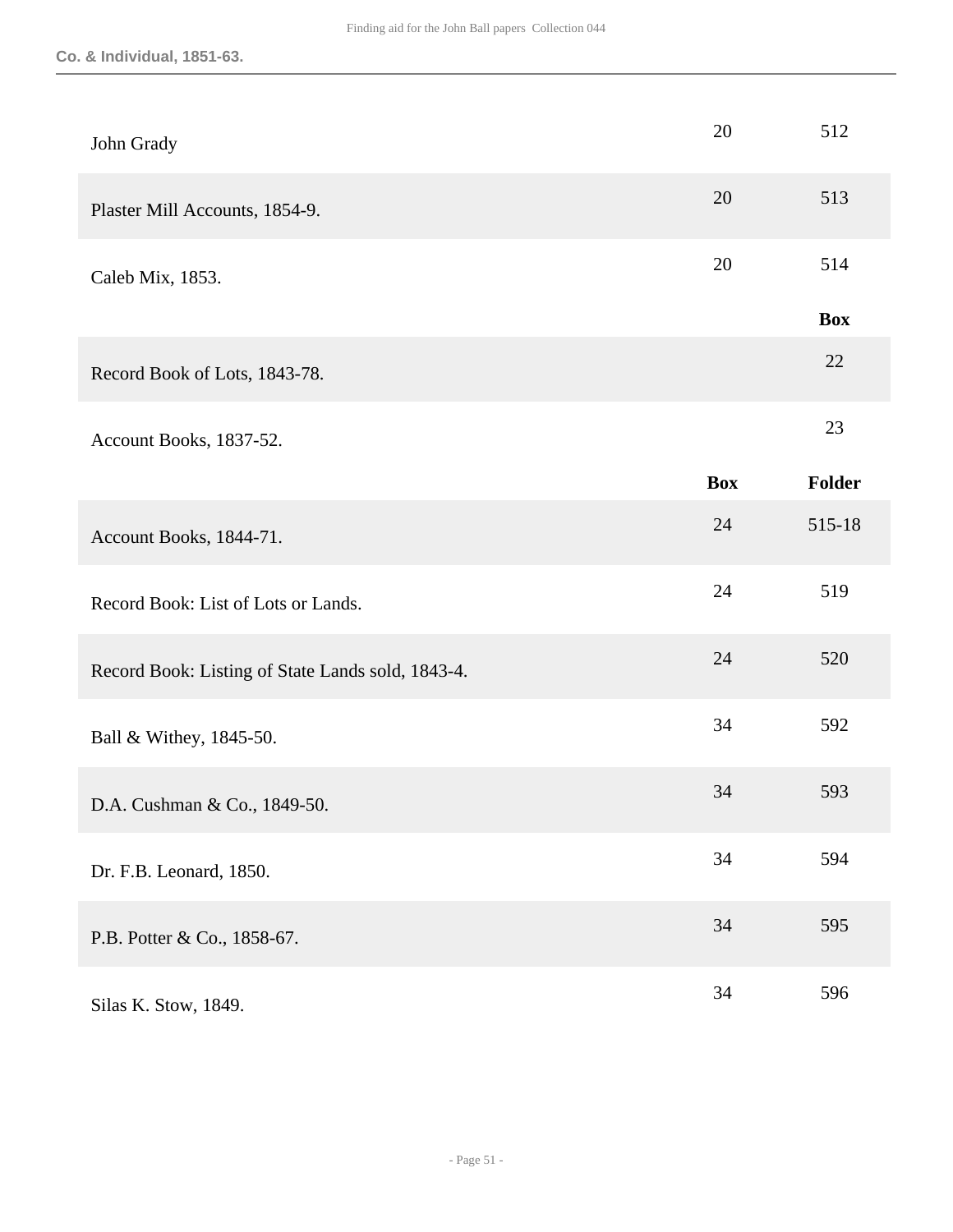| | | |
|---|---|---|
| John Grady | 20 | 512 |
| Plaster Mill Accounts, 1854-9. | 20 | 513 |
| Caleb Mix, 1853. | 20 | 514 |

| | Box |
|---|---|
| Record Book of Lots, 1843-78. | 22 |
| Account Books, 1837-52. | 23 |

| | Box | Folder |
|---|---|---|
| Account Books, 1844-71. | 24 | 515-18 |
| Record Book: List of Lots or Lands. | 24 | 519 |
| Record Book: Listing of State Lands sold, 1843-4. | 24 | 520 |
| Ball & Withey, 1845-50. | 34 | 592 |
| D.A. Cushman & Co., 1849-50. | 34 | 593 |
| Dr. F.B. Leonard, 1850. | 34 | 594 |
| P.B. Potter & Co., 1858-67. | 34 | 595 |
| Silas K. Stow, 1849. | 34 | 596 |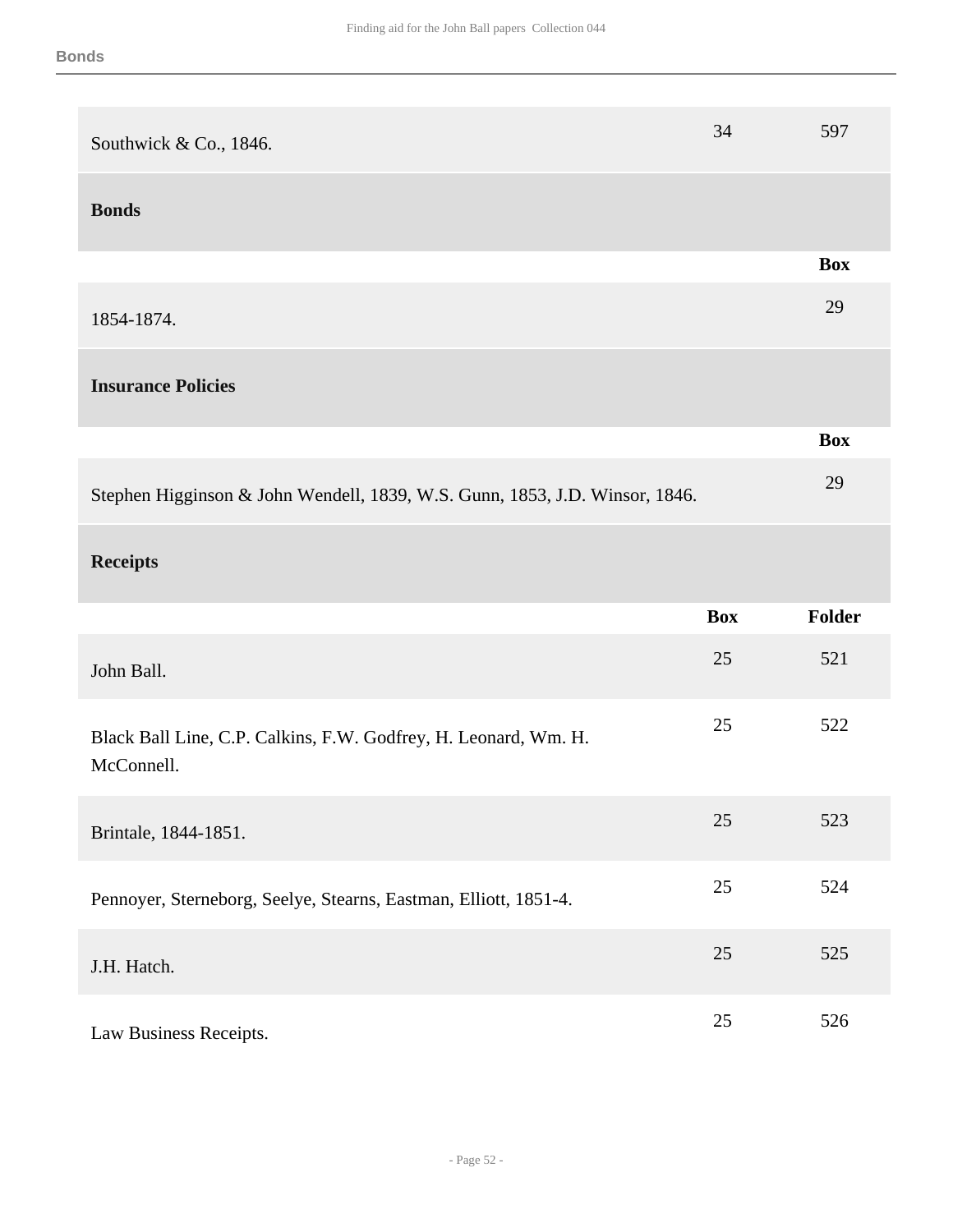| | Box | Folder |
|---|---|---|
| Southwick & Co., 1846. | 34 | 597 |

## Bonds

| | Box |
|---|---|
| 1854-1874. | 29 |

## Insurance Policies

| | Box |
|---|---|
| Stephen Higginson & John Wendell, 1839, W.S. Gunn, 1853, J.D. Winsor, 1846. | 29 |

## Receipts

| | Box | Folder |
|---|---|---|
| John Ball. | 25 | 521 |
| Black Ball Line, C.P. Calkins, F.W. Godfrey, H. Leonard, Wm. H. McConnell. | 25 | 522 |
| Brintale, 1844-1851. | 25 | 523 |
| Pennoyer, Sterneborg, Seelye, Stearns, Eastman, Elliott, 1851-4. | 25 | 524 |
| J.H. Hatch. | 25 | 525 |
| Law Business Receipts. | 25 | 526 |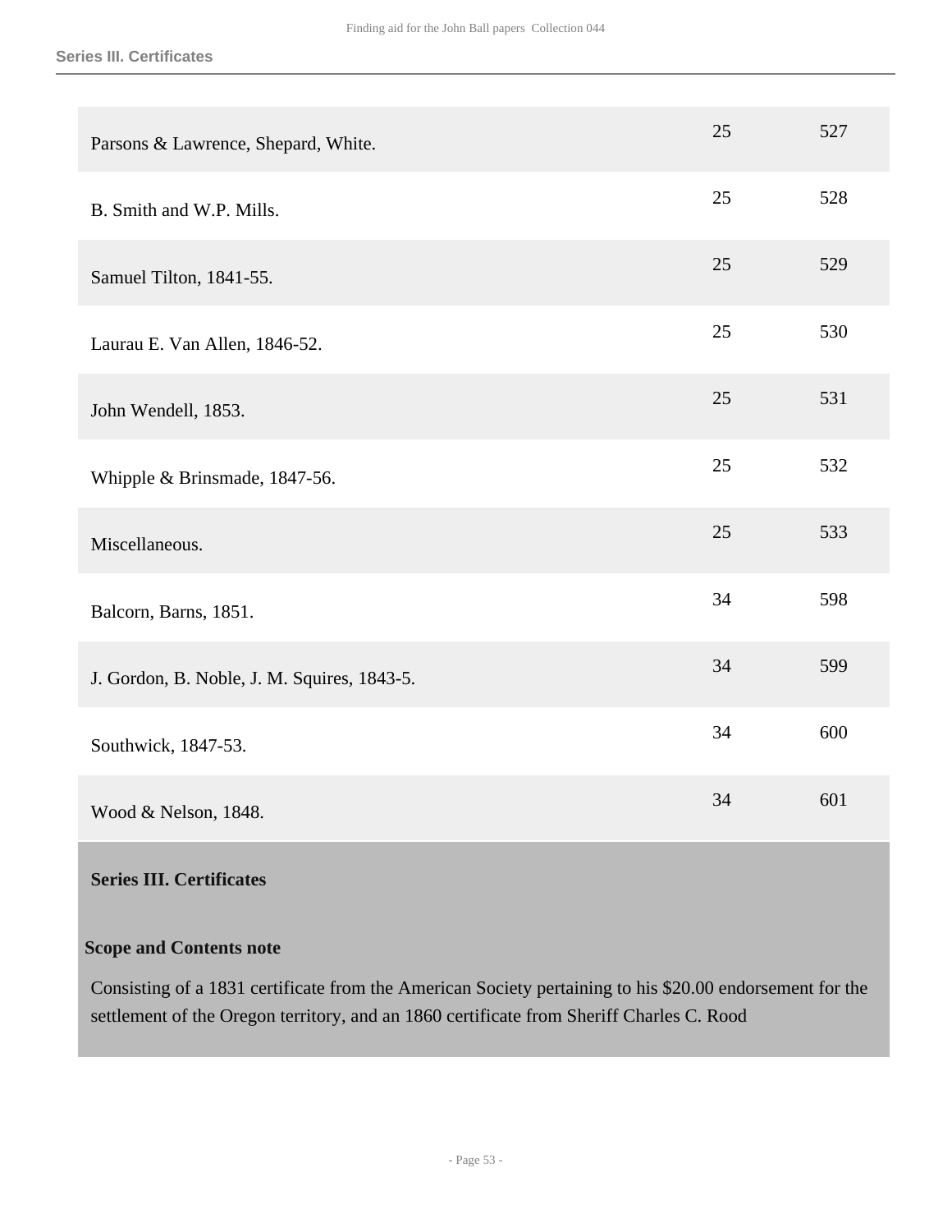| | | |
|---|---|---|
| Parsons & Lawrence, Shepard, White. | 25 | 527 |
| B. Smith and W.P. Mills. | 25 | 528 |
| Samuel Tilton, 1841-55. | 25 | 529 |
| Laurau E. Van Allen, 1846-52. | 25 | 530 |
| John Wendell, 1853. | 25 | 531 |
| Whipple & Brinsmade, 1847-56. | 25 | 532 |
| Miscellaneous. | 25 | 533 |
| Balcorn, Barns, 1851. | 34 | 598 |
| J. Gordon, B. Noble, J. M. Squires, 1843-5. | 34 | 599 |
| Southwick, 1847-53. | 34 | 600 |
| Wood & Nelson, 1848. | 34 | 601 |

## Series III. Certificates

### Scope and Contents note

Consisting of a 1831 certificate from the American Society pertaining to his $20.00 endorsement for the settlement of the Oregon territory, and an 1860 certificate from Sheriff Charles C. Rood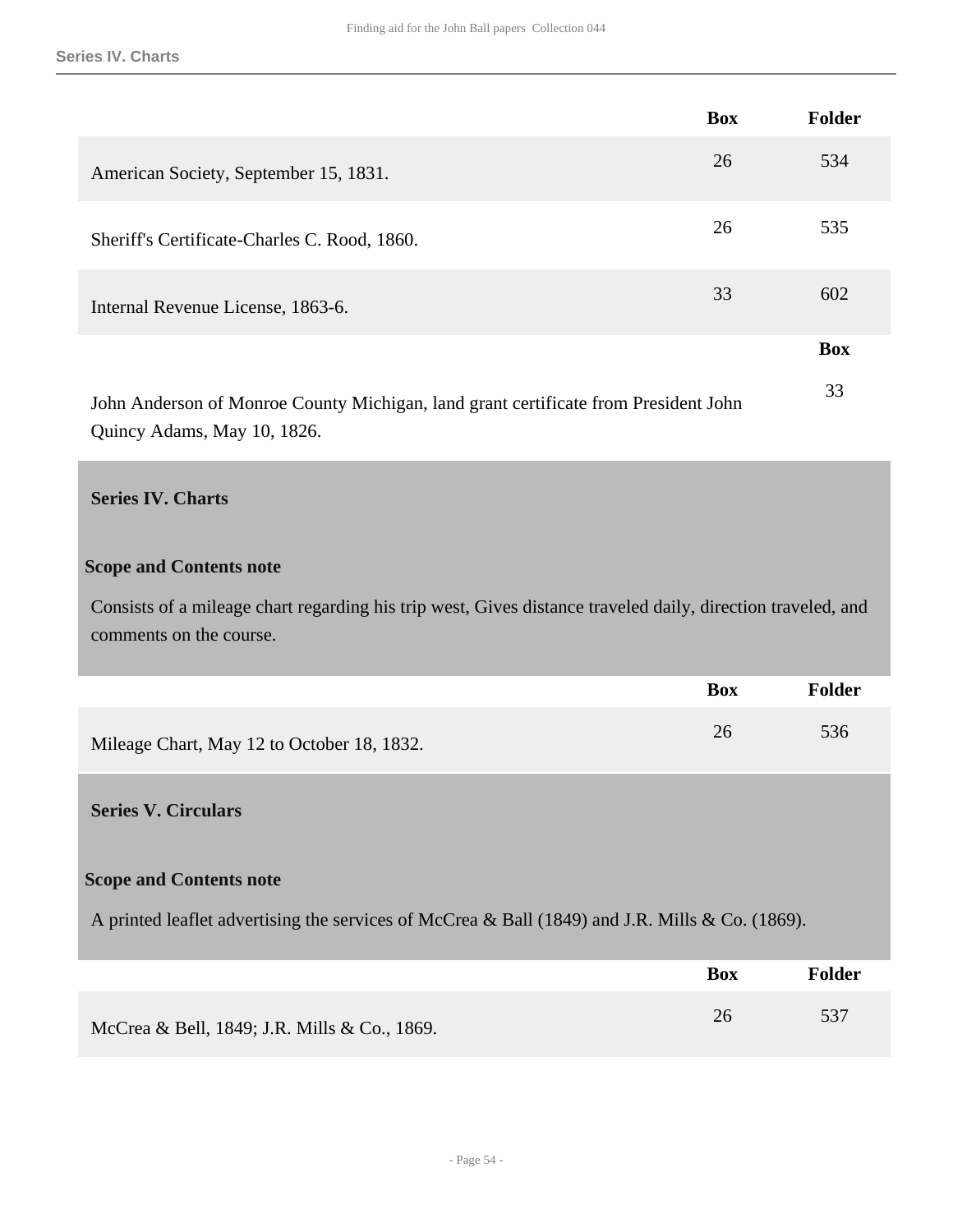| | Box | Folder |
|---|---|---|
| American Society, September 15, 1831. | 26 | 534 |
| Sheriff's Certificate-Charles C. Rood, 1860. | 26 | 535 |
| Internal Revenue License, 1863-6. | 33 | 602 |

| | Box |
|---|---|
| John Anderson of Monroe County Michigan, land grant certificate from President John Quincy Adams, May 10, 1826. | 33 |

## Series IV. Charts

### Scope and Contents note

Consists of a mileage chart regarding his trip west, Gives distance traveled daily, direction traveled, and comments on the course.

| | Box | Folder |
|---|---|---|
| Mileage Chart, May 12 to October 18, 1832. | 26 | 536 |

## Series V. Circulars

### Scope and Contents note

A printed leaflet advertising the services of McCrea & Ball (1849) and J.R. Mills & Co. (1869).

| | Box | Folder |
|---|---|---|
| McCrea & Bell, 1849; J.R. Mills & Co., 1869. | 26 | 537 |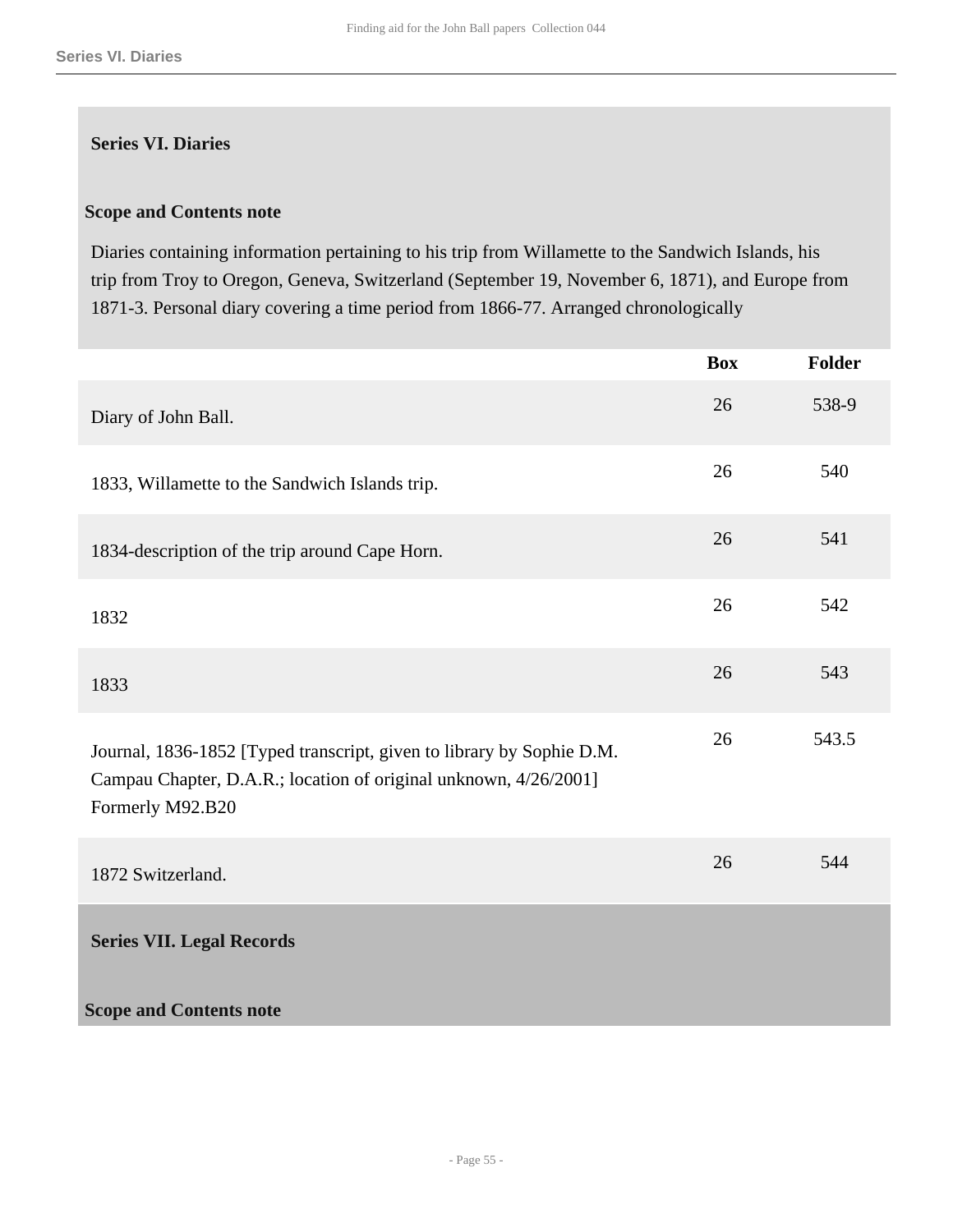## Series VI. Diaries

### Scope and Contents note

Diaries containing information pertaining to his trip from Willamette to the Sandwich Islands, his trip from Troy to Oregon, Geneva, Switzerland (September 19, November 6, 1871), and Europe from 1871-3. Personal diary covering a time period from 1866-77. Arranged chronologically

| | Box | Folder |
|---|---|---|
| Diary of John Ball. | 26 | 538-9 |
| 1833, Willamette to the Sandwich Islands trip. | 26 | 540 |
| 1834-description of the trip around Cape Horn. | 26 | 541 |
| 1832 | 26 | 542 |
| 1833 | 26 | 543 |
| Journal, 1836-1852 [Typed transcript, given to library by Sophie D.M. Campau Chapter, D.A.R.; location of original unknown, 4/26/2001] Formerly M92.B20 | 26 | 543.5 |
| 1872 Switzerland. | 26 | 544 |

## Series VII. Legal Records

### Scope and Contents note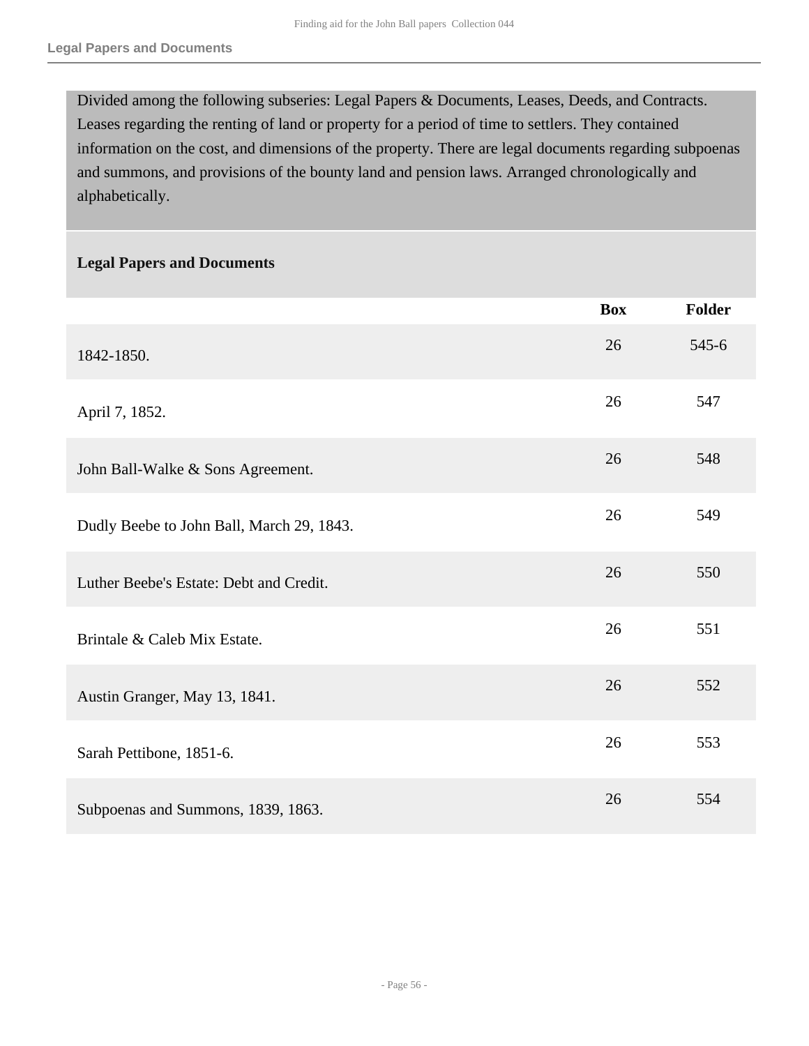## Legal Papers and Documents

Divided among the following subseries: Legal Papers & Documents, Leases, Deeds, and Contracts. Leases regarding the renting of land or property for a period of time to settlers. They contained information on the cost, and dimensions of the property. There are legal documents regarding subpoenas and summons, and provisions of the bounty land and pension laws. Arranged chronologically and alphabetically.

### Legal Papers and Documents

| | Box | Folder |
|---|---|---|
| 1842-1850. | 26 | 545-6 |
| April 7, 1852. | 26 | 547 |
| John Ball-Walke & Sons Agreement. | 26 | 548 |
| Dudly Beebe to John Ball, March 29, 1843. | 26 | 549 |
| Luther Beebe's Estate: Debt and Credit. | 26 | 550 |
| Brintale & Caleb Mix Estate. | 26 | 551 |
| Austin Granger, May 13, 1841. | 26 | 552 |
| Sarah Pettibone, 1851-6. | 26 | 553 |
| Subpoenas and Summons, 1839, 1863. | 26 | 554 |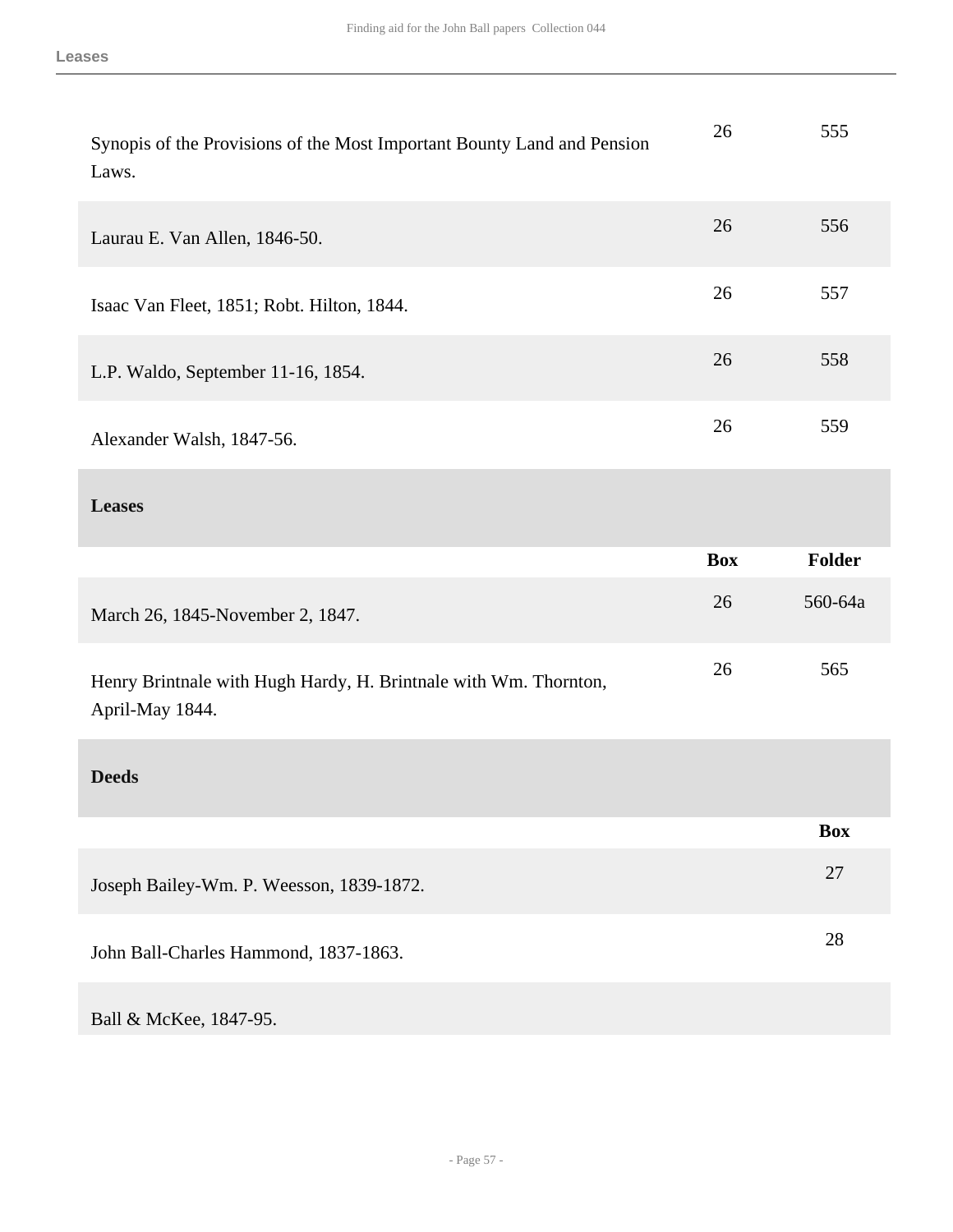| | Box | Folder |
|---|---|---|
| Synopsis of the Provisions of the Most Important Bounty Land and Pension Laws. | 26 | 555 |
| Laurau E. Van Allen, 1846-50. | 26 | 556 |
| Isaac Van Fleet, 1851; Robt. Hilton, 1844. | 26 | 557 |
| L.P. Waldo, September 11-16, 1854. | 26 | 558 |
| Alexander Walsh, 1847-56. | 26 | 559 |

### Leases

| | Box | Folder |
|---|---|---|
| March 26, 1845-November 2, 1847. | 26 | 560-64a |
| Henry Brintnale with Hugh Hardy, H. Brintnale with Wm. Thornton, April-May 1844. | 26 | 565 |

### Deeds

| | Box |
|---|---|
| Joseph Bailey-Wm. P. Weesson, 1839-1872. | 27 |
| John Ball-Charles Hammond, 1837-1863. | 28 |
| Ball & McKee, 1847-95. | |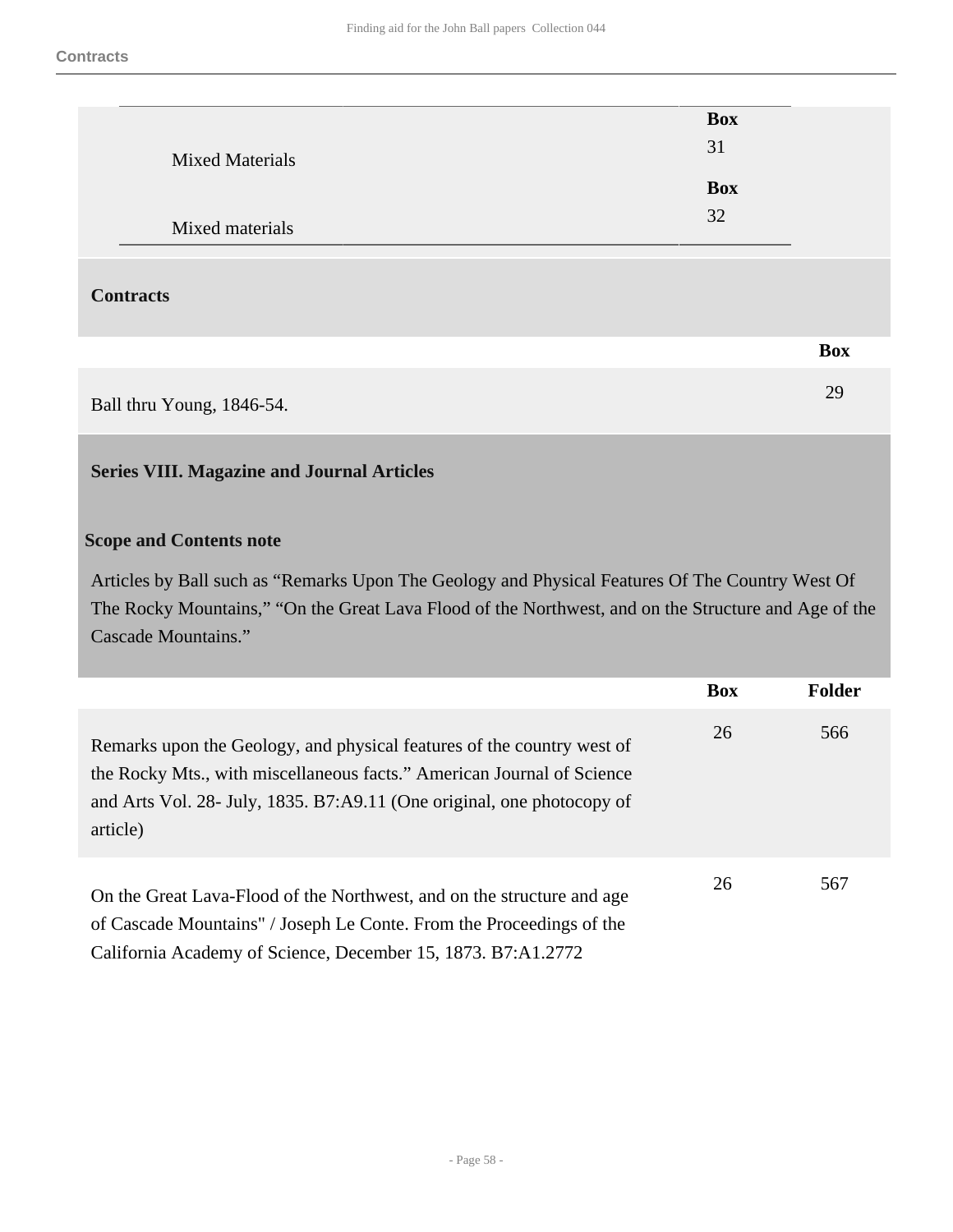| | Box |
|---|---|
| Mixed Materials | 31 |
| Mixed materials | 32 |

## Contracts

| | Box |
|---|---|
| Ball thru Young, 1846-54. | 29 |

## Series VIII. Magazine and Journal Articles

### Scope and Contents note

Articles by Ball such as “Remarks Upon The Geology and Physical Features Of The Country West Of The Rocky Mountains,” “On the Great Lava Flood of the Northwest, and on the Structure and Age of the Cascade Mountains.”

| | Box | Folder |
|---|---|---|
| Remarks upon the Geology, and physical features of the country west of the Rocky Mts., with miscellaneous facts.” American Journal of Science and Arts Vol. 28- July, 1835. B7:A9.11 (One original, one photocopy of article) | 26 | 566 |
| On the Great Lava-Flood of the Northwest, and on the structure and age of Cascade Mountains" / Joseph Le Conte. From the Proceedings of the California Academy of Science, December 15, 1873. B7:A1.2772 | 26 | 567 |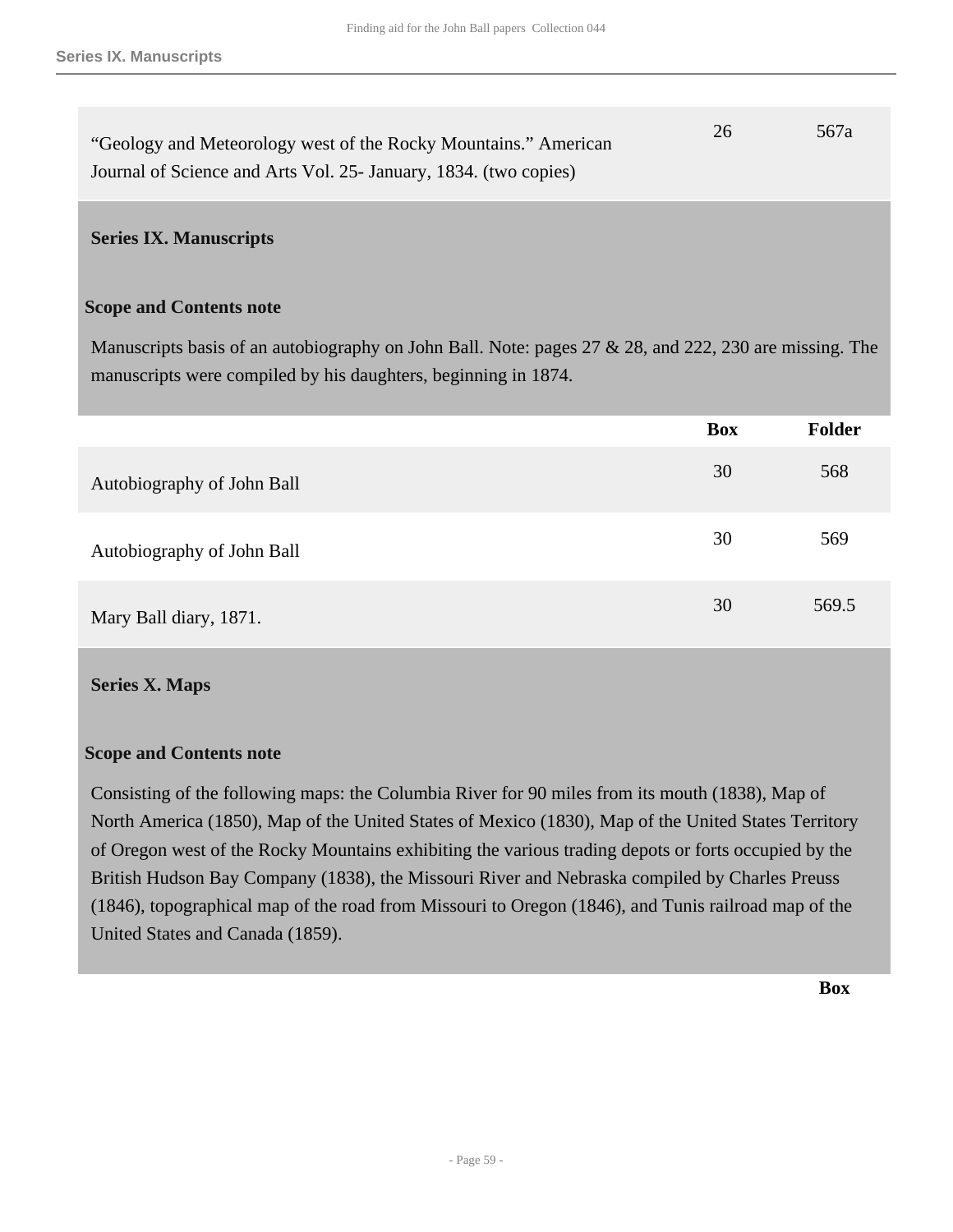| | | |
|---|---|---|
| "Geology and Meteorology west of the Rocky Mountains." American Journal of Science and Arts Vol. 25- January, 1834. (two copies) | 26 | 567a |

## Series IX. Manuscripts

### Scope and Contents note

Manuscripts basis of an autobiography on John Ball. Note: pages 27 & 28, and 222, 230 are missing. The manuscripts were compiled by his daughters, beginning in 1874.

| | Box | Folder |
|---|---|---|
| Autobiography of John Ball | 30 | 568 |
| Autobiography of John Ball | 30 | 569 |
| Mary Ball diary, 1871. | 30 | 569.5 |

## Series X. Maps

### Scope and Contents note

Consisting of the following maps: the Columbia River for 90 miles from its mouth (1838), Map of North America (1850), Map of the United States of Mexico (1830), Map of the United States Territory of Oregon west of the Rocky Mountains exhibiting the various trading depots or forts occupied by the British Hudson Bay Company (1838), the Missouri River and Nebraska compiled by Charles Preuss (1846), topographical map of the road from Missouri to Oregon (1846), and Tunis railroad map of the United States and Canada (1859).

| | Box |
|---|---|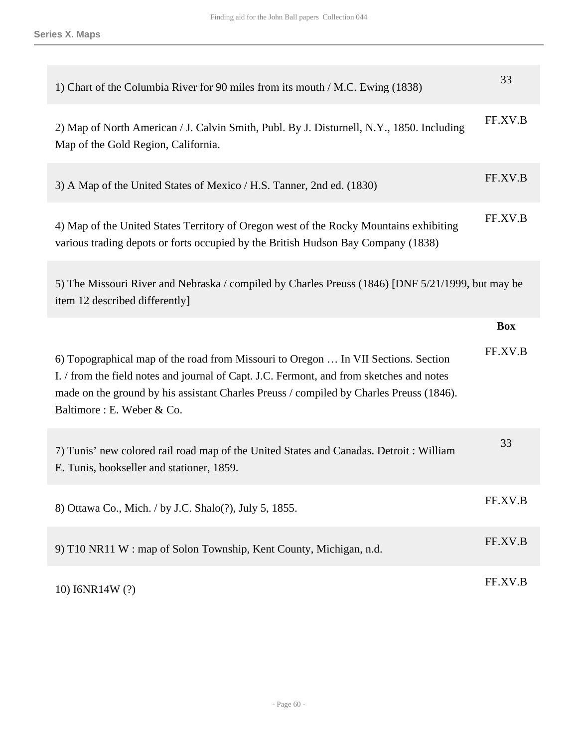**Series X. Maps**

| | |
|---|---|
| 1) Chart of the Columbia River for 90 miles from its mouth / M.C. Ewing (1838) | 33 |
| 2) Map of North American / J. Calvin Smith, Publ. By J. Disturnell, N.Y., 1850. Including Map of the Gold Region, California. | FF.XV.B |
| 3) A Map of the United States of Mexico / H.S. Tanner, 2nd ed. (1830) | FF.XV.B |
| 4) Map of the United States Territory of Oregon west of the Rocky Mountains exhibiting various trading depots or forts occupied by the British Hudson Bay Company (1838) | FF.XV.B |
| 5) The Missouri River and Nebraska / compiled by Charles Preuss (1846) [DNF 5/21/1999, but may be item 12 described differently] | |

| | Box |
|---|---|
| 6) Topographical map of the road from Missouri to Oregon … In VII Sections. Section I. / from the field notes and journal of Capt. J.C. Fermont, and from sketches and notes made on the ground by his assistant Charles Preuss / compiled by Charles Preuss (1846). Baltimore : E. Weber & Co. | FF.XV.B |
| 7) Tunis' new colored rail road map of the United States and Canadas. Detroit : William E. Tunis, bookseller and stationer, 1859. | 33 |
| 8) Ottawa Co., Mich. / by J.C. Shalo(?), July 5, 1855. | FF.XV.B |
| 9) T10 NR11 W : map of Solon Township, Kent County, Michigan, n.d. | FF.XV.B |
| 10) I6NR14W (?) | FF.XV.B |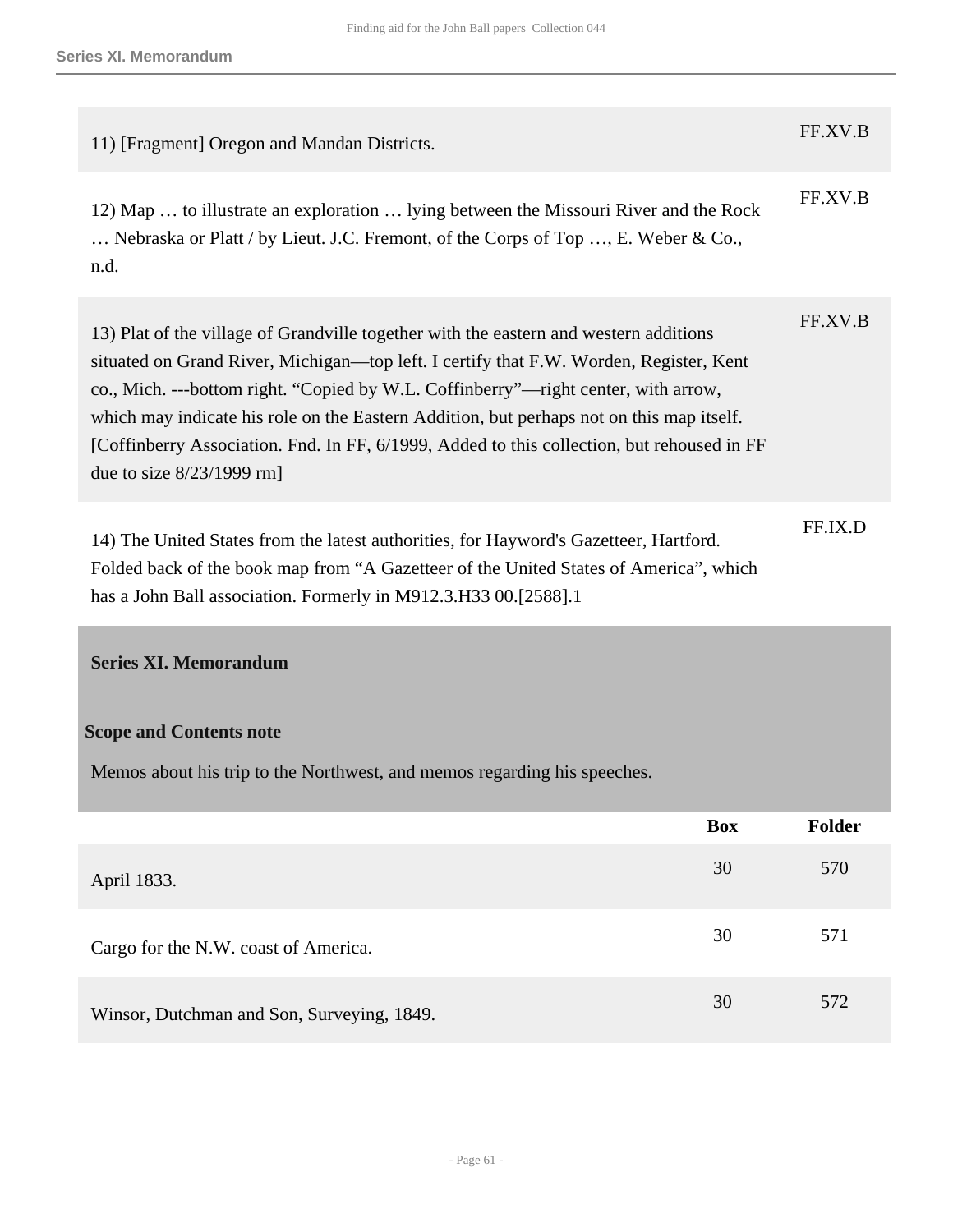| | |
|---|---|
| 11) [Fragment] Oregon and Mandan Districts. | FF.XV.B |
| 12) Map … to illustrate an exploration … lying between the Missouri River and the Rock … Nebraska or Platt / by Lieut. J.C. Fremont, of the Corps of Top …, E. Weber & Co., n.d. | FF.XV.B |
| 13) Plat of the village of Grandville together with the eastern and western additions situated on Grand River, Michigan—top left. I certify that F.W. Worden, Register, Kent co., Mich. ---bottom right. “Copied by W.L. Coffinberry”—right center, with arrow, which may indicate his role on the Eastern Addition, but perhaps not on this map itself. [Coffinberry Association. Fnd. In FF, 6/1999, Added to this collection, but rehoused in FF due to size 8/23/1999 rm] | FF.XV.B |
| 14) The United States from the latest authorities, for Hayword's Gazetteer, Hartford. Folded back of the book map from “A Gazetteer of the United States of America”, which has a John Ball association. Formerly in M912.3.H33 00.[2588].1 | FF.IX.D |

## Series XI. Memorandum

### Scope and Contents note

Memos about his trip to the Northwest, and memos regarding his speeches.

| | Box | Folder |
|---|---|---|
| April 1833. | 30 | 570 |
| Cargo for the N.W. coast of America. | 30 | 571 |
| Winsor, Dutchman and Son, Surveying, 1849. | 30 | 572 |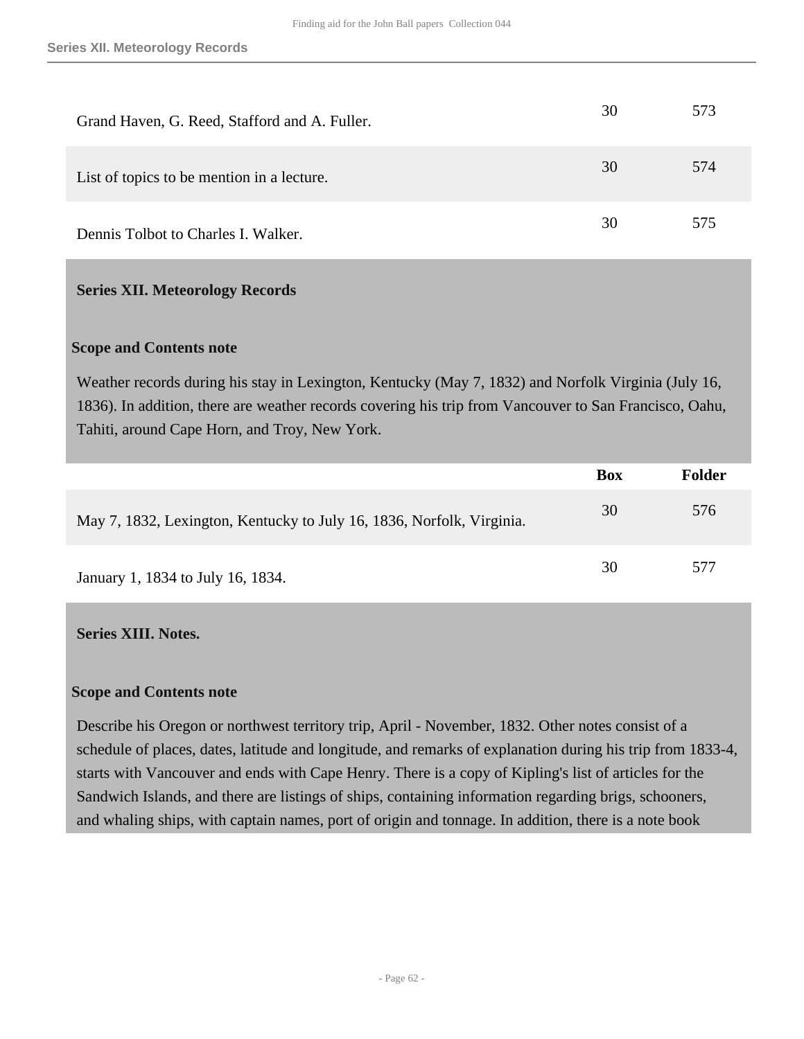| | Box | Folder |
|---|---|---|
| Grand Haven, G. Reed, Stafford and A. Fuller. | 30 | 573 |
| List of topics to be mention in a lecture. | 30 | 574 |
| Dennis Tolbot to Charles I. Walker. | 30 | 575 |

## Series XII. Meteorology Records

### Scope and Contents note

Weather records during his stay in Lexington, Kentucky (May 7, 1832) and Norfolk Virginia (July 16, 1836). In addition, there are weather records covering his trip from Vancouver to San Francisco, Oahu, Tahiti, around Cape Horn, and Troy, New York.

| | Box | Folder |
|---|---|---|
| May 7, 1832, Lexington, Kentucky to July 16, 1836, Norfolk, Virginia. | 30 | 576 |
| January 1, 1834 to July 16, 1834. | 30 | 577 |

## Series XIII. Notes.

### Scope and Contents note

Describe his Oregon or northwest territory trip, April - November, 1832. Other notes consist of a schedule of places, dates, latitude and longitude, and remarks of explanation during his trip from 1833-4, starts with Vancouver and ends with Cape Henry. There is a copy of Kipling's list of articles for the Sandwich Islands, and there are listings of ships, containing information regarding brigs, schooners, and whaling ships, with captain names, port of origin and tonnage. In addition, there is a note book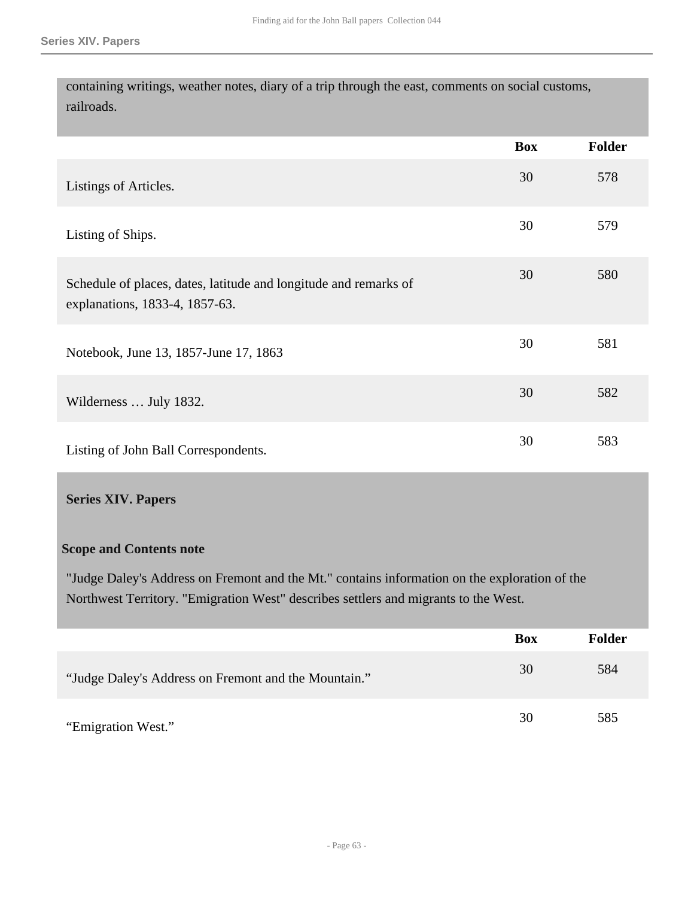containing writings, weather notes, diary of a trip through the east, comments on social customs, railroads.

| | Box | Folder |
|---|---|---|
| Listings of Articles. | 30 | 578 |
| Listing of Ships. | 30 | 579 |
| Schedule of places, dates, latitude and longitude and remarks of explanations, 1833-4, 1857-63. | 30 | 580 |
| Notebook, June 13, 1857-June 17, 1863 | 30 | 581 |
| Wilderness … July 1832. | 30 | 582 |
| Listing of John Ball Correspondents. | 30 | 583 |

## Series XIV. Papers

### Scope and Contents note

"Judge Daley's Address on Fremont and the Mt." contains information on the exploration of the Northwest Territory. "Emigration West" describes settlers and migrants to the West.

| | Box | Folder |
|---|---|---|
| "Judge Daley's Address on Fremont and the Mountain." | 30 | 584 |
| "Emigration West." | 30 | 585 |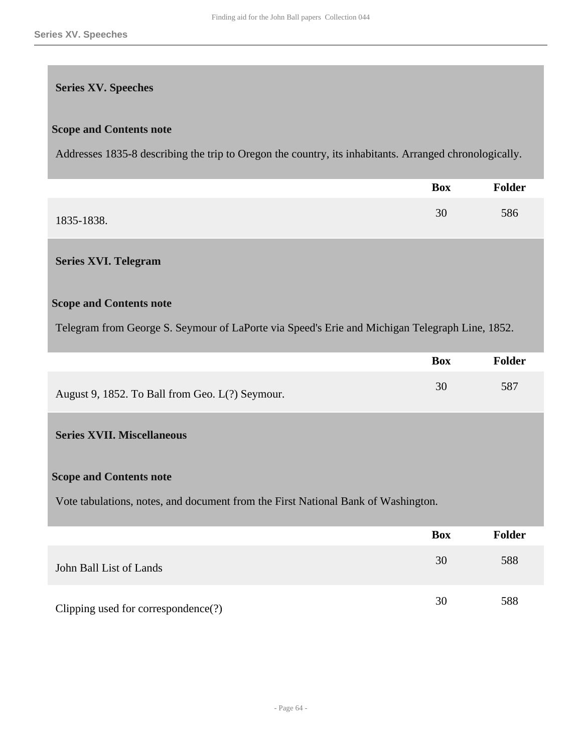## Series XV. Speeches

### Scope and Contents note

Addresses 1835-8 describing the trip to Oregon the country, its inhabitants. Arranged chronologically.

| | Box | Folder |
|---|---|---|
| 1835-1838. | 30 | 586 |

## Series XVI. Telegram

### Scope and Contents note

Telegram from George S. Seymour of LaPorte via Speed's Erie and Michigan Telegraph Line, 1852.

| | Box | Folder |
|---|---|---|
| August 9, 1852. To Ball from Geo. L(?) Seymour. | 30 | 587 |

## Series XVII. Miscellaneous

### Scope and Contents note

Vote tabulations, notes, and document from the First National Bank of Washington.

| | Box | Folder |
|---|---|---|
| John Ball List of Lands | 30 | 588 |
| Clipping used for correspondence(?) | 30 | 588 |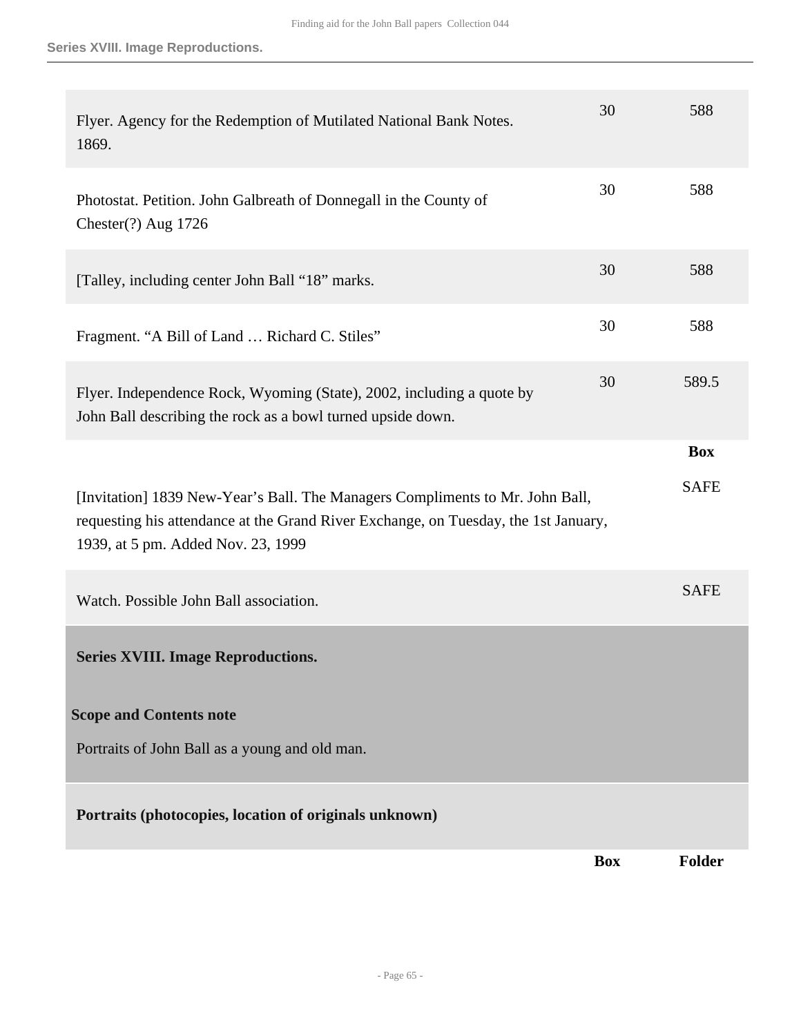| | Box | Folder |
|---|---|---|
| Flyer. Agency for the Redemption of Mutilated National Bank Notes. 1869. | 30 | 588 |
| Photostat. Petition. John Galbreath of Donnegall in the County of Chester(?) Aug 1726 | 30 | 588 |
| [Talley, including center John Ball "18" marks. | 30 | 588 |
| Fragment. "A Bill of Land … Richard C. Stiles" | 30 | 588 |
| Flyer. Independence Rock, Wyoming (State), 2002, including a quote by John Ball describing the rock as a bowl turned upside down. | 30 | 589.5 |

| | Box |
|---|---|
| [Invitation] 1839 New-Year's Ball. The Managers Compliments to Mr. John Ball, requesting his attendance at the Grand River Exchange, on Tuesday, the 1st January, 1939, at 5 pm. Added Nov. 23, 1999 | SAFE |
| Watch. Possible John Ball association. | SAFE |

## Series XVIII. Image Reproductions.

### Scope and Contents note

Portraits of John Ball as a young and old man.

### Portraits (photocopies, location of originals unknown)

| | Box | Folder |
|---|---|---|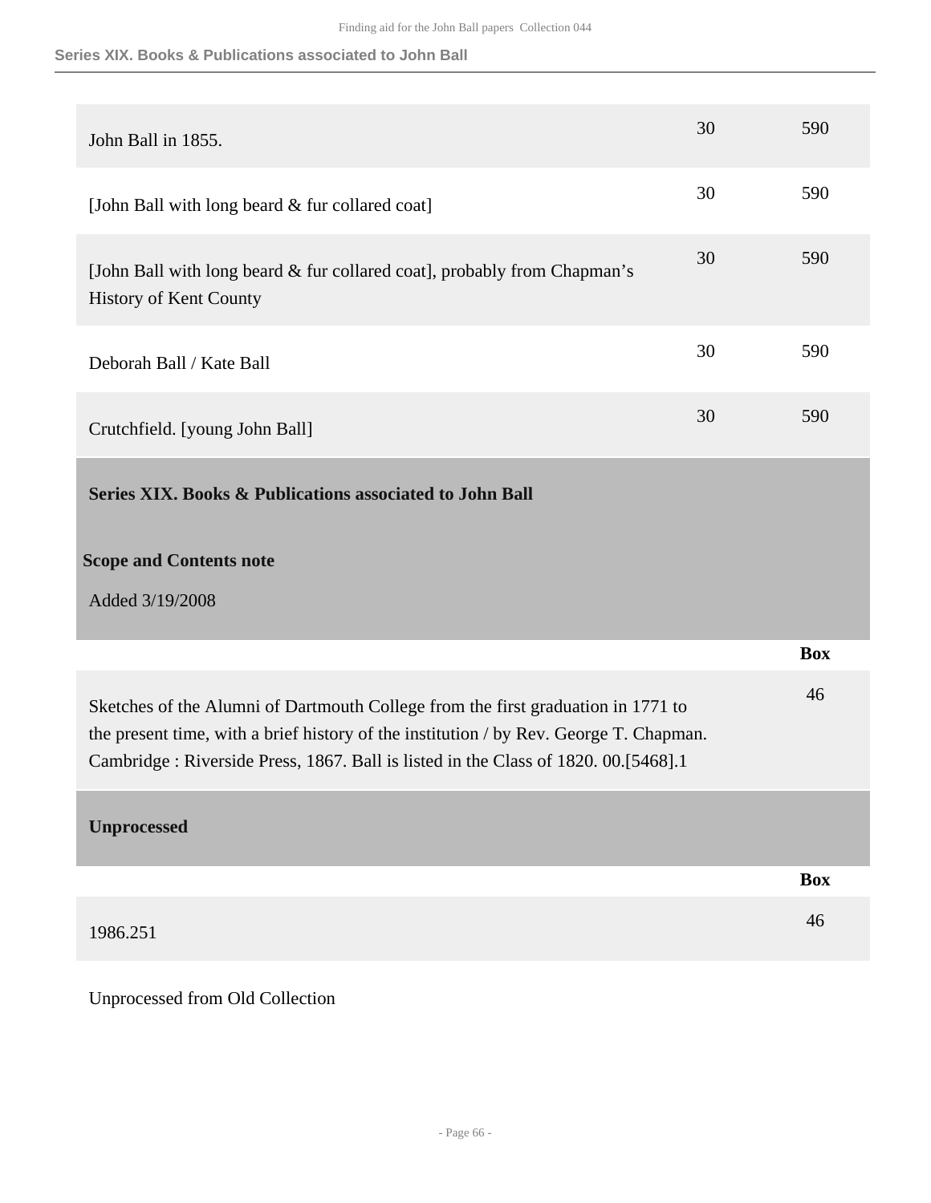| | | |
|---|---|---|
| John Ball in 1855. | 30 | 590 |
| [John Ball with long beard & fur collared coat] | 30 | 590 |
| [John Ball with long beard & fur collared coat], probably from Chapman's History of Kent County | 30 | 590 |
| Deborah Ball / Kate Ball | 30 | 590 |
| Crutchfield. [young John Ball] | 30 | 590 |

## Series XIX. Books & Publications associated to John Ball

**Scope and Contents note**

Added 3/19/2008

| | Box |
|---|---|
| Sketches of the Alumni of Dartmouth College from the first graduation in 1771 to the present time, with a brief history of the institution / by Rev. George T. Chapman. Cambridge : Riverside Press, 1867. Ball is listed in the Class of 1820. 00.[5468].1 | 46 |

## Unprocessed

| | Box |
|---|---|
| 1986.251 | 46 |

Unprocessed from Old Collection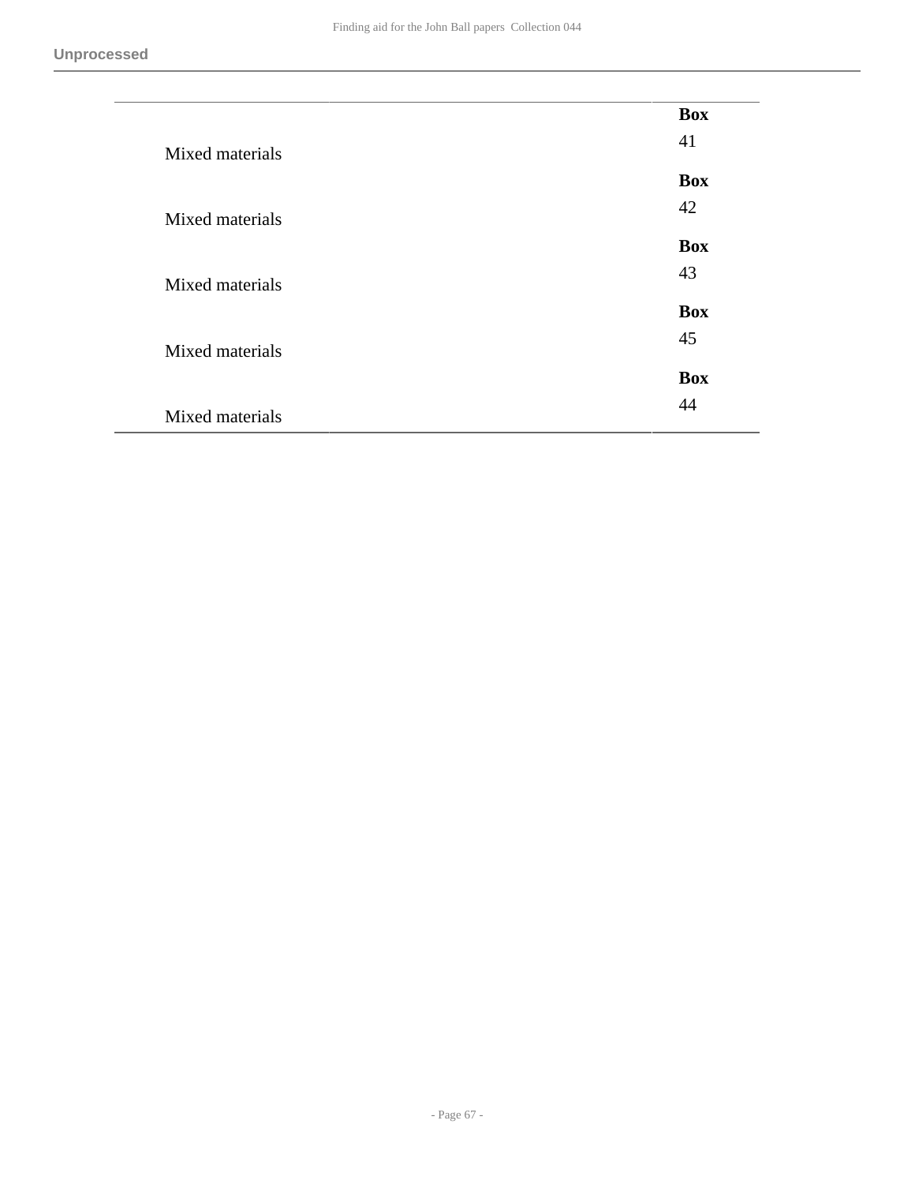## Unprocessed

| | | |
|---|---|---|
| Mixed materials | | **Box** 41 |
| Mixed materials | | **Box** 42 |
| Mixed materials | | **Box** 43 |
| Mixed materials | | **Box** 45 |
| Mixed materials | | **Box** 44 |